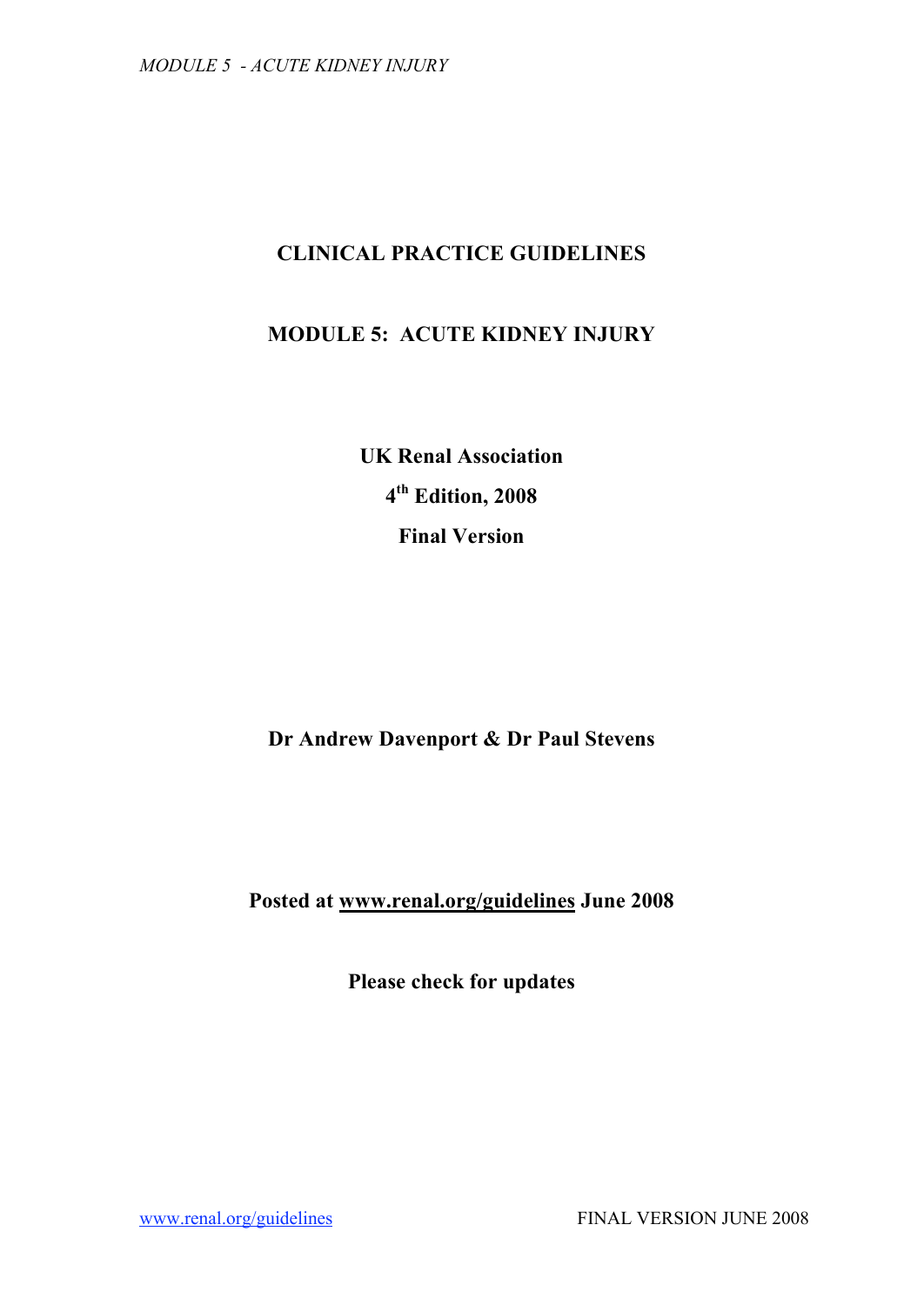# CLINICAL PRACTICE GUIDELINES

## MODULE 5: ACUTE KIDNEY INJURY

**UK Renal Association**

**4th Edition, 2008**

**Final Version**

**Dr Andrew Davenport & Dr Paul Stevens**

**Posted at www.renal.org/guidelines June 2008**

**Please check for updates**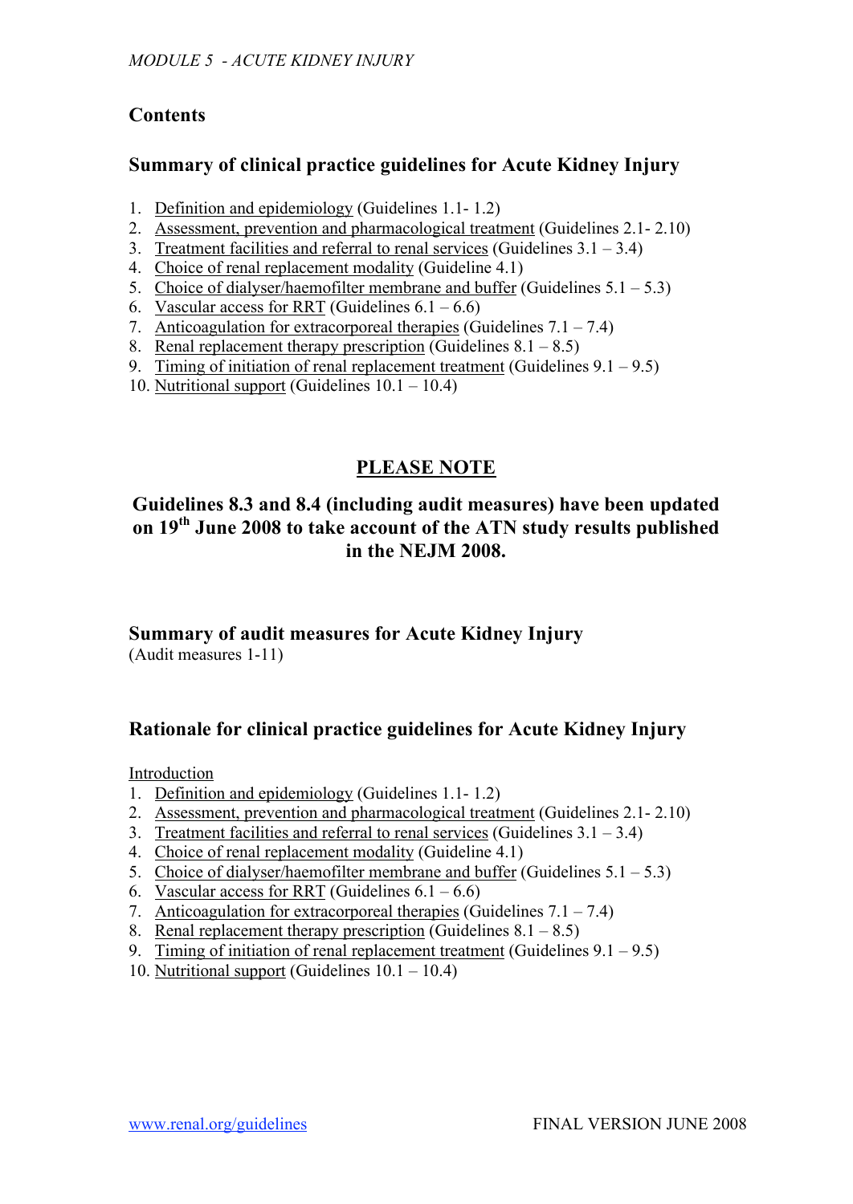## Contents

### Summary of clinical practice guidelines for Acute Kidney Injury

1. Definition and epidemiology (Guidelines 1.1- 1.2)
2. Assessment, prevention and pharmacological treatment (Guidelines 2.1- 2.10)
3. Treatment facilities and referral to renal services (Guidelines 3.1 – 3.4)
4. Choice of renal replacement modality (Guideline 4.1)
5. Choice of dialyser/haemofilter membrane and buffer (Guidelines 5.1 – 5.3)
6. Vascular access for RRT (Guidelines 6.1 – 6.6)
7. Anticoagulation for extracorporeal therapies (Guidelines 7.1 – 7.4)
8. Renal replacement therapy prescription (Guidelines 8.1 – 8.5)
9. Timing of initiation of renal replacement treatment (Guidelines 9.1 – 9.5)
10. Nutritional support (Guidelines 10.1 – 10.4)

**PLEASE NOTE**

**Guidelines 8.3 and 8.4 (including audit measures) have been updated on 19th June 2008 to take account of the ATN study results published in the NEJM 2008.**

### Summary of audit measures for Acute Kidney Injury

(Audit measures 1-11)

### Rationale for clinical practice guidelines for Acute Kidney Injury

Introduction

1. Definition and epidemiology (Guidelines 1.1- 1.2)
2. Assessment, prevention and pharmacological treatment (Guidelines 2.1- 2.10)
3. Treatment facilities and referral to renal services (Guidelines 3.1 – 3.4)
4. Choice of renal replacement modality (Guideline 4.1)
5. Choice of dialyser/haemofilter membrane and buffer (Guidelines 5.1 – 5.3)
6. Vascular access for RRT (Guidelines 6.1 – 6.6)
7. Anticoagulation for extracorporeal therapies (Guidelines 7.1 – 7.4)
8. Renal replacement therapy prescription (Guidelines 8.1 – 8.5)
9. Timing of initiation of renal replacement treatment (Guidelines 9.1 – 9.5)
10. Nutritional support (Guidelines 10.1 – 10.4)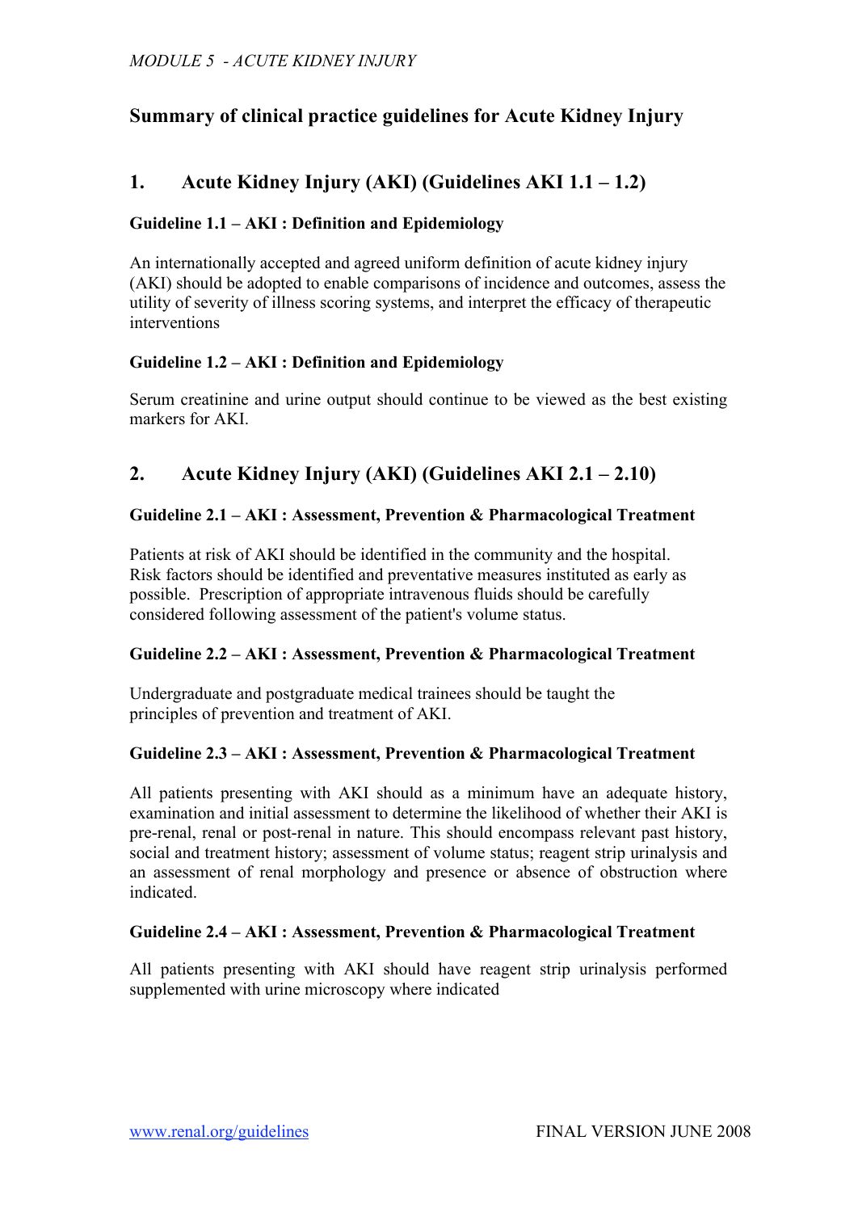# Summary of clinical practice guidelines for Acute Kidney Injury

## 1. Acute Kidney Injury (AKI) (Guidelines AKI 1.1 – 1.2)

**Guideline 1.1 – AKI : Definition and Epidemiology**

An internationally accepted and agreed uniform definition of acute kidney injury (AKI) should be adopted to enable comparisons of incidence and outcomes, assess the utility of severity of illness scoring systems, and interpret the efficacy of therapeutic interventions

**Guideline 1.2 – AKI : Definition and Epidemiology**

Serum creatinine and urine output should continue to be viewed as the best existing markers for AKI.

## 2. Acute Kidney Injury (AKI) (Guidelines AKI 2.1 – 2.10)

**Guideline 2.1 – AKI : Assessment, Prevention & Pharmacological Treatment**

Patients at risk of AKI should be identified in the community and the hospital. Risk factors should be identified and preventative measures instituted as early as possible. Prescription of appropriate intravenous fluids should be carefully considered following assessment of the patient's volume status.

**Guideline 2.2 – AKI : Assessment, Prevention & Pharmacological Treatment**

Undergraduate and postgraduate medical trainees should be taught the principles of prevention and treatment of AKI.

**Guideline 2.3 – AKI : Assessment, Prevention & Pharmacological Treatment**

All patients presenting with AKI should as a minimum have an adequate history, examination and initial assessment to determine the likelihood of whether their AKI is pre-renal, renal or post-renal in nature. This should encompass relevant past history, social and treatment history; assessment of volume status; reagent strip urinalysis and an assessment of renal morphology and presence or absence of obstruction where indicated.

**Guideline 2.4 – AKI : Assessment, Prevention & Pharmacological Treatment**

All patients presenting with AKI should have reagent strip urinalysis performed supplemented with urine microscopy where indicated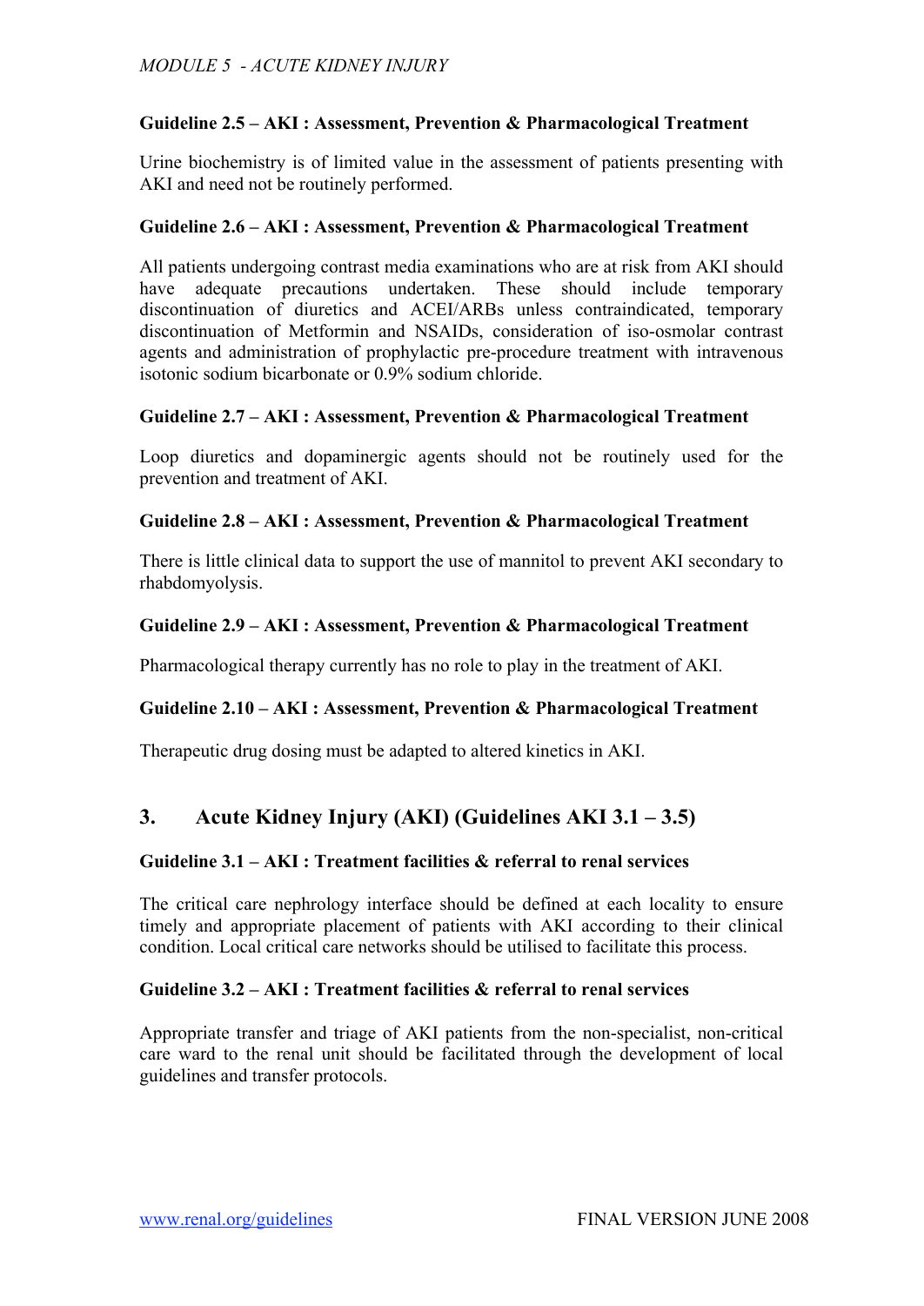### Guideline 2.5 – AKI : Assessment, Prevention & Pharmacological Treatment

Urine biochemistry is of limited value in the assessment of patients presenting with AKI and need not be routinely performed.

### Guideline 2.6 – AKI : Assessment, Prevention & Pharmacological Treatment

All patients undergoing contrast media examinations who are at risk from AKI should have adequate precautions undertaken. These should include temporary discontinuation of diuretics and ACEI/ARBs unless contraindicated, temporary discontinuation of Metformin and NSAIDs, consideration of iso-osmolar contrast agents and administration of prophylactic pre-procedure treatment with intravenous isotonic sodium bicarbonate or 0.9% sodium chloride.

### Guideline 2.7 – AKI : Assessment, Prevention & Pharmacological Treatment

Loop diuretics and dopaminergic agents should not be routinely used for the prevention and treatment of AKI.

### Guideline 2.8 – AKI : Assessment, Prevention & Pharmacological Treatment

There is little clinical data to support the use of mannitol to prevent AKI secondary to rhabdomyolysis.

### Guideline 2.9 – AKI : Assessment, Prevention & Pharmacological Treatment

Pharmacological therapy currently has no role to play in the treatment of AKI.

### Guideline 2.10 – AKI : Assessment, Prevention & Pharmacological Treatment

Therapeutic drug dosing must be adapted to altered kinetics in AKI.

## 3. Acute Kidney Injury (AKI) (Guidelines AKI 3.1 – 3.5)

### Guideline 3.1 – AKI : Treatment facilities & referral to renal services

The critical care nephrology interface should be defined at each locality to ensure timely and appropriate placement of patients with AKI according to their clinical condition. Local critical care networks should be utilised to facilitate this process.

### Guideline 3.2 – AKI : Treatment facilities & referral to renal services

Appropriate transfer and triage of AKI patients from the non-specialist, non-critical care ward to the renal unit should be facilitated through the development of local guidelines and transfer protocols.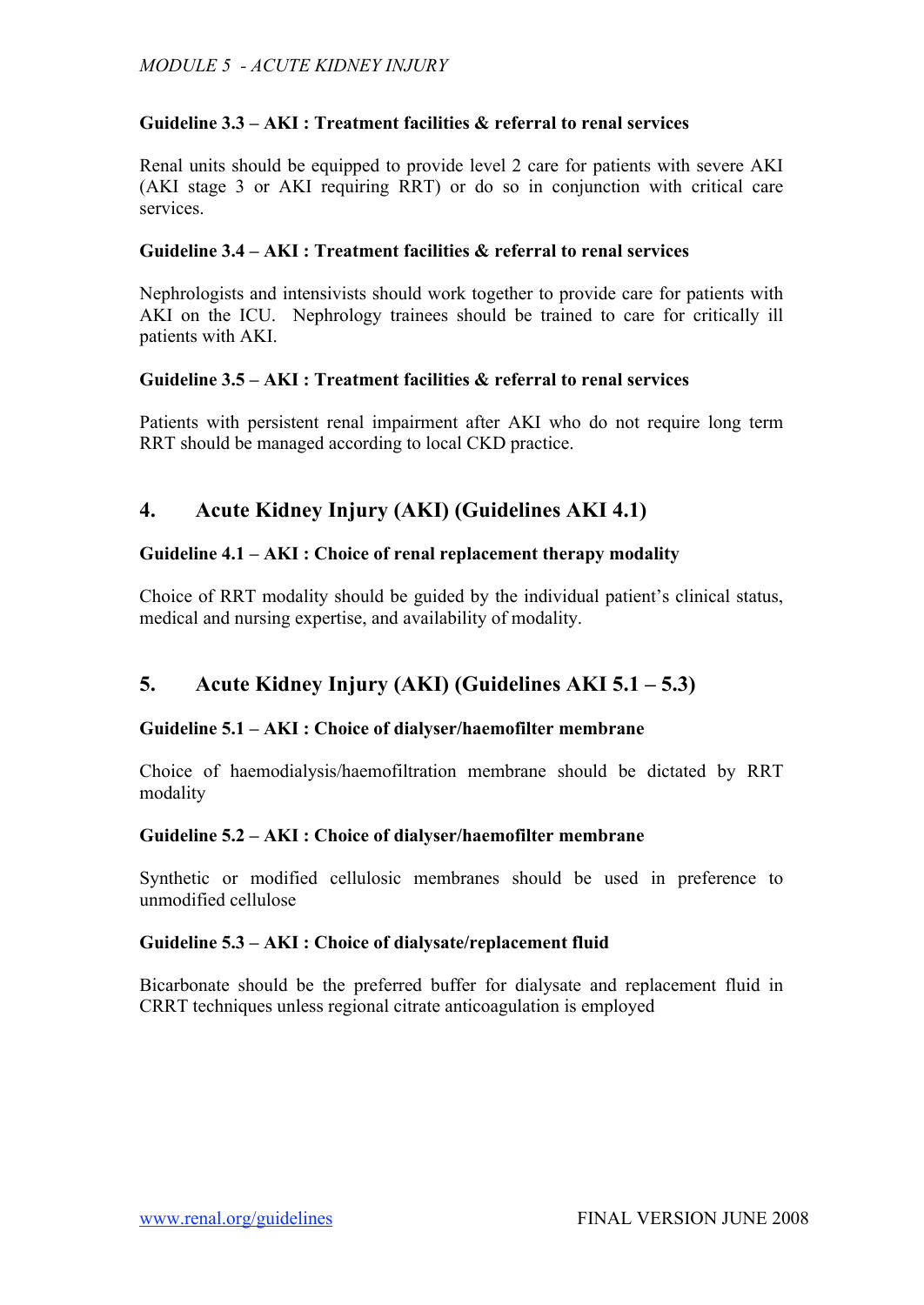### Guideline 3.3 – AKI : Treatment facilities & referral to renal services

Renal units should be equipped to provide level 2 care for patients with severe AKI (AKI stage 3 or AKI requiring RRT) or do so in conjunction with critical care services.

### Guideline 3.4 – AKI : Treatment facilities & referral to renal services

Nephrologists and intensivists should work together to provide care for patients with AKI on the ICU. Nephrology trainees should be trained to care for critically ill patients with AKI.

### Guideline 3.5 – AKI : Treatment facilities & referral to renal services

Patients with persistent renal impairment after AKI who do not require long term RRT should be managed according to local CKD practice.

## 4. Acute Kidney Injury (AKI) (Guidelines AKI 4.1)

### Guideline 4.1 – AKI : Choice of renal replacement therapy modality

Choice of RRT modality should be guided by the individual patient's clinical status, medical and nursing expertise, and availability of modality.

## 5. Acute Kidney Injury (AKI) (Guidelines AKI 5.1 – 5.3)

### Guideline 5.1 – AKI : Choice of dialyser/haemofilter membrane

Choice of haemodialysis/haemofiltration membrane should be dictated by RRT modality

### Guideline 5.2 – AKI : Choice of dialyser/haemofilter membrane

Synthetic or modified cellulosic membranes should be used in preference to unmodified cellulose

### Guideline 5.3 – AKI : Choice of dialysate/replacement fluid

Bicarbonate should be the preferred buffer for dialysate and replacement fluid in CRRT techniques unless regional citrate anticoagulation is employed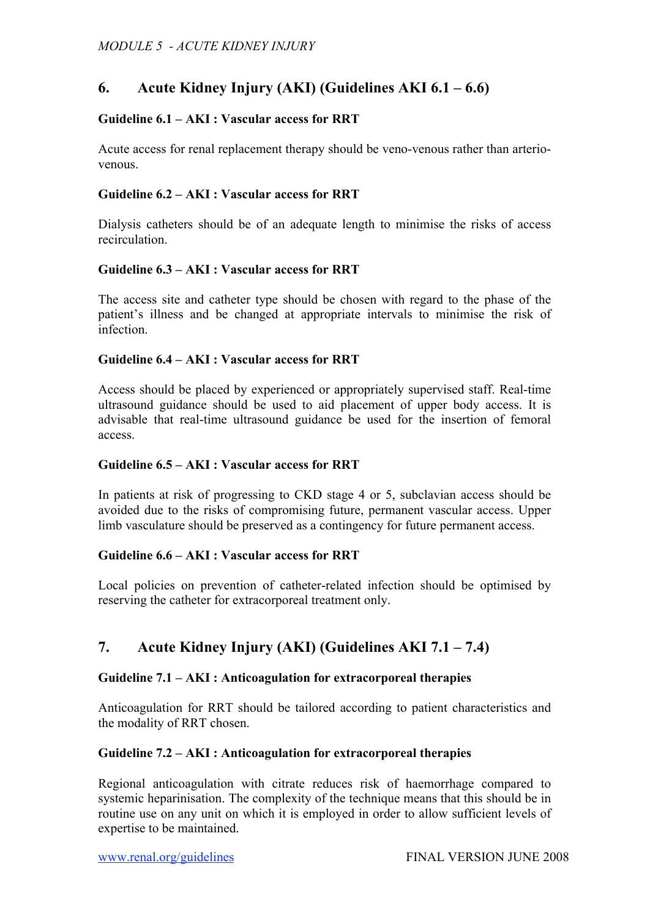## 6. Acute Kidney Injury (AKI) (Guidelines AKI 6.1 – 6.6)

**Guideline 6.1 – AKI : Vascular access for RRT**

Acute access for renal replacement therapy should be veno-venous rather than arterio-venous.

**Guideline 6.2 – AKI : Vascular access for RRT**

Dialysis catheters should be of an adequate length to minimise the risks of access recirculation.

**Guideline 6.3 – AKI : Vascular access for RRT**

The access site and catheter type should be chosen with regard to the phase of the patient's illness and be changed at appropriate intervals to minimise the risk of infection.

**Guideline 6.4 – AKI : Vascular access for RRT**

Access should be placed by experienced or appropriately supervised staff. Real-time ultrasound guidance should be used to aid placement of upper body access. It is advisable that real-time ultrasound guidance be used for the insertion of femoral access.

**Guideline 6.5 – AKI : Vascular access for RRT**

In patients at risk of progressing to CKD stage 4 or 5, subclavian access should be avoided due to the risks of compromising future, permanent vascular access. Upper limb vasculature should be preserved as a contingency for future permanent access.

**Guideline 6.6 – AKI : Vascular access for RRT**

Local policies on prevention of catheter-related infection should be optimised by reserving the catheter for extracorporeal treatment only.

## 7. Acute Kidney Injury (AKI) (Guidelines AKI 7.1 – 7.4)

**Guideline 7.1 – AKI : Anticoagulation for extracorporeal therapies**

Anticoagulation for RRT should be tailored according to patient characteristics and the modality of RRT chosen.

**Guideline 7.2 – AKI : Anticoagulation for extracorporeal therapies**

Regional anticoagulation with citrate reduces risk of haemorrhage compared to systemic heparinisation. The complexity of the technique means that this should be in routine use on any unit on which it is employed in order to allow sufficient levels of expertise to be maintained.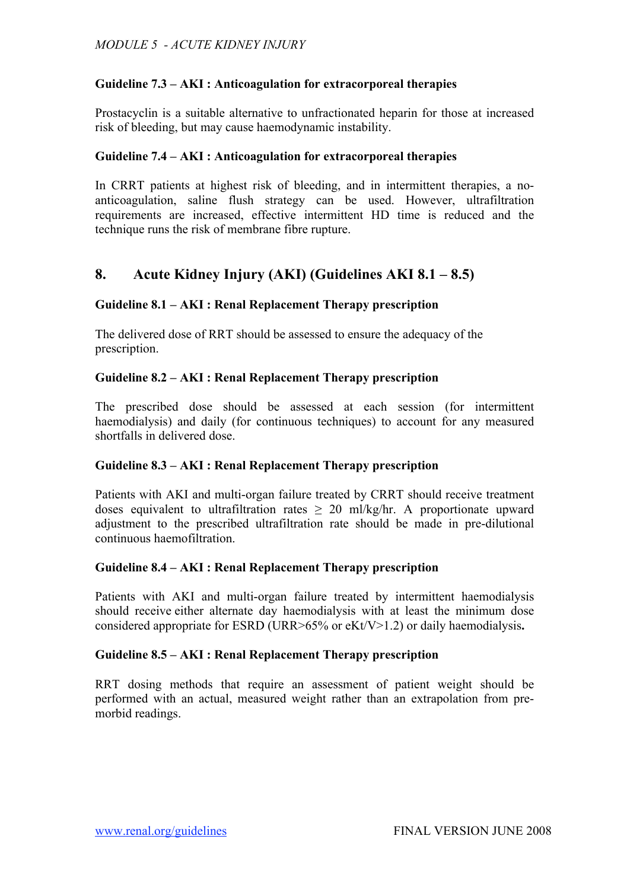### Guideline 7.3 – AKI : Anticoagulation for extracorporeal therapies

Prostacyclin is a suitable alternative to unfractionated heparin for those at increased risk of bleeding, but may cause haemodynamic instability.

### Guideline 7.4 – AKI : Anticoagulation for extracorporeal therapies

In CRRT patients at highest risk of bleeding, and in intermittent therapies, a no-anticoagulation, saline flush strategy can be used. However, ultrafiltration requirements are increased, effective intermittent HD time is reduced and the technique runs the risk of membrane fibre rupture.

## 8. Acute Kidney Injury (AKI) (Guidelines AKI 8.1 – 8.5)

### Guideline 8.1 – AKI : Renal Replacement Therapy prescription

The delivered dose of RRT should be assessed to ensure the adequacy of the prescription.

### Guideline 8.2 – AKI : Renal Replacement Therapy prescription

The prescribed dose should be assessed at each session (for intermittent haemodialysis) and daily (for continuous techniques) to account for any measured shortfalls in delivered dose.

### Guideline 8.3 – AKI : Renal Replacement Therapy prescription

Patients with AKI and multi-organ failure treated by CRRT should receive treatment doses equivalent to ultrafiltration rates $\geq$ 20 ml/kg/hr. A proportionate upward adjustment to the prescribed ultrafiltration rate should be made in pre-dilutional continuous haemofiltration.

### Guideline 8.4 – AKI : Renal Replacement Therapy prescription

Patients with AKI and multi-organ failure treated by intermittent haemodialysis should receive either alternate day haemodialysis with at least the minimum dose considered appropriate for ESRD (URR>65% or eKt/V>1.2) or daily haemodialysis**.**

### Guideline 8.5 – AKI : Renal Replacement Therapy prescription

RRT dosing methods that require an assessment of patient weight should be performed with an actual, measured weight rather than an extrapolation from pre-morbid readings.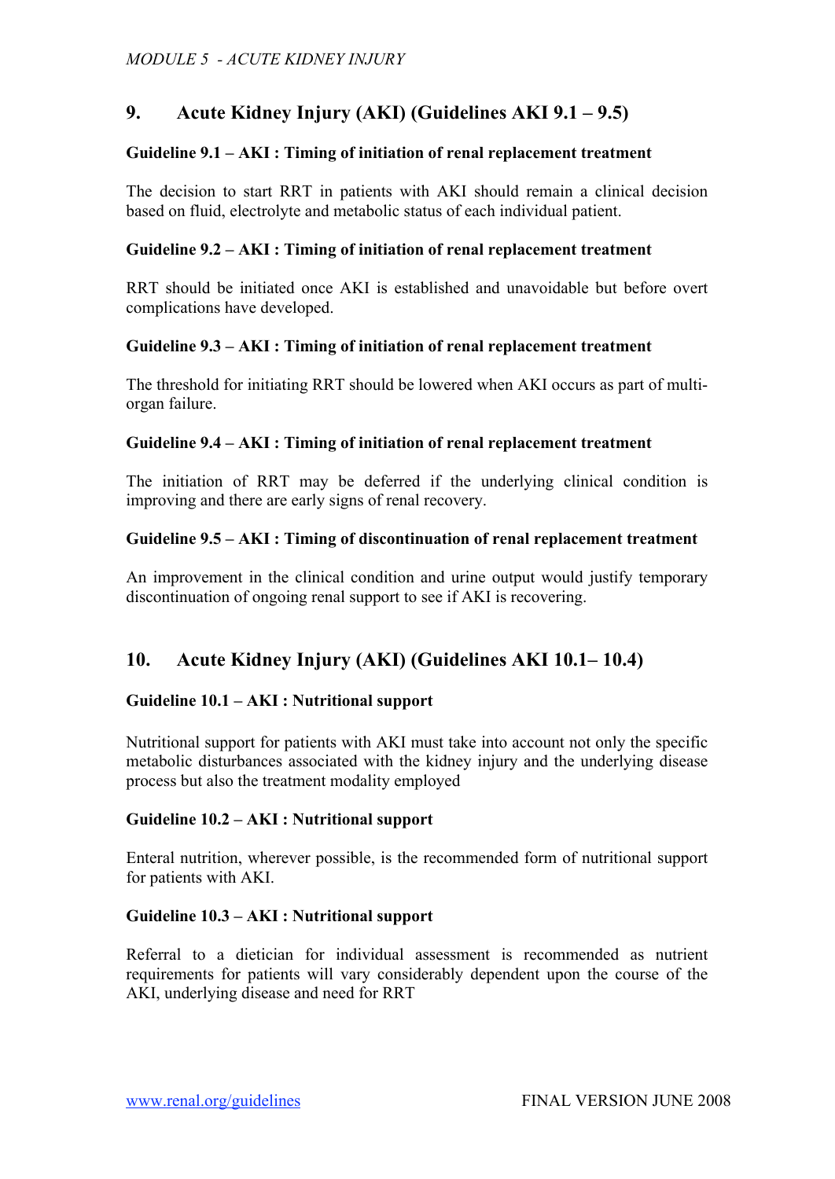## 9. Acute Kidney Injury (AKI) (Guidelines AKI 9.1 – 9.5)

**Guideline 9.1 – AKI : Timing of initiation of renal replacement treatment**

The decision to start RRT in patients with AKI should remain a clinical decision based on fluid, electrolyte and metabolic status of each individual patient.

**Guideline 9.2 – AKI : Timing of initiation of renal replacement treatment**

RRT should be initiated once AKI is established and unavoidable but before overt complications have developed.

**Guideline 9.3 – AKI : Timing of initiation of renal replacement treatment**

The threshold for initiating RRT should be lowered when AKI occurs as part of multi-organ failure.

**Guideline 9.4 – AKI : Timing of initiation of renal replacement treatment**

The initiation of RRT may be deferred if the underlying clinical condition is improving and there are early signs of renal recovery.

**Guideline 9.5 – AKI : Timing of discontinuation of renal replacement treatment**

An improvement in the clinical condition and urine output would justify temporary discontinuation of ongoing renal support to see if AKI is recovering.

## 10. Acute Kidney Injury (AKI) (Guidelines AKI 10.1– 10.4)

**Guideline 10.1 – AKI : Nutritional support**

Nutritional support for patients with AKI must take into account not only the specific metabolic disturbances associated with the kidney injury and the underlying disease process but also the treatment modality employed

**Guideline 10.2 – AKI : Nutritional support**

Enteral nutrition, wherever possible, is the recommended form of nutritional support for patients with AKI.

**Guideline 10.3 – AKI : Nutritional support**

Referral to a dietician for individual assessment is recommended as nutrient requirements for patients will vary considerably dependent upon the course of the AKI, underlying disease and need for RRT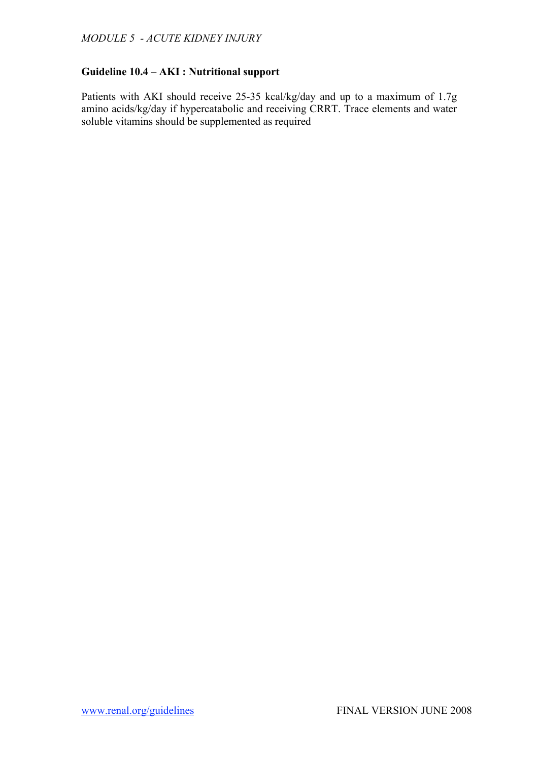## Guideline 10.4 – AKI : Nutritional support

Patients with AKI should receive 25-35 kcal/kg/day and up to a maximum of 1.7g amino acids/kg/day if hypercatabolic and receiving CRRT. Trace elements and water soluble vitamins should be supplemented as required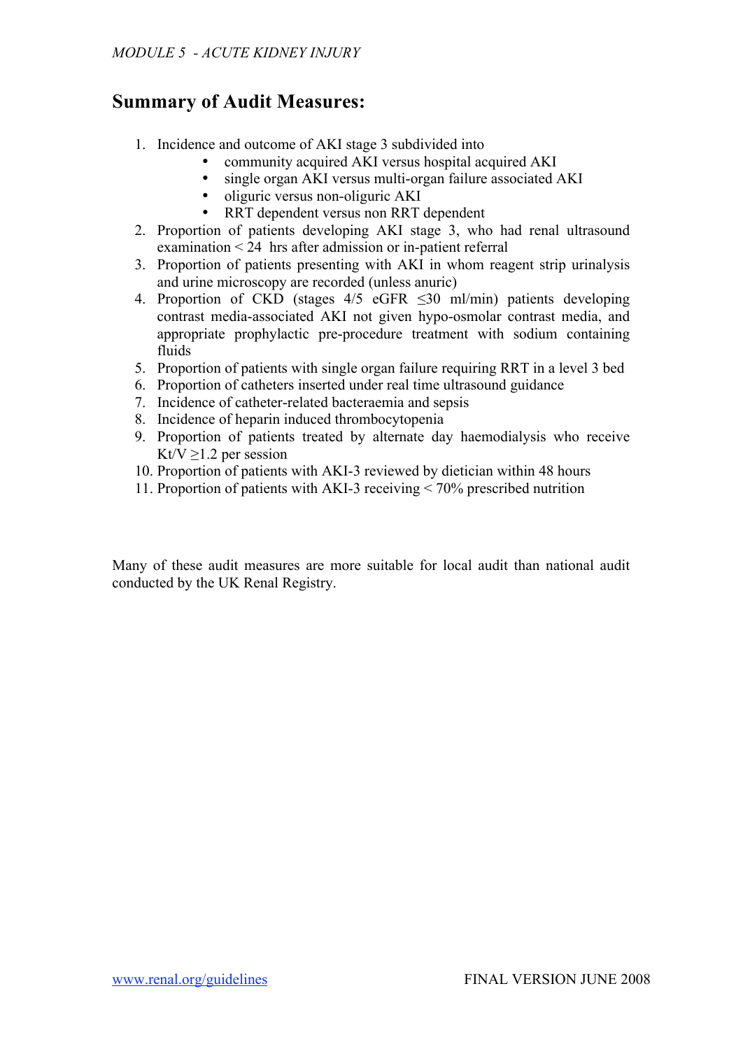## Summary of Audit Measures:

1. Incidence and outcome of AKI stage 3 subdivided into
   - community acquired AKI versus hospital acquired AKI
   - single organ AKI versus multi-organ failure associated AKI
   - oliguric versus non-oliguric AKI
   - RRT dependent versus non RRT dependent
2. Proportion of patients developing AKI stage 3, who had renal ultrasound examination < 24 hrs after admission or in-patient referral
3. Proportion of patients presenting with AKI in whom reagent strip urinalysis and urine microscopy are recorded (unless anuric)
4. Proportion of CKD (stages 4/5 eGFR $\leq$30 ml/min) patients developing contrast media-associated AKI not given hypo-osmolar contrast media, and appropriate prophylactic pre-procedure treatment with sodium containing fluids
5. Proportion of patients with single organ failure requiring RRT in a level 3 bed
6. Proportion of catheters inserted under real time ultrasound guidance
7. Incidence of catheter-related bacteraemia and sepsis
8. Incidence of heparin induced thrombocytopenia
9. Proportion of patients treated by alternate day haemodialysis who receive Kt/V $\geq$1.2 per session
10. Proportion of patients with AKI-3 reviewed by dietician within 48 hours
11. Proportion of patients with AKI-3 receiving < 70% prescribed nutrition

Many of these audit measures are more suitable for local audit than national audit conducted by the UK Renal Registry.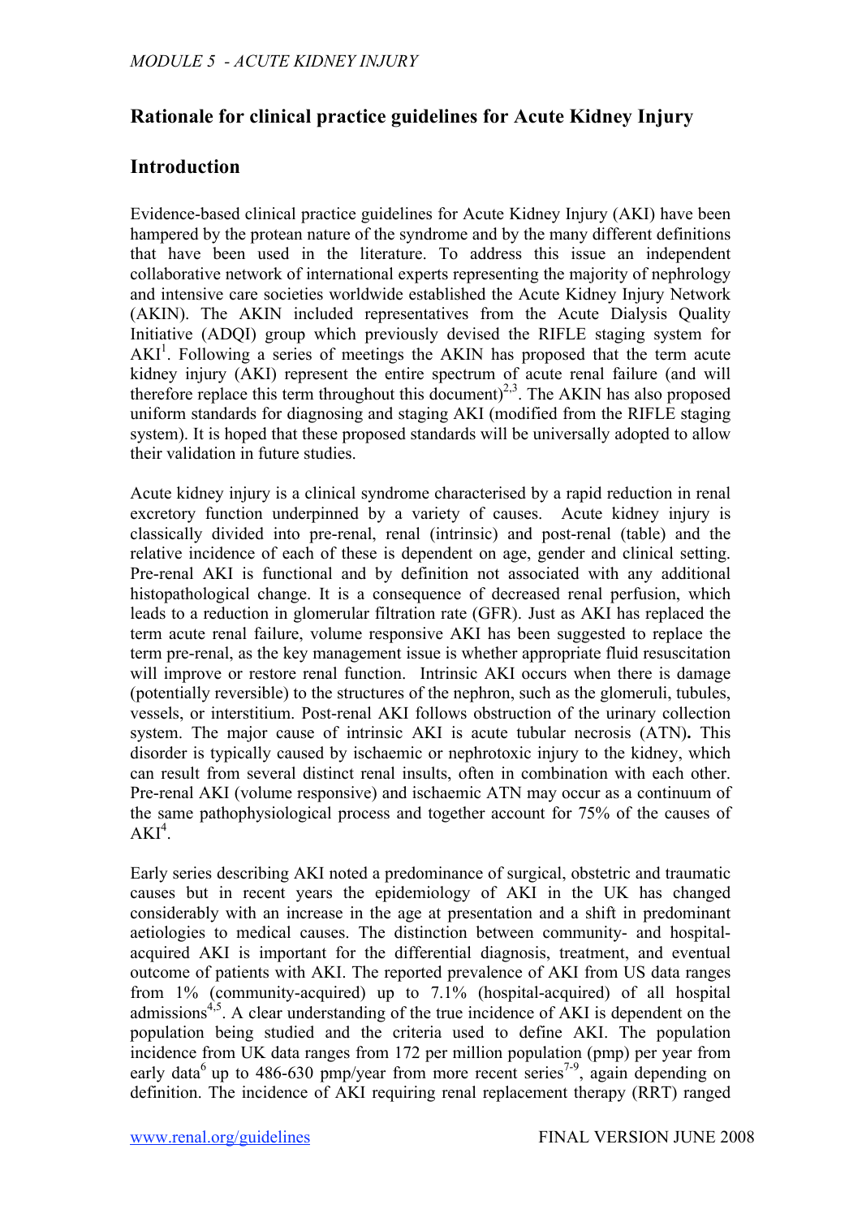## Rationale for clinical practice guidelines for Acute Kidney Injury

## Introduction

Evidence-based clinical practice guidelines for Acute Kidney Injury (AKI) have been hampered by the protean nature of the syndrome and by the many different definitions that have been used in the literature. To address this issue an independent collaborative network of international experts representing the majority of nephrology and intensive care societies worldwide established the Acute Kidney Injury Network (AKIN). The AKIN included representatives from the Acute Dialysis Quality Initiative (ADQI) group which previously devised the RIFLE staging system for AKI[1]. Following a series of meetings the AKIN has proposed that the term acute kidney injury (AKI) represent the entire spectrum of acute renal failure (and will therefore replace this term throughout this document)[2,3]. The AKIN has also proposed uniform standards for diagnosing and staging AKI (modified from the RIFLE staging system). It is hoped that these proposed standards will be universally adopted to allow their validation in future studies.

Acute kidney injury is a clinical syndrome characterised by a rapid reduction in renal excretory function underpinned by a variety of causes. Acute kidney injury is classically divided into pre-renal, renal (intrinsic) and post-renal (table) and the relative incidence of each of these is dependent on age, gender and clinical setting. Pre-renal AKI is functional and by definition not associated with any additional histopathological change. It is a consequence of decreased renal perfusion, which leads to a reduction in glomerular filtration rate (GFR). Just as AKI has replaced the term acute renal failure, volume responsive AKI has been suggested to replace the term pre-renal, as the key management issue is whether appropriate fluid resuscitation will improve or restore renal function. Intrinsic AKI occurs when there is damage (potentially reversible) to the structures of the nephron, such as the glomeruli, tubules, vessels, or interstitium. Post-renal AKI follows obstruction of the urinary collection system. The major cause of intrinsic AKI is acute tubular necrosis (ATN)**.** This disorder is typically caused by ischaemic or nephrotoxic injury to the kidney, which can result from several distinct renal insults, often in combination with each other. Pre-renal AKI (volume responsive) and ischaemic ATN may occur as a continuum of the same pathophysiological process and together account for 75% of the causes of AKI[4].

Early series describing AKI noted a predominance of surgical, obstetric and traumatic causes but in recent years the epidemiology of AKI in the UK has changed considerably with an increase in the age at presentation and a shift in predominant aetiologies to medical causes. The distinction between community- and hospital-acquired AKI is important for the differential diagnosis, treatment, and eventual outcome of patients with AKI. The reported prevalence of AKI from US data ranges from 1% (community-acquired) up to 7.1% (hospital-acquired) of all hospital admissions[4,5]. A clear understanding of the true incidence of AKI is dependent on the population being studied and the criteria used to define AKI. The population incidence from UK data ranges from 172 per million population (pmp) per year from early data[6] up to 486-630 pmp/year from more recent series[7-9], again depending on definition. The incidence of AKI requiring renal replacement therapy (RRT) ranged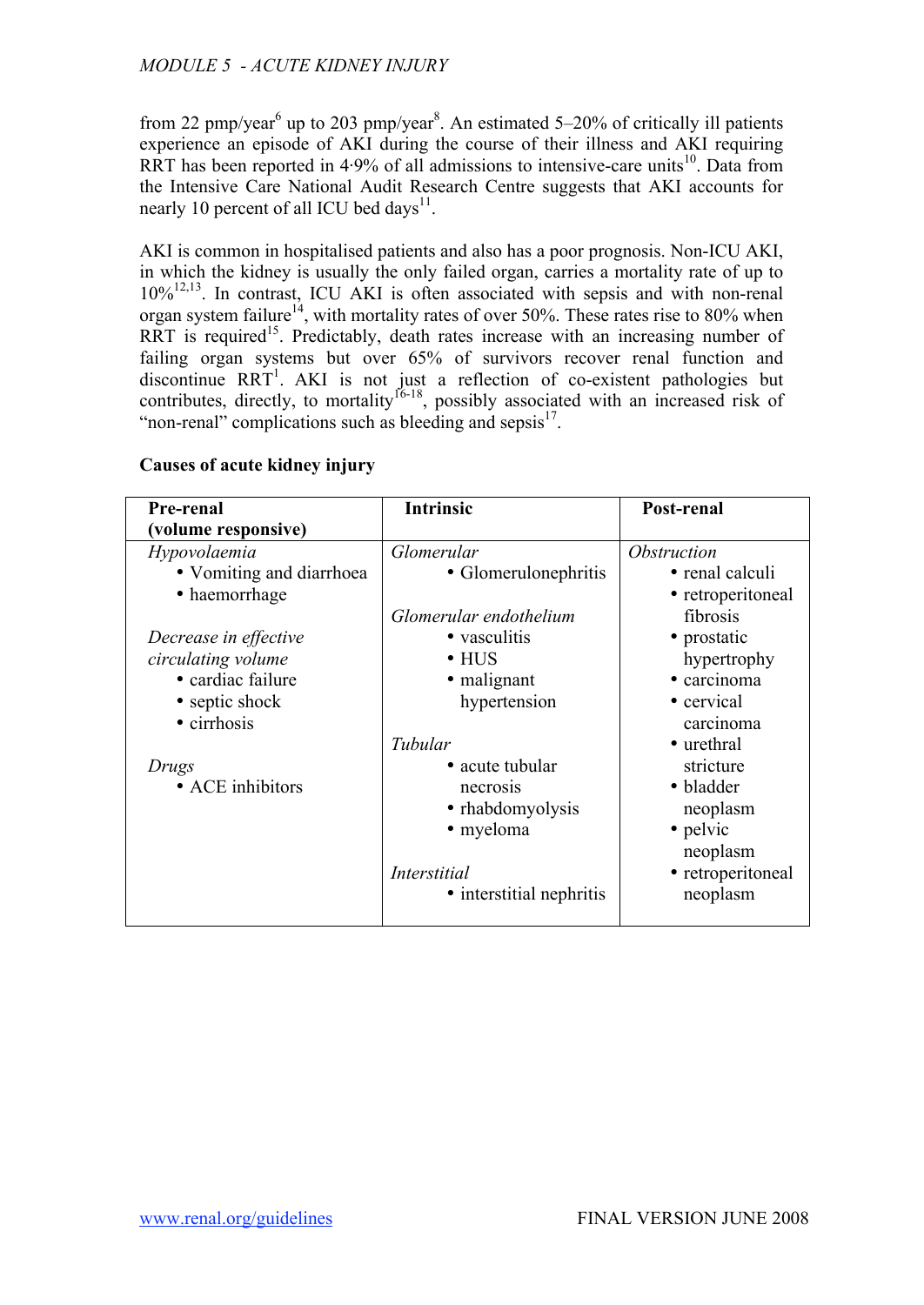from 22 pmp/year[6] up to 203 pmp/year[8]. An estimated 5–20% of critically ill patients experience an episode of AKI during the course of their illness and AKI requiring RRT has been reported in 4·9% of all admissions to intensive-care units[10]. Data from the Intensive Care National Audit Research Centre suggests that AKI accounts for nearly 10 percent of all ICU bed days[11].

AKI is common in hospitalised patients and also has a poor prognosis. Non-ICU AKI, in which the kidney is usually the only failed organ, carries a mortality rate of up to 10%[12,13]. In contrast, ICU AKI is often associated with sepsis and with non-renal organ system failure[14], with mortality rates of over 50%. These rates rise to 80% when RRT is required[15]. Predictably, death rates increase with an increasing number of failing organ systems but over 65% of survivors recover renal function and discontinue RRT[1]. AKI is not just a reflection of co-existent pathologies but contributes, directly, to mortality[16-18], possibly associated with an increased risk of "non-renal" complications such as bleeding and sepsis[17].

**Causes of acute kidney injury**

| **Pre-renal (volume responsive)** | **Intrinsic** | **Post-renal** |
|---|---|---|
| *Hypovolaemia*<br>• Vomiting and diarrhoea<br>• haemorrhage<br><br>*Decrease in effective circulating volume*<br>• cardiac failure<br>• septic shock<br>• cirrhosis<br><br>*Drugs*<br>• ACE inhibitors | *Glomerular*<br>• Glomerulonephritis<br><br>*Glomerular endothelium*<br>• vasculitis<br>• HUS<br>• malignant hypertension<br><br>*Tubular*<br>• acute tubular necrosis<br>• rhabdomyolysis<br>• myeloma<br><br>*Interstitial*<br>• interstitial nephritis | *Obstruction*<br>• renal calculi<br>• retroperitoneal fibrosis<br>• prostatic hypertrophy<br>• carcinoma<br>• cervical carcinoma<br>• urethral stricture<br>• bladder neoplasm<br>• pelvic neoplasm<br>• retroperitoneal neoplasm |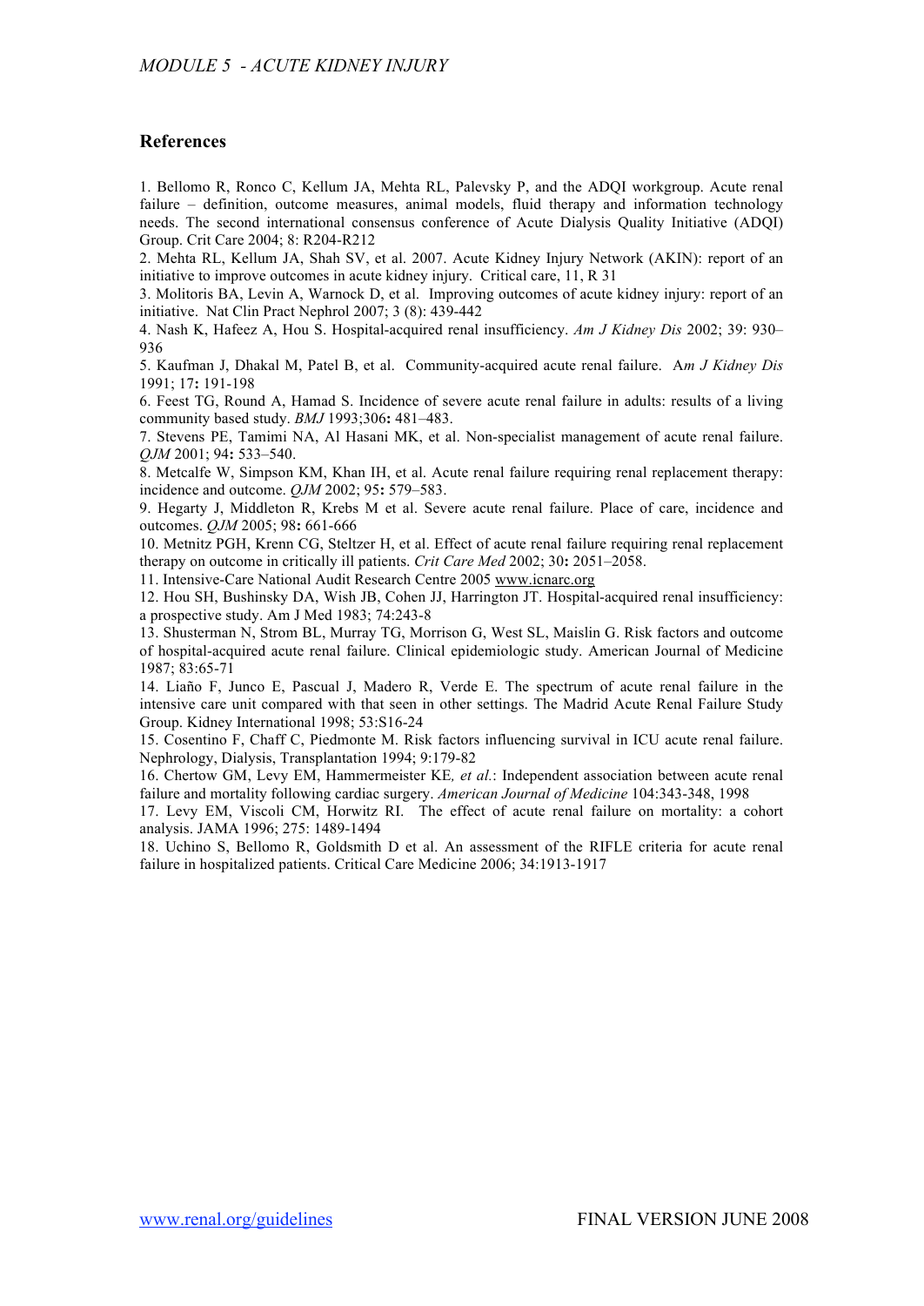## References

1. Bellomo R, Ronco C, Kellum JA, Mehta RL, Palevsky P, and the ADQI workgroup. Acute renal failure – definition, outcome measures, animal models, fluid therapy and information technology needs. The second international consensus conference of Acute Dialysis Quality Initiative (ADQI) Group. Crit Care 2004; 8: R204-R212
2. Mehta RL, Kellum JA, Shah SV, et al. 2007. Acute Kidney Injury Network (AKIN): report of an initiative to improve outcomes in acute kidney injury. Critical care, 11, R 31
3. Molitoris BA, Levin A, Warnock D, et al. Improving outcomes of acute kidney injury: report of an initiative. Nat Clin Pract Nephrol 2007; 3 (8): 439-442
4. Nash K, Hafeez A, Hou S. Hospital-acquired renal insufficiency. *Am J Kidney Dis* 2002; 39: 930–936
5. Kaufman J, Dhakal M, Patel B, et al. Community-acquired acute renal failure. A*m J Kidney Dis* 1991; 17**:** 191-198
6. Feest TG, Round A, Hamad S. Incidence of severe acute renal failure in adults: results of a living community based study. *BMJ* 1993;306**:** 481–483.
7. Stevens PE, Tamimi NA, Al Hasani MK, et al. Non-specialist management of acute renal failure. *QJM* 2001; 94**:** 533–540.
8. Metcalfe W, Simpson KM, Khan IH, et al. Acute renal failure requiring renal replacement therapy: incidence and outcome. *QJM* 2002; 95**:** 579–583.
9. Hegarty J, Middleton R, Krebs M et al. Severe acute renal failure. Place of care, incidence and outcomes. *QJM* 2005; 98**:** 661-666
10. Metnitz PGH, Krenn CG, Steltzer H, et al. Effect of acute renal failure requiring renal replacement therapy on outcome in critically ill patients. *Crit Care Med* 2002; 30**:** 2051–2058.
11. Intensive-Care National Audit Research Centre 2005 www.icnarc.org
12. Hou SH, Bushinsky DA, Wish JB, Cohen JJ, Harrington JT. Hospital-acquired renal insufficiency: a prospective study. Am J Med 1983; 74:243-8
13. Shusterman N, Strom BL, Murray TG, Morrison G, West SL, Maislin G. Risk factors and outcome of hospital-acquired acute renal failure. Clinical epidemiologic study. American Journal of Medicine 1987; 83:65-71
14. Liaño F, Junco E, Pascual J, Madero R, Verde E. The spectrum of acute renal failure in the intensive care unit compared with that seen in other settings. The Madrid Acute Renal Failure Study Group. Kidney International 1998; 53:S16-24
15. Cosentino F, Chaff C, Piedmonte M. Risk factors influencing survival in ICU acute renal failure. Nephrology, Dialysis, Transplantation 1994; 9:179-82
16. Chertow GM, Levy EM, Hammermeister KE*, et al.*: Independent association between acute renal failure and mortality following cardiac surgery. *American Journal of Medicine* 104:343-348, 1998
17. Levy EM, Viscoli CM, Horwitz RI. The effect of acute renal failure on mortality: a cohort analysis. JAMA 1996; 275: 1489-1494
18. Uchino S, Bellomo R, Goldsmith D et al. An assessment of the RIFLE criteria for acute renal failure in hospitalized patients. Critical Care Medicine 2006; 34:1913-1917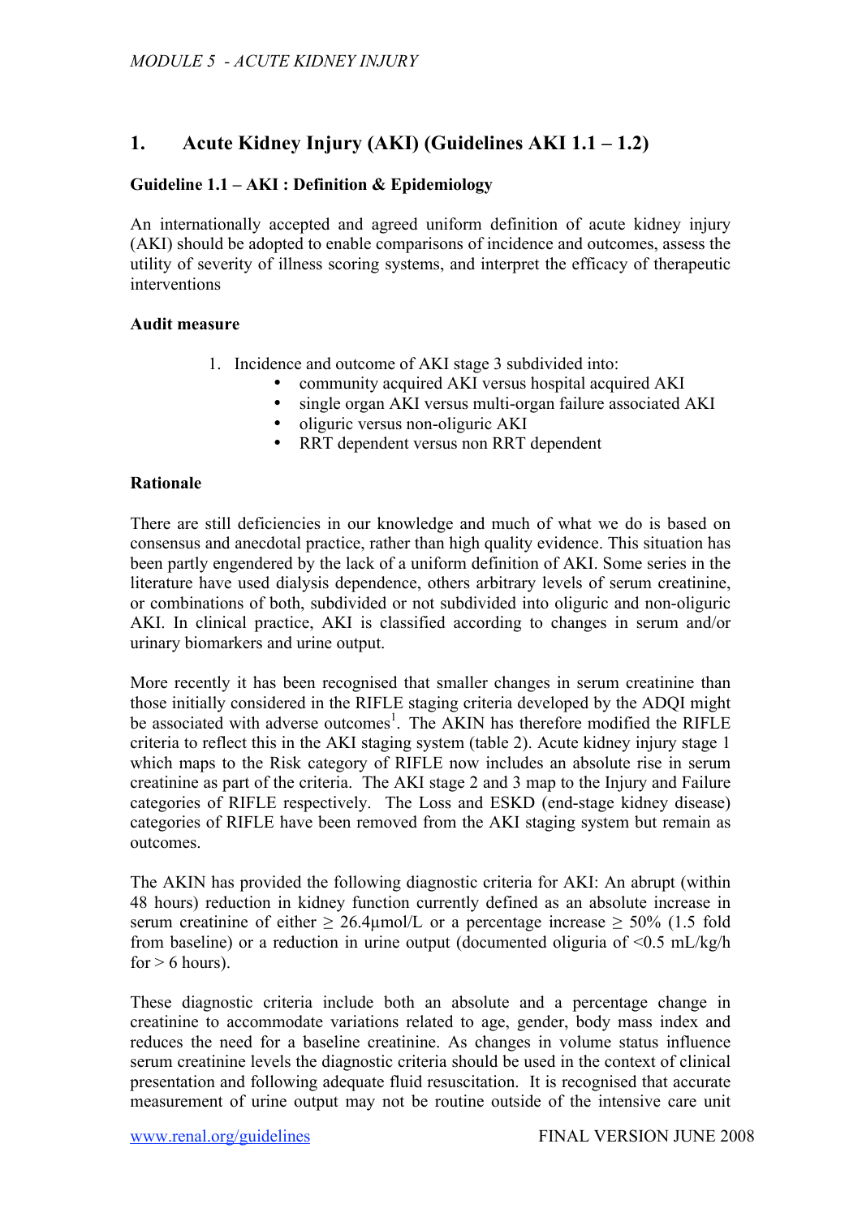## 1. Acute Kidney Injury (AKI) (Guidelines AKI 1.1 – 1.2)

### Guideline 1.1 – AKI : Definition & Epidemiology

An internationally accepted and agreed uniform definition of acute kidney injury (AKI) should be adopted to enable comparisons of incidence and outcomes, assess the utility of severity of illness scoring systems, and interpret the efficacy of therapeutic interventions

### Audit measure

1. Incidence and outcome of AKI stage 3 subdivided into:
   - community acquired AKI versus hospital acquired AKI
   - single organ AKI versus multi-organ failure associated AKI
   - oliguric versus non-oliguric AKI
   - RRT dependent versus non RRT dependent

### Rationale

There are still deficiencies in our knowledge and much of what we do is based on consensus and anecdotal practice, rather than high quality evidence. This situation has been partly engendered by the lack of a uniform definition of AKI. Some series in the literature have used dialysis dependence, others arbitrary levels of serum creatinine, or combinations of both, subdivided or not subdivided into oliguric and non-oliguric AKI. In clinical practice, AKI is classified according to changes in serum and/or urinary biomarkers and urine output.

More recently it has been recognised that smaller changes in serum creatinine than those initially considered in the RIFLE staging criteria developed by the ADQI might be associated with adverse outcomes[1]. The AKIN has therefore modified the RIFLE criteria to reflect this in the AKI staging system (table 2). Acute kidney injury stage 1 which maps to the Risk category of RIFLE now includes an absolute rise in serum creatinine as part of the criteria. The AKI stage 2 and 3 map to the Injury and Failure categories of RIFLE respectively. The Loss and ESKD (end-stage kidney disease) categories of RIFLE have been removed from the AKI staging system but remain as outcomes.

The AKIN has provided the following diagnostic criteria for AKI: An abrupt (within 48 hours) reduction in kidney function currently defined as an absolute increase in serum creatinine of either ≥ 26.4μmol/L or a percentage increase ≥ 50% (1.5 fold from baseline) or a reduction in urine output (documented oliguria of <0.5 mL/kg/h for > 6 hours).

These diagnostic criteria include both an absolute and a percentage change in creatinine to accommodate variations related to age, gender, body mass index and reduces the need for a baseline creatinine. As changes in volume status influence serum creatinine levels the diagnostic criteria should be used in the context of clinical presentation and following adequate fluid resuscitation. It is recognised that accurate measurement of urine output may not be routine outside of the intensive care unit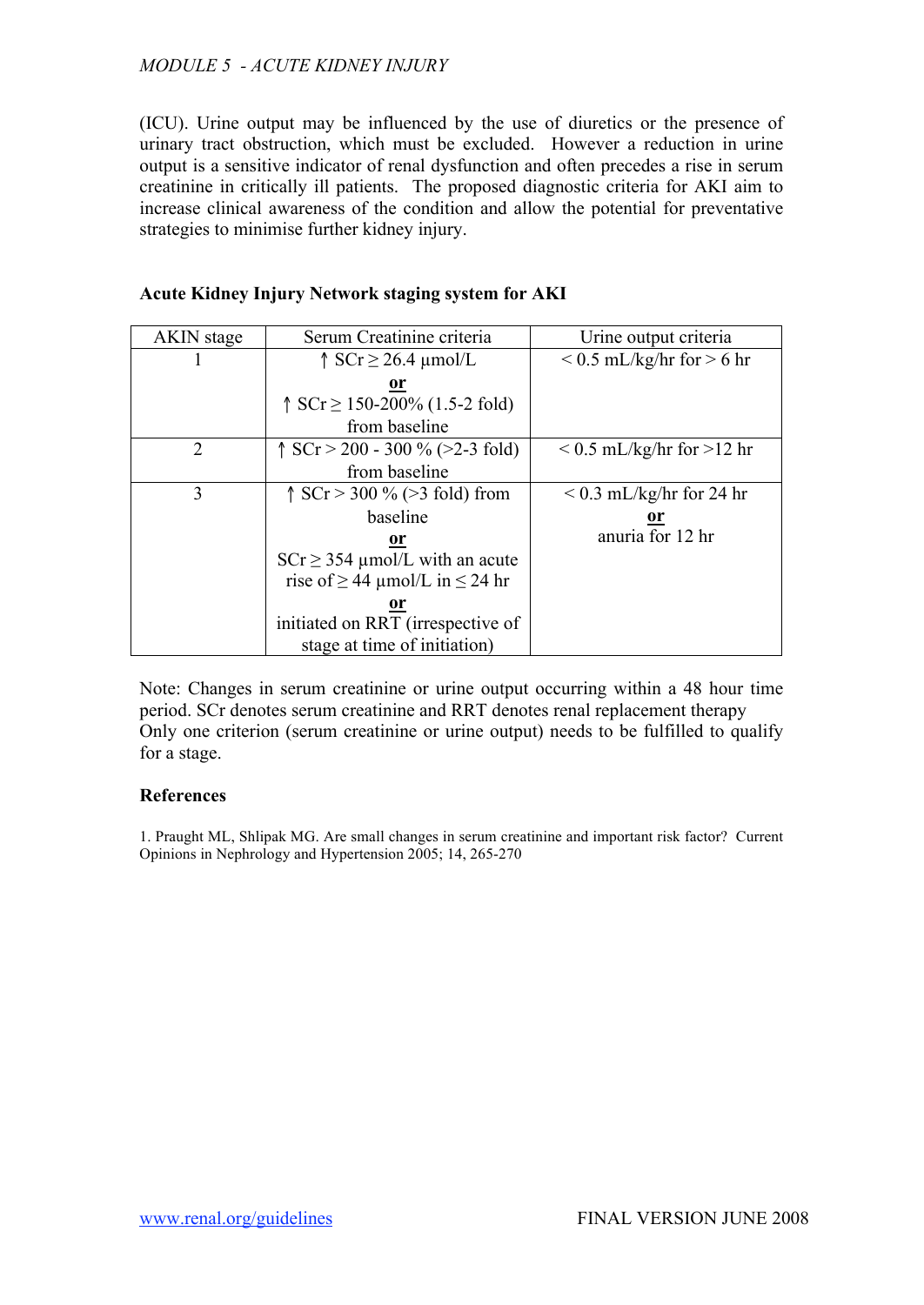(ICU). Urine output may be influenced by the use of diuretics or the presence of urinary tract obstruction, which must be excluded. However a reduction in urine output is a sensitive indicator of renal dysfunction and often precedes a rise in serum creatinine in critically ill patients. The proposed diagnostic criteria for AKI aim to increase clinical awareness of the condition and allow the potential for preventative strategies to minimise further kidney injury.

**Acute Kidney Injury Network staging system for AKI**

| AKIN stage | Serum Creatinine criteria | Urine output criteria |
|---|---|---|
| 1 | ↑ SCr ≥ 26.4 µmol/L<br>**or**<br>↑ SCr ≥ 150-200% (1.5-2 fold) from baseline | < 0.5 mL/kg/hr for > 6 hr |
| 2 | ↑ SCr > 200 - 300 % (>2-3 fold) from baseline | < 0.5 mL/kg/hr for >12 hr |
| 3 | ↑ SCr > 300 % (>3 fold) from baseline<br>**or**<br>SCr ≥ 354 µmol/L with an acute rise of ≥ 44 µmol/L in ≤ 24 hr<br>**or**<br>initiated on RRT (irrespective of stage at time of initiation) | < 0.3 mL/kg/hr for 24 hr<br>**or**<br>anuria for 12 hr |

Note: Changes in serum creatinine or urine output occurring within a 48 hour time period. SCr denotes serum creatinine and RRT denotes renal replacement therapy Only one criterion (serum creatinine or urine output) needs to be fulfilled to qualify for a stage.

## References

1. Praught ML, Shlipak MG. Are small changes in serum creatinine and important risk factor? Current Opinions in Nephrology and Hypertension 2005; 14, 265-270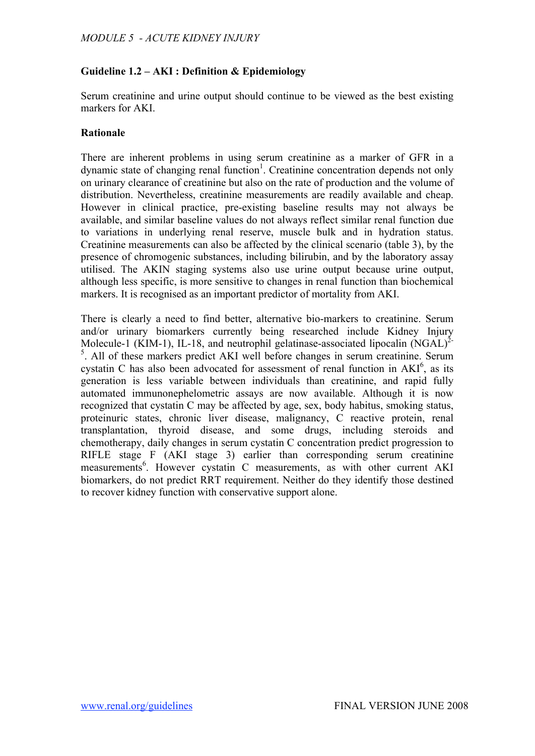## Guideline 1.2 – AKI : Definition & Epidemiology

Serum creatinine and urine output should continue to be viewed as the best existing markers for AKI.

### Rationale

There are inherent problems in using serum creatinine as a marker of GFR in a dynamic state of changing renal function[1]. Creatinine concentration depends not only on urinary clearance of creatinine but also on the rate of production and the volume of distribution. Nevertheless, creatinine measurements are readily available and cheap. However in clinical practice, pre-existing baseline results may not always be available, and similar baseline values do not always reflect similar renal function due to variations in underlying renal reserve, muscle bulk and in hydration status. Creatinine measurements can also be affected by the clinical scenario (table 3), by the presence of chromogenic substances, including bilirubin, and by the laboratory assay utilised. The AKIN staging systems also use urine output because urine output, although less specific, is more sensitive to changes in renal function than biochemical markers. It is recognised as an important predictor of mortality from AKI.

There is clearly a need to find better, alternative bio-markers to creatinine. Serum and/or urinary biomarkers currently being researched include Kidney Injury Molecule-1 (KIM-1), IL-18, and neutrophil gelatinase-associated lipocalin (NGAL)[2-5]. All of these markers predict AKI well before changes in serum creatinine. Serum cystatin C has also been advocated for assessment of renal function in AKI[6], as its generation is less variable between individuals than creatinine, and rapid fully automated immunonephelometric assays are now available. Although it is now recognized that cystatin C may be affected by age, sex, body habitus, smoking status, proteinuric states, chronic liver disease, malignancy, C reactive protein, renal transplantation, thyroid disease, and some drugs, including steroids and chemotherapy, daily changes in serum cystatin C concentration predict progression to RIFLE stage F (AKI stage 3) earlier than corresponding serum creatinine measurements[6]. However cystatin C measurements, as with other current AKI biomarkers, do not predict RRT requirement. Neither do they identify those destined to recover kidney function with conservative support alone.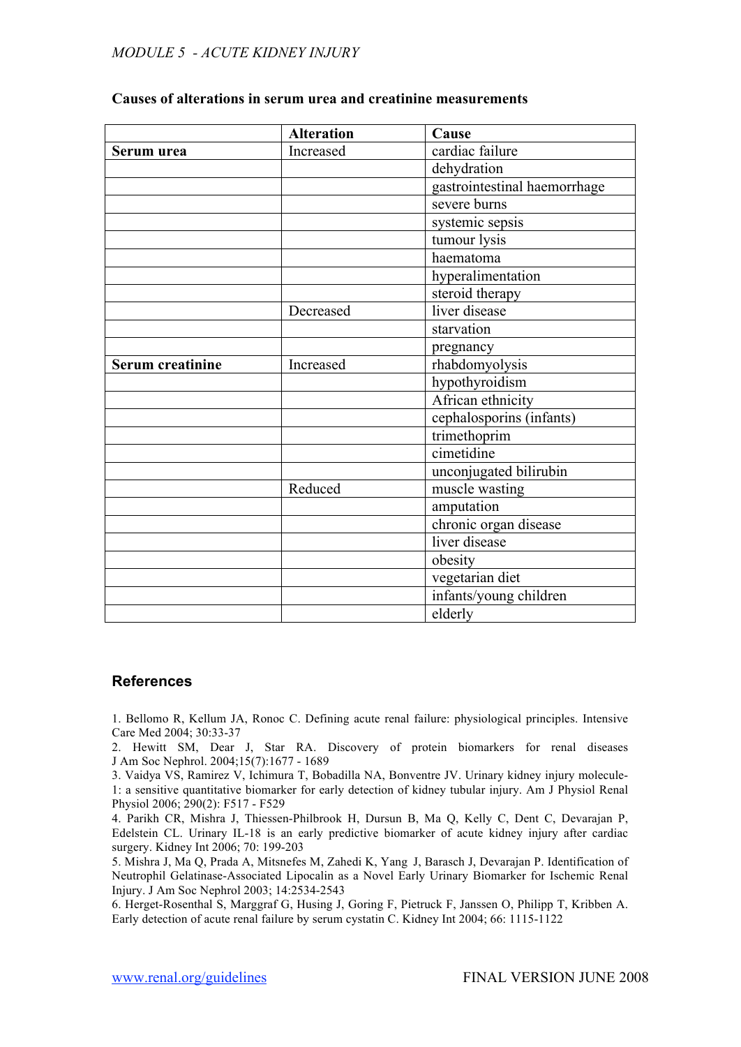**Causes of alterations in serum urea and creatinine measurements**

| | Alteration | Cause |
|---|---|---|
| **Serum urea** | Increased | cardiac failure |
| | | dehydration |
| | | gastrointestinal haemorrhage |
| | | severe burns |
| | | systemic sepsis |
| | | tumour lysis |
| | | haematoma |
| | | hyperalimentation |
| | | steroid therapy |
| | Decreased | liver disease |
| | | starvation |
| | | pregnancy |
| **Serum creatinine** | Increased | rhabdomyolysis |
| | | hypothyroidism |
| | | African ethnicity |
| | | cephalosporins (infants) |
| | | trimethoprim |
| | | cimetidine |
| | | unconjugated bilirubin |
| | Reduced | muscle wasting |
| | | amputation |
| | | chronic organ disease |
| | | liver disease |
| | | obesity |
| | | vegetarian diet |
| | | infants/young children |
| | | elderly |

## References

1. Bellomo R, Kellum JA, Ronoc C. Defining acute renal failure: physiological principles. Intensive Care Med 2004; 30:33-37
2. Hewitt SM, Dear J, Star RA. Discovery of protein biomarkers for renal diseases J Am Soc Nephrol. 2004;15(7):1677 - 1689
3. Vaidya VS, Ramirez V, Ichimura T, Bobadilla NA, Bonventre JV. Urinary kidney injury molecule-1: a sensitive quantitative biomarker for early detection of kidney tubular injury. Am J Physiol Renal Physiol 2006; 290(2): F517 - F529
4. Parikh CR, Mishra J, Thiessen-Philbrook H, Dursun B, Ma Q, Kelly C, Dent C, Devarajan P, Edelstein CL. Urinary IL-18 is an early predictive biomarker of acute kidney injury after cardiac surgery. Kidney Int 2006; 70: 199-203
5. Mishra J, Ma Q, Prada A, Mitsnefes M, Zahedi K, Yang J, Barasch J, Devarajan P. Identification of Neutrophil Gelatinase-Associated Lipocalin as a Novel Early Urinary Biomarker for Ischemic Renal Injury. J Am Soc Nephrol 2003; 14:2534-2543
6. Herget-Rosenthal S, Marggraf G, Husing J, Goring F, Pietruck F, Janssen O, Philipp T, Kribben A. Early detection of acute renal failure by serum cystatin C. Kidney Int 2004; 66: 1115-1122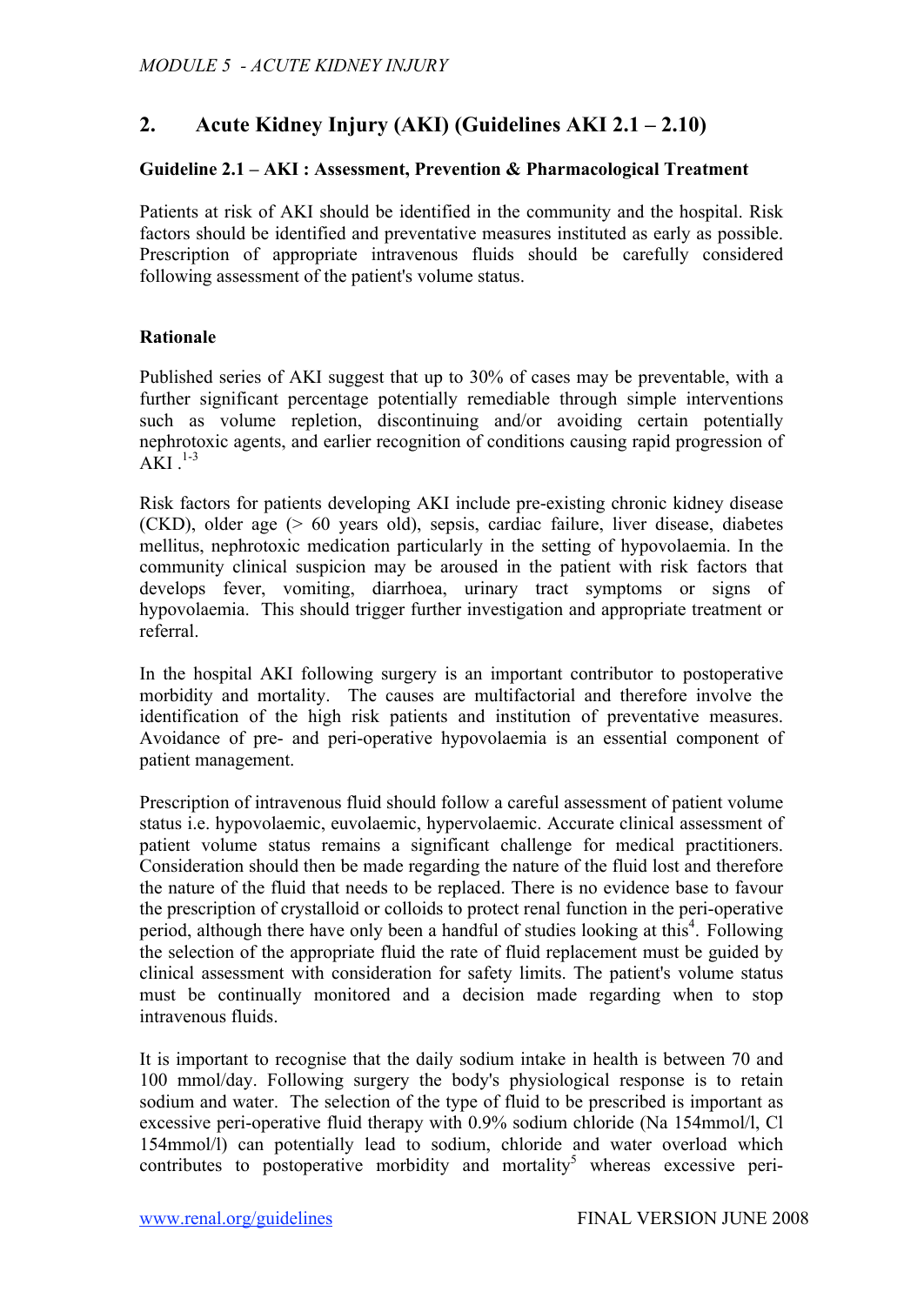## 2. Acute Kidney Injury (AKI) (Guidelines AKI 2.1 – 2.10)

### Guideline 2.1 – AKI : Assessment, Prevention & Pharmacological Treatment

Patients at risk of AKI should be identified in the community and the hospital. Risk factors should be identified and preventative measures instituted as early as possible. Prescription of appropriate intravenous fluids should be carefully considered following assessment of the patient's volume status.

#### Rationale

Published series of AKI suggest that up to 30% of cases may be preventable, with a further significant percentage potentially remediable through simple interventions such as volume repletion, discontinuing and/or avoiding certain potentially nephrotoxic agents, and earlier recognition of conditions causing rapid progression of AKI .[1-3]

Risk factors for patients developing AKI include pre-existing chronic kidney disease (CKD), older age (> 60 years old), sepsis, cardiac failure, liver disease, diabetes mellitus, nephrotoxic medication particularly in the setting of hypovolaemia. In the community clinical suspicion may be aroused in the patient with risk factors that develops fever, vomiting, diarrhoea, urinary tract symptoms or signs of hypovolaemia. This should trigger further investigation and appropriate treatment or referral.

In the hospital AKI following surgery is an important contributor to postoperative morbidity and mortality. The causes are multifactorial and therefore involve the identification of the high risk patients and institution of preventative measures. Avoidance of pre- and peri-operative hypovolaemia is an essential component of patient management.

Prescription of intravenous fluid should follow a careful assessment of patient volume status i.e. hypovolaemic, euvolaemic, hypervolaemic. Accurate clinical assessment of patient volume status remains a significant challenge for medical practitioners. Consideration should then be made regarding the nature of the fluid lost and therefore the nature of the fluid that needs to be replaced. There is no evidence base to favour the prescription of crystalloid or colloids to protect renal function in the peri-operative period, although there have only been a handful of studies looking at this[4]. Following the selection of the appropriate fluid the rate of fluid replacement must be guided by clinical assessment with consideration for safety limits. The patient's volume status must be continually monitored and a decision made regarding when to stop intravenous fluids.

It is important to recognise that the daily sodium intake in health is between 70 and 100 mmol/day. Following surgery the body's physiological response is to retain sodium and water. The selection of the type of fluid to be prescribed is important as excessive peri-operative fluid therapy with 0.9% sodium chloride (Na 154mmol/l, Cl 154mmol/l) can potentially lead to sodium, chloride and water overload which contributes to postoperative morbidity and mortality[5] whereas excessive peri-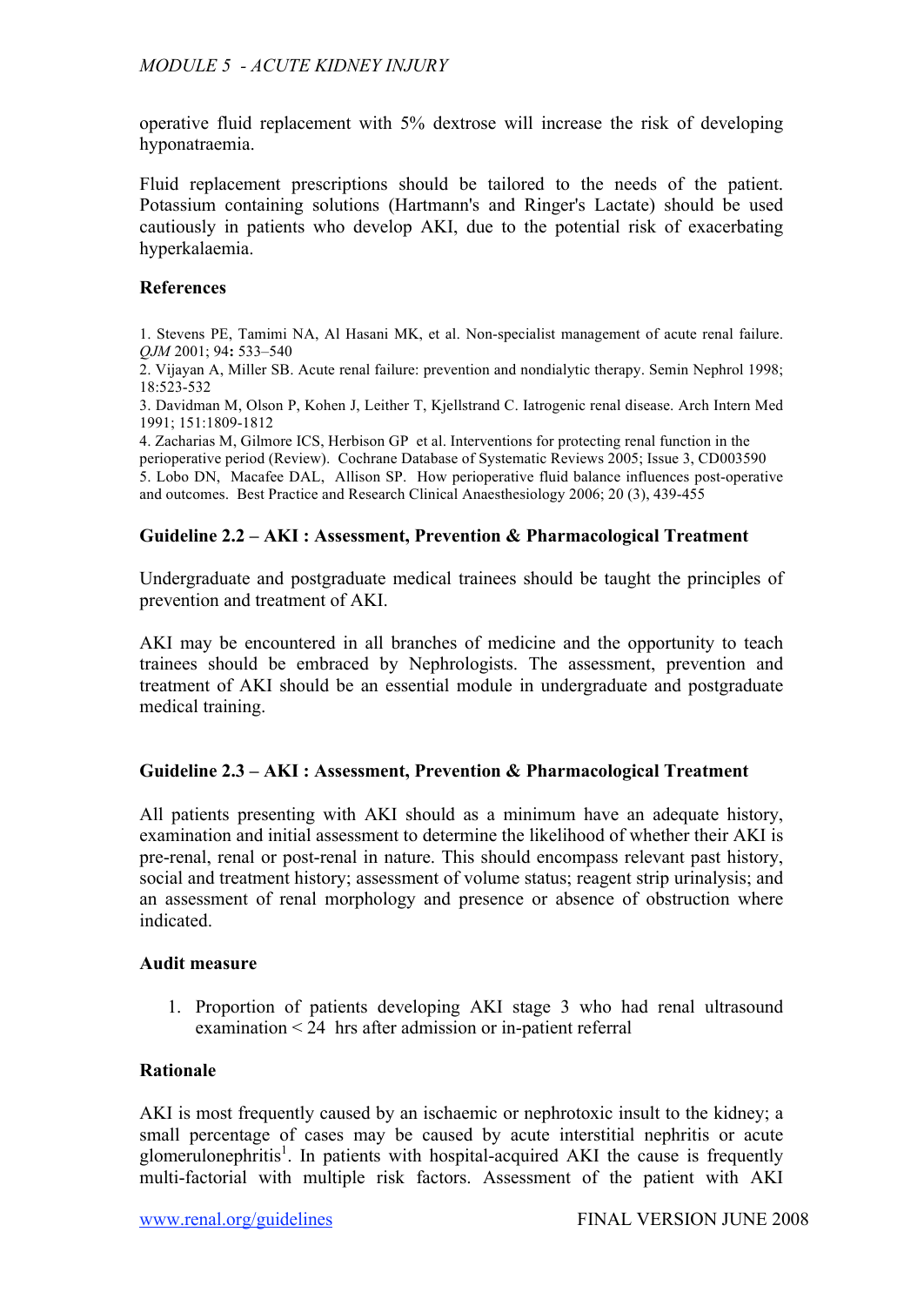operative fluid replacement with 5% dextrose will increase the risk of developing hyponatraemia.

Fluid replacement prescriptions should be tailored to the needs of the patient. Potassium containing solutions (Hartmann's and Ringer's Lactate) should be used cautiously in patients who develop AKI, due to the potential risk of exacerbating hyperkalaemia.

**References**

1. Stevens PE, Tamimi NA, Al Hasani MK, et al. Non-specialist management of acute renal failure. *QJM* 2001; 94**:** 533–540
2. Vijayan A, Miller SB. Acute renal failure: prevention and nondialytic therapy. Semin Nephrol 1998; 18:523-532
3. Davidman M, Olson P, Kohen J, Leither T, Kjellstrand C. Iatrogenic renal disease. Arch Intern Med 1991; 151:1809-1812
4. Zacharias M, Gilmore ICS, Herbison GP et al. Interventions for protecting renal function in the perioperative period (Review). Cochrane Database of Systematic Reviews 2005; Issue 3, CD003590
5. Lobo DN, Macafee DAL, Allison SP. How perioperative fluid balance influences post-operative and outcomes. Best Practice and Research Clinical Anaesthesiology 2006; 20 (3), 439-455

### Guideline 2.2 – AKI : Assessment, Prevention & Pharmacological Treatment

Undergraduate and postgraduate medical trainees should be taught the principles of prevention and treatment of AKI.

AKI may be encountered in all branches of medicine and the opportunity to teach trainees should be embraced by Nephrologists. The assessment, prevention and treatment of AKI should be an essential module in undergraduate and postgraduate medical training.

### Guideline 2.3 – AKI : Assessment, Prevention & Pharmacological Treatment

All patients presenting with AKI should as a minimum have an adequate history, examination and initial assessment to determine the likelihood of whether their AKI is pre-renal, renal or post-renal in nature. This should encompass relevant past history, social and treatment history; assessment of volume status; reagent strip urinalysis; and an assessment of renal morphology and presence or absence of obstruction where indicated.

**Audit measure**

1. Proportion of patients developing AKI stage 3 who had renal ultrasound examination < 24 hrs after admission or in-patient referral

**Rationale**

AKI is most frequently caused by an ischaemic or nephrotoxic insult to the kidney; a small percentage of cases may be caused by acute interstitial nephritis or acute glomerulonephritis[1]. In patients with hospital-acquired AKI the cause is frequently multi-factorial with multiple risk factors. Assessment of the patient with AKI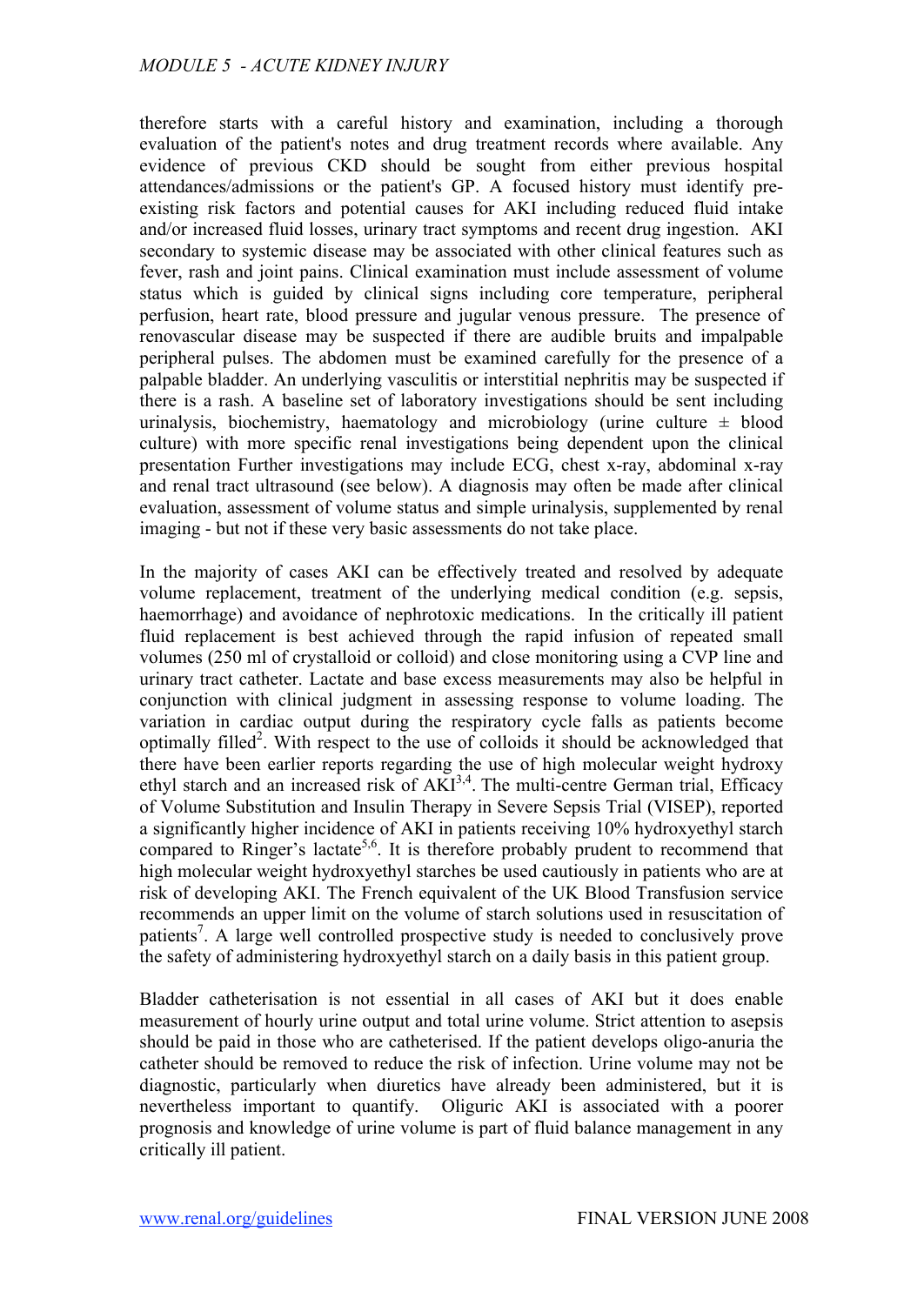therefore starts with a careful history and examination, including a thorough evaluation of the patient's notes and drug treatment records where available. Any evidence of previous CKD should be sought from either previous hospital attendances/admissions or the patient's GP. A focused history must identify pre-existing risk factors and potential causes for AKI including reduced fluid intake and/or increased fluid losses, urinary tract symptoms and recent drug ingestion. AKI secondary to systemic disease may be associated with other clinical features such as fever, rash and joint pains. Clinical examination must include assessment of volume status which is guided by clinical signs including core temperature, peripheral perfusion, heart rate, blood pressure and jugular venous pressure. The presence of renovascular disease may be suspected if there are audible bruits and impalpable peripheral pulses. The abdomen must be examined carefully for the presence of a palpable bladder. An underlying vasculitis or interstitial nephritis may be suspected if there is a rash. A baseline set of laboratory investigations should be sent including urinalysis, biochemistry, haematology and microbiology (urine culture ± blood culture) with more specific renal investigations being dependent upon the clinical presentation Further investigations may include ECG, chest x-ray, abdominal x-ray and renal tract ultrasound (see below). A diagnosis may often be made after clinical evaluation, assessment of volume status and simple urinalysis, supplemented by renal imaging - but not if these very basic assessments do not take place.

In the majority of cases AKI can be effectively treated and resolved by adequate volume replacement, treatment of the underlying medical condition (e.g. sepsis, haemorrhage) and avoidance of nephrotoxic medications. In the critically ill patient fluid replacement is best achieved through the rapid infusion of repeated small volumes (250 ml of crystalloid or colloid) and close monitoring using a CVP line and urinary tract catheter. Lactate and base excess measurements may also be helpful in conjunction with clinical judgment in assessing response to volume loading. The variation in cardiac output during the respiratory cycle falls as patients become optimally filled[2]. With respect to the use of colloids it should be acknowledged that there have been earlier reports regarding the use of high molecular weight hydroxy ethyl starch and an increased risk of AKI[3,4]. The multi-centre German trial, Efficacy of Volume Substitution and Insulin Therapy in Severe Sepsis Trial (VISEP), reported a significantly higher incidence of AKI in patients receiving 10% hydroxyethyl starch compared to Ringer's lactate[5,6]. It is therefore probably prudent to recommend that high molecular weight hydroxyethyl starches be used cautiously in patients who are at risk of developing AKI. The French equivalent of the UK Blood Transfusion service recommends an upper limit on the volume of starch solutions used in resuscitation of patients[7]. A large well controlled prospective study is needed to conclusively prove the safety of administering hydroxyethyl starch on a daily basis in this patient group.

Bladder catheterisation is not essential in all cases of AKI but it does enable measurement of hourly urine output and total urine volume. Strict attention to asepsis should be paid in those who are catheterised. If the patient develops oligo-anuria the catheter should be removed to reduce the risk of infection. Urine volume may not be diagnostic, particularly when diuretics have already been administered, but it is nevertheless important to quantify. Oliguric AKI is associated with a poorer prognosis and knowledge of urine volume is part of fluid balance management in any critically ill patient.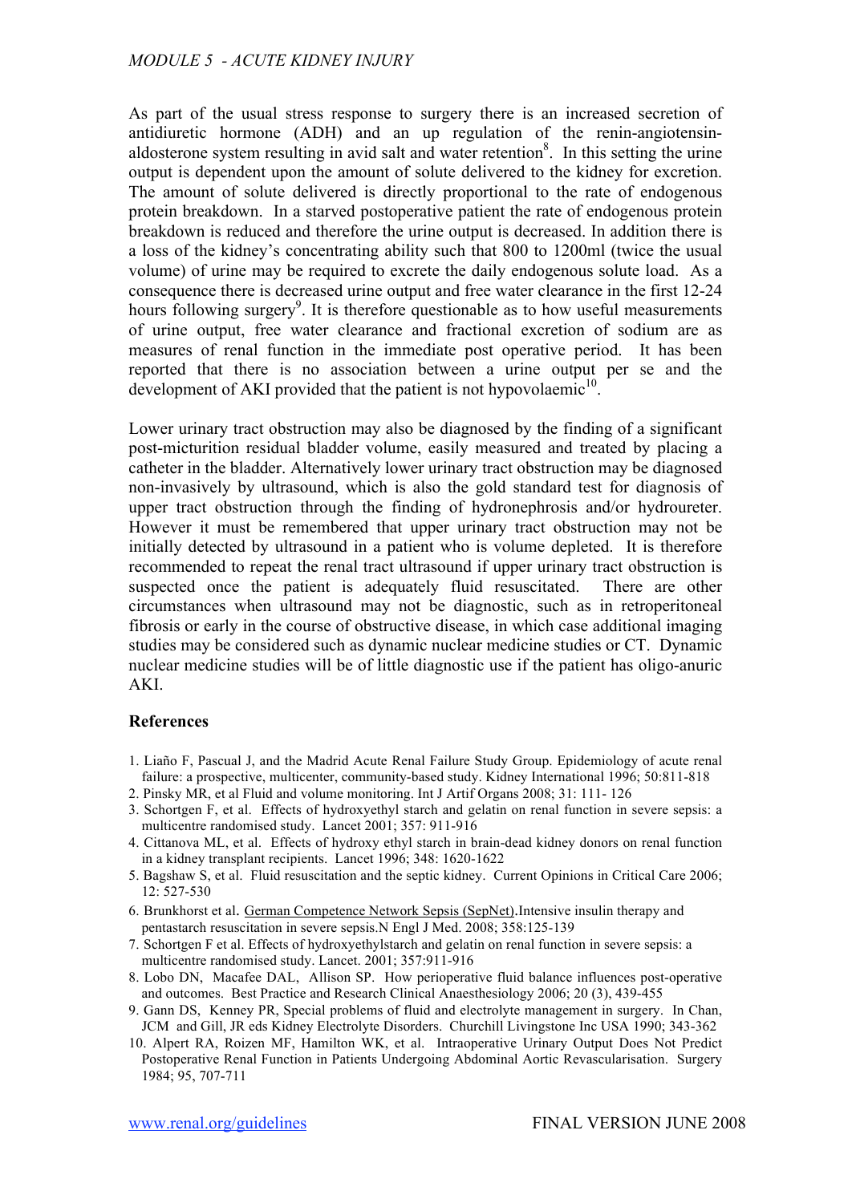As part of the usual stress response to surgery there is an increased secretion of antidiuretic hormone (ADH) and an up regulation of the renin-angiotensin-aldosterone system resulting in avid salt and water retention[8]. In this setting the urine output is dependent upon the amount of solute delivered to the kidney for excretion. The amount of solute delivered is directly proportional to the rate of endogenous protein breakdown. In a starved postoperative patient the rate of endogenous protein breakdown is reduced and therefore the urine output is decreased. In addition there is a loss of the kidney's concentrating ability such that 800 to 1200ml (twice the usual volume) of urine may be required to excrete the daily endogenous solute load. As a consequence there is decreased urine output and free water clearance in the first 12-24 hours following surgery[9]. It is therefore questionable as to how useful measurements of urine output, free water clearance and fractional excretion of sodium are as measures of renal function in the immediate post operative period. It has been reported that there is no association between a urine output per se and the development of AKI provided that the patient is not hypovolaemic[10].

Lower urinary tract obstruction may also be diagnosed by the finding of a significant post-micturition residual bladder volume, easily measured and treated by placing a catheter in the bladder. Alternatively lower urinary tract obstruction may be diagnosed non-invasively by ultrasound, which is also the gold standard test for diagnosis of upper tract obstruction through the finding of hydronephrosis and/or hydroureter. However it must be remembered that upper urinary tract obstruction may not be initially detected by ultrasound in a patient who is volume depleted. It is therefore recommended to repeat the renal tract ultrasound if upper urinary tract obstruction is suspected once the patient is adequately fluid resuscitated. There are other circumstances when ultrasound may not be diagnostic, such as in retroperitoneal fibrosis or early in the course of obstructive disease, in which case additional imaging studies may be considered such as dynamic nuclear medicine studies or CT. Dynamic nuclear medicine studies will be of little diagnostic use if the patient has oligo-anuric AKI.

## References

1. Liaño F, Pascual J, and the Madrid Acute Renal Failure Study Group. Epidemiology of acute renal failure: a prospective, multicenter, community-based study. Kidney International 1996; 50:811-818
2. Pinsky MR, et al Fluid and volume monitoring. Int J Artif Organs 2008; 31: 111- 126
3. Schortgen F, et al. Effects of hydroxyethyl starch and gelatin on renal function in severe sepsis: a multicentre randomised study. Lancet 2001; 357: 911-916
4. Cittanova ML, et al. Effects of hydroxy ethyl starch in brain-dead kidney donors on renal function in a kidney transplant recipients. Lancet 1996; 348: 1620-1622
5. Bagshaw S, et al. Fluid resuscitation and the septic kidney. Current Opinions in Critical Care 2006; 12: 527-530
6. Brunkhorst et al. German Competence Network Sepsis (SepNet).Intensive insulin therapy and pentastarch resuscitation in severe sepsis.N Engl J Med. 2008; 358:125-139
7. Schortgen F et al. Effects of hydroxyethylstarch and gelatin on renal function in severe sepsis: a multicentre randomised study. Lancet. 2001; 357:911-916
8. Lobo DN, Macafee DAL, Allison SP. How perioperative fluid balance influences post-operative and outcomes. Best Practice and Research Clinical Anaesthesiology 2006; 20 (3), 439-455
9. Gann DS, Kenney PR, Special problems of fluid and electrolyte management in surgery. In Chan, JCM and Gill, JR eds Kidney Electrolyte Disorders. Churchill Livingstone Inc USA 1990; 343-362
10. Alpert RA, Roizen MF, Hamilton WK, et al. Intraoperative Urinary Output Does Not Predict Postoperative Renal Function in Patients Undergoing Abdominal Aortic Revascularisation. Surgery 1984; 95, 707-711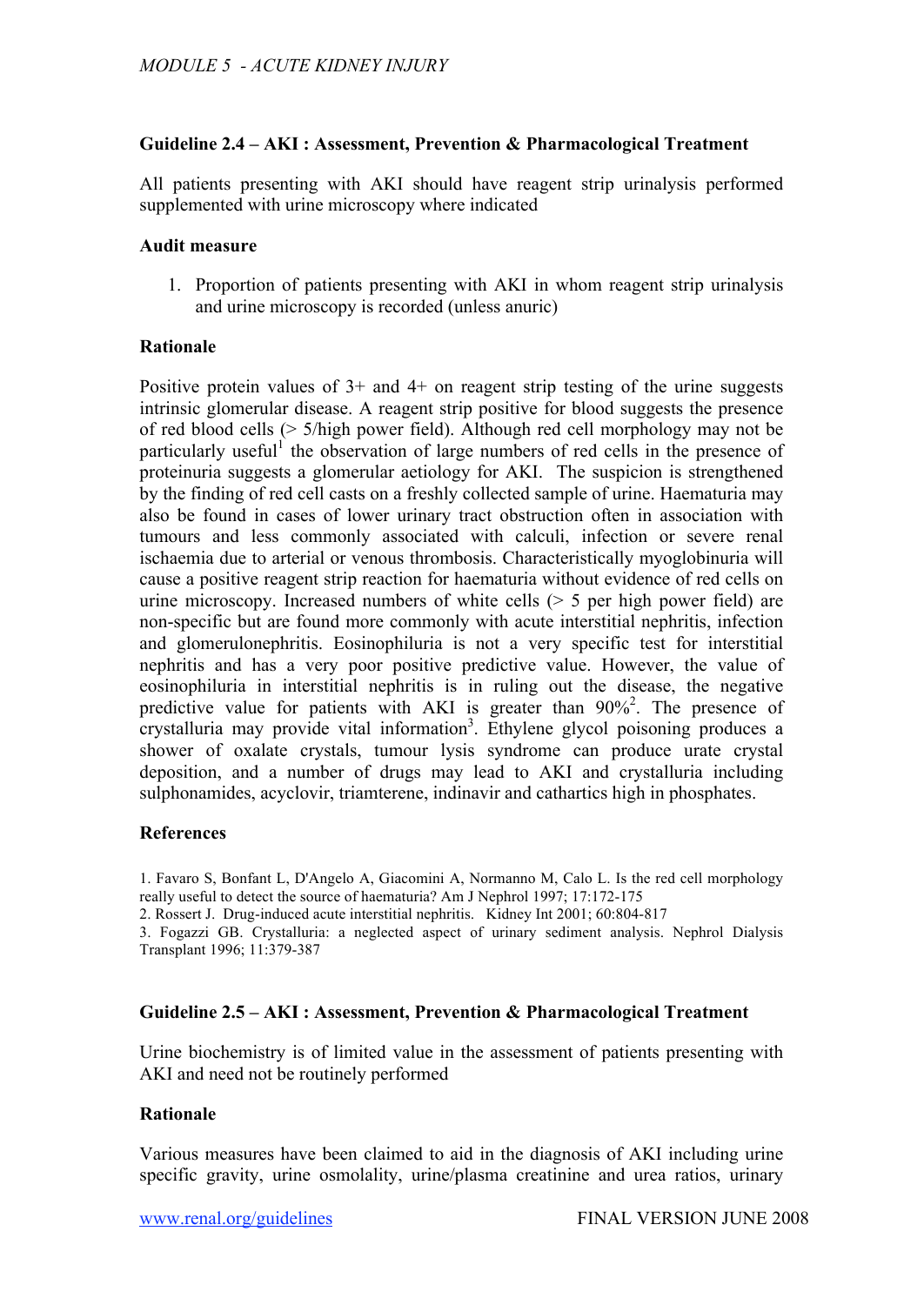**Guideline 2.4 – AKI : Assessment, Prevention & Pharmacological Treatment**

All patients presenting with AKI should have reagent strip urinalysis performed supplemented with urine microscopy where indicated

**Audit measure**

1. Proportion of patients presenting with AKI in whom reagent strip urinalysis and urine microscopy is recorded (unless anuric)

**Rationale**

Positive protein values of 3+ and 4+ on reagent strip testing of the urine suggests intrinsic glomerular disease. A reagent strip positive for blood suggests the presence of red blood cells (> 5/high power field). Although red cell morphology may not be particularly useful[1] the observation of large numbers of red cells in the presence of proteinuria suggests a glomerular aetiology for AKI. The suspicion is strengthened by the finding of red cell casts on a freshly collected sample of urine. Haematuria may also be found in cases of lower urinary tract obstruction often in association with tumours and less commonly associated with calculi, infection or severe renal ischaemia due to arterial or venous thrombosis. Characteristically myoglobinuria will cause a positive reagent strip reaction for haematuria without evidence of red cells on urine microscopy. Increased numbers of white cells (> 5 per high power field) are non-specific but are found more commonly with acute interstitial nephritis, infection and glomerulonephritis. Eosinophiluria is not a very specific test for interstitial nephritis and has a very poor positive predictive value. However, the value of eosinophiluria in interstitial nephritis is in ruling out the disease, the negative predictive value for patients with AKI is greater than 90%[2]. The presence of crystalluria may provide vital information[3]. Ethylene glycol poisoning produces a shower of oxalate crystals, tumour lysis syndrome can produce urate crystal deposition, and a number of drugs may lead to AKI and crystalluria including sulphonamides, acyclovir, triamterene, indinavir and cathartics high in phosphates.

**References**

1. Favaro S, Bonfant L, D'Angelo A, Giacomini A, Normanno M, Calo L. Is the red cell morphology really useful to detect the source of haematuria? Am J Nephrol 1997; 17:172-175
2. Rossert J. Drug-induced acute interstitial nephritis. Kidney Int 2001; 60:804-817
3. Fogazzi GB. Crystalluria: a neglected aspect of urinary sediment analysis. Nephrol Dialysis Transplant 1996; 11:379-387

**Guideline 2.5 – AKI : Assessment, Prevention & Pharmacological Treatment**

Urine biochemistry is of limited value in the assessment of patients presenting with AKI and need not be routinely performed

**Rationale**

Various measures have been claimed to aid in the diagnosis of AKI including urine specific gravity, urine osmolality, urine/plasma creatinine and urea ratios, urinary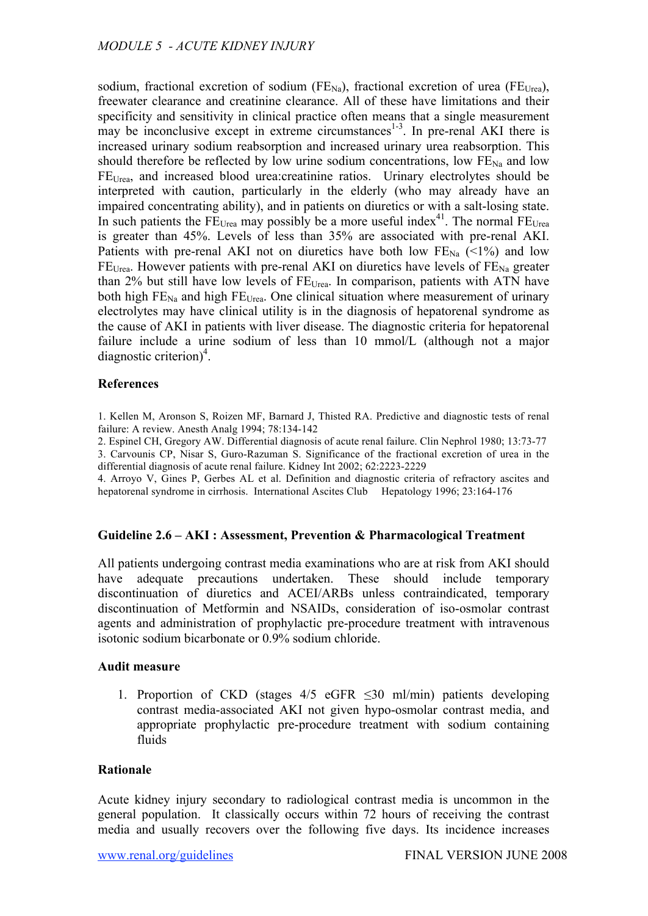sodium, fractional excretion of sodium ($FE_{Na}$), fractional excretion of urea ($FE_{Urea}$), freewater clearance and creatinine clearance. All of these have limitations and their specificity and sensitivity in clinical practice often means that a single measurement may be inconclusive except in extreme circumstances[1-3]. In pre-renal AKI there is increased urinary sodium reabsorption and increased urinary urea reabsorption. This should therefore be reflected by low urine sodium concentrations, low $FE_{Na}$ and low $FE_{Urea}$, and increased blood urea:creatinine ratios. Urinary electrolytes should be interpreted with caution, particularly in the elderly (who may already have an impaired concentrating ability), and in patients on diuretics or with a salt-losing state. In such patients the $FE_{Urea}$ may possibly be a more useful index[41]. The normal $FE_{Urea}$ is greater than 45%. Levels of less than 35% are associated with pre-renal AKI. Patients with pre-renal AKI not on diuretics have both low $FE_{Na}$ (<1%) and low $FE_{Urea}$. However patients with pre-renal AKI on diuretics have levels of $FE_{Na}$ greater than 2% but still have low levels of $FE_{Urea}$. In comparison, patients with ATN have both high $FE_{Na}$ and high $FE_{Urea}$. One clinical situation where measurement of urinary electrolytes may have clinical utility is in the diagnosis of hepatorenal syndrome as the cause of AKI in patients with liver disease. The diagnostic criteria for hepatorenal failure include a urine sodium of less than 10 mmol/L (although not a major diagnostic criterion)[4].

### References

1. Kellen M, Aronson S, Roizen MF, Barnard J, Thisted RA. Predictive and diagnostic tests of renal failure: A review. Anesth Analg 1994; 78:134-142
2. Espinel CH, Gregory AW. Differential diagnosis of acute renal failure. Clin Nephrol 1980; 13:73-77
3. Carvounis CP, Nisar S, Guro-Razuman S. Significance of the fractional excretion of urea in the differential diagnosis of acute renal failure. Kidney Int 2002; 62:2223-2229
4. Arroyo V, Gines P, Gerbes AL et al. Definition and diagnostic criteria of refractory ascites and hepatorenal syndrome in cirrhosis. International Ascites Club Hepatology 1996; 23:164-176

## Guideline 2.6 – AKI : Assessment, Prevention & Pharmacological Treatment

All patients undergoing contrast media examinations who are at risk from AKI should have adequate precautions undertaken. These should include temporary discontinuation of diuretics and ACEI/ARBs unless contraindicated, temporary discontinuation of Metformin and NSAIDs, consideration of iso-osmolar contrast agents and administration of prophylactic pre-procedure treatment with intravenous isotonic sodium bicarbonate or 0.9% sodium chloride.

### Audit measure

1. Proportion of CKD (stages 4/5 eGFR ≤30 ml/min) patients developing contrast media-associated AKI not given hypo-osmolar contrast media, and appropriate prophylactic pre-procedure treatment with sodium containing fluids

### Rationale

Acute kidney injury secondary to radiological contrast media is uncommon in the general population. It classically occurs within 72 hours of receiving the contrast media and usually recovers over the following five days. Its incidence increases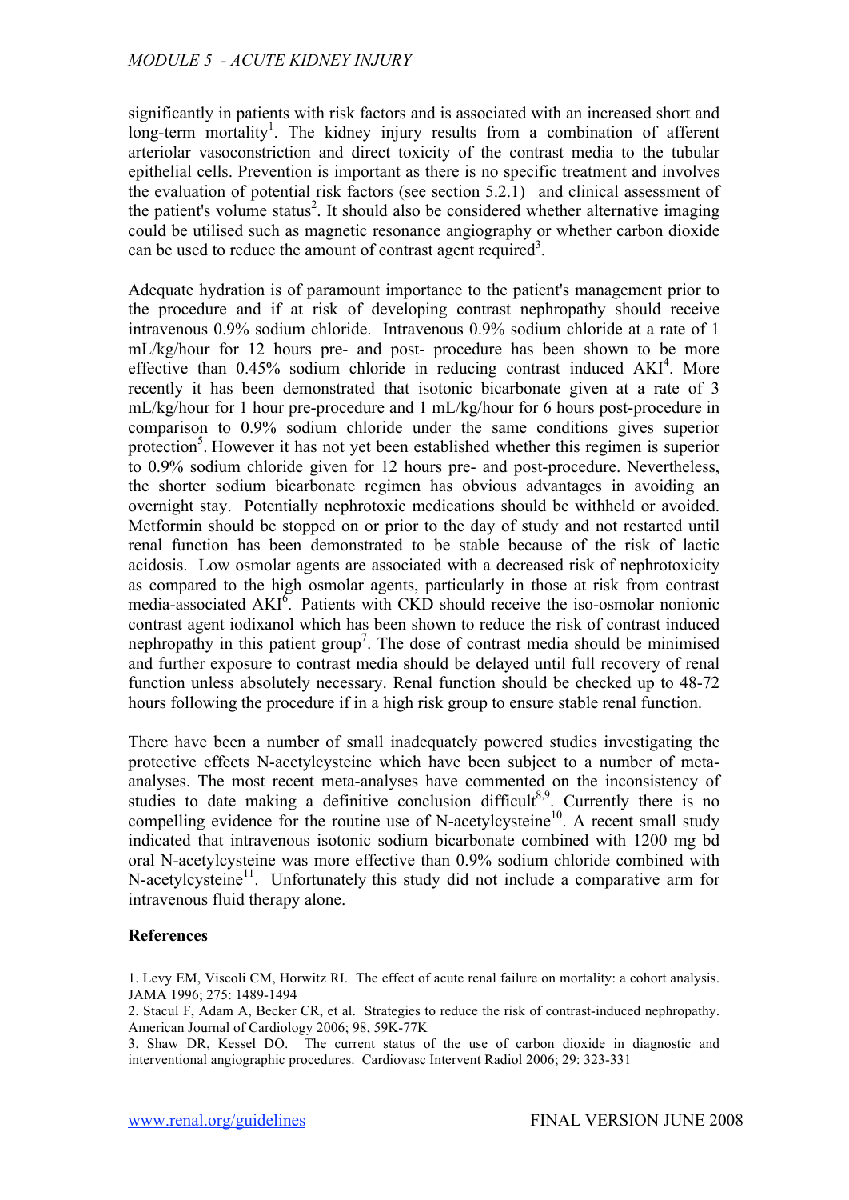significantly in patients with risk factors and is associated with an increased short and long-term mortality[1]. The kidney injury results from a combination of afferent arteriolar vasoconstriction and direct toxicity of the contrast media to the tubular epithelial cells. Prevention is important as there is no specific treatment and involves the evaluation of potential risk factors (see section 5.2.1) and clinical assessment of the patient's volume status[2]. It should also be considered whether alternative imaging could be utilised such as magnetic resonance angiography or whether carbon dioxide can be used to reduce the amount of contrast agent required[3].

Adequate hydration is of paramount importance to the patient's management prior to the procedure and if at risk of developing contrast nephropathy should receive intravenous 0.9% sodium chloride. Intravenous 0.9% sodium chloride at a rate of 1 mL/kg/hour for 12 hours pre- and post- procedure has been shown to be more effective than 0.45% sodium chloride in reducing contrast induced AKI[4]. More recently it has been demonstrated that isotonic bicarbonate given at a rate of 3 mL/kg/hour for 1 hour pre-procedure and 1 mL/kg/hour for 6 hours post-procedure in comparison to 0.9% sodium chloride under the same conditions gives superior protection[5]. However it has not yet been established whether this regimen is superior to 0.9% sodium chloride given for 12 hours pre- and post-procedure. Nevertheless, the shorter sodium bicarbonate regimen has obvious advantages in avoiding an overnight stay. Potentially nephrotoxic medications should be withheld or avoided. Metformin should be stopped on or prior to the day of study and not restarted until renal function has been demonstrated to be stable because of the risk of lactic acidosis. Low osmolar agents are associated with a decreased risk of nephrotoxicity as compared to the high osmolar agents, particularly in those at risk from contrast media-associated AKI[6]. Patients with CKD should receive the iso-osmolar nonionic contrast agent iodixanol which has been shown to reduce the risk of contrast induced nephropathy in this patient group[7]. The dose of contrast media should be minimised and further exposure to contrast media should be delayed until full recovery of renal function unless absolutely necessary. Renal function should be checked up to 48-72 hours following the procedure if in a high risk group to ensure stable renal function.

There have been a number of small inadequately powered studies investigating the protective effects N-acetylcysteine which have been subject to a number of meta-analyses. The most recent meta-analyses have commented on the inconsistency of studies to date making a definitive conclusion difficult[8,9]. Currently there is no compelling evidence for the routine use of N-acetylcysteine[10]. A recent small study indicated that intravenous isotonic sodium bicarbonate combined with 1200 mg bd oral N-acetylcysteine was more effective than 0.9% sodium chloride combined with N-acetylcysteine[11]. Unfortunately this study did not include a comparative arm for intravenous fluid therapy alone.

**References**

1. Levy EM, Viscoli CM, Horwitz RI. The effect of acute renal failure on mortality: a cohort analysis. JAMA 1996; 275: 1489-1494
2. Stacul F, Adam A, Becker CR, et al. Strategies to reduce the risk of contrast-induced nephropathy. American Journal of Cardiology 2006; 98, 59K-77K
3. Shaw DR, Kessel DO. The current status of the use of carbon dioxide in diagnostic and interventional angiographic procedures. Cardiovasc Intervent Radiol 2006; 29: 323-331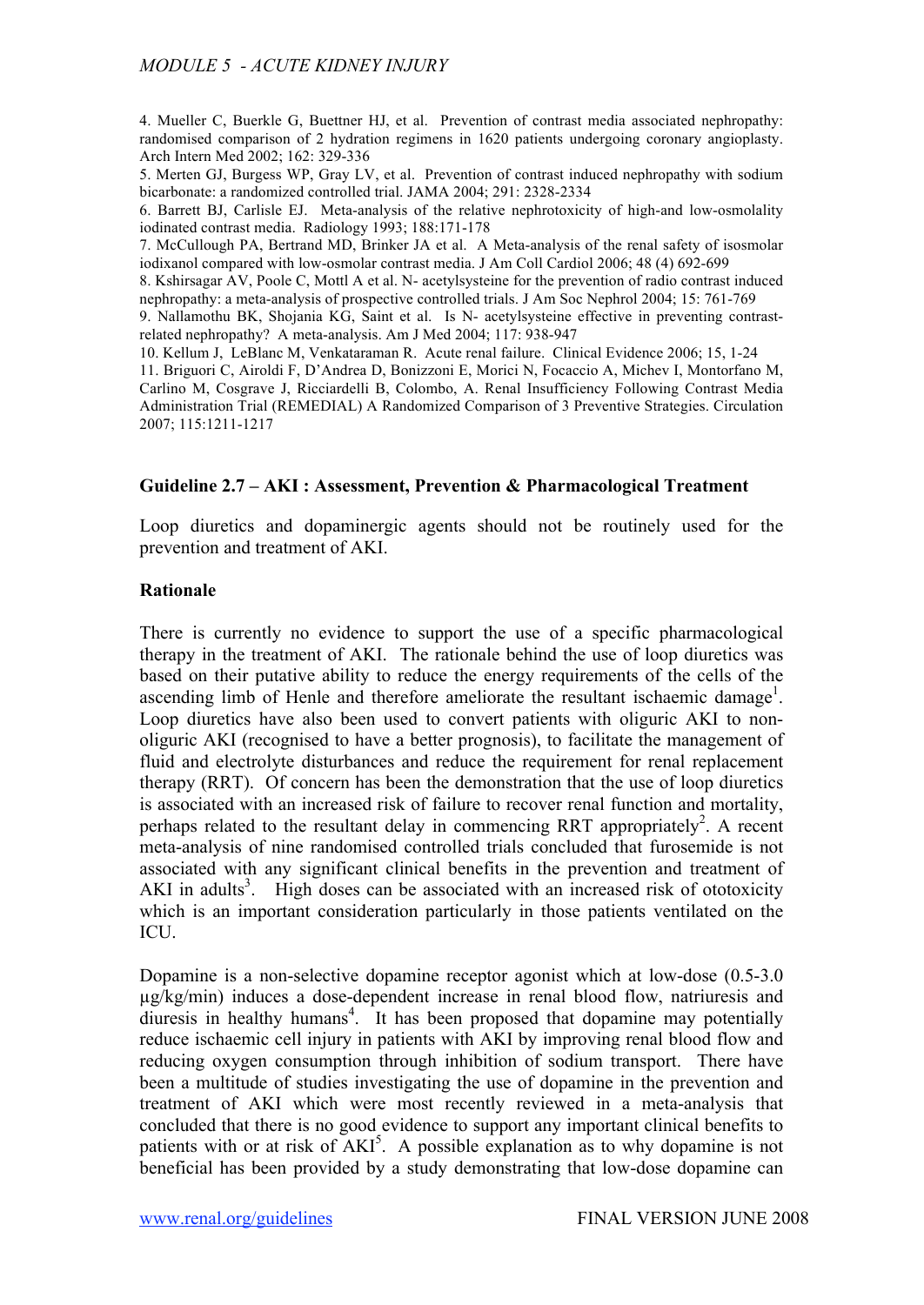4. Mueller C, Buerkle G, Buettner HJ, et al. Prevention of contrast media associated nephropathy: randomised comparison of 2 hydration regimens in 1620 patients undergoing coronary angioplasty. Arch Intern Med 2002; 162: 329-336

5. Merten GJ, Burgess WP, Gray LV, et al. Prevention of contrast induced nephropathy with sodium bicarbonate: a randomized controlled trial. JAMA 2004; 291: 2328-2334

6. Barrett BJ, Carlisle EJ. Meta-analysis of the relative nephrotoxicity of high-and low-osmolality iodinated contrast media. Radiology 1993; 188:171-178

7. McCullough PA, Bertrand MD, Brinker JA et al. A Meta-analysis of the renal safety of isosmolar iodixanol compared with low-osmolar contrast media. J Am Coll Cardiol 2006; 48 (4) 692-699

8. Kshirsagar AV, Poole C, Mottl A et al. N- acetylsysteine for the prevention of radio contrast induced nephropathy: a meta-analysis of prospective controlled trials. J Am Soc Nephrol 2004; 15: 761-769

9. Nallamothu BK, Shojania KG, Saint et al. Is N- acetylsysteine effective in preventing contrast-related nephropathy? A meta-analysis. Am J Med 2004; 117: 938-947

10. Kellum J, LeBlanc M, Venkataraman R. Acute renal failure. Clinical Evidence 2006; 15, 1-24

11. Briguori C, Airoldi F, D'Andrea D, Bonizzoni E, Morici N, Focaccio A, Michev I, Montorfano M, Carlino M, Cosgrave J, Ricciardelli B, Colombo, A. Renal Insufficiency Following Contrast Media Administration Trial (REMEDIAL) A Randomized Comparison of 3 Preventive Strategies. Circulation 2007; 115:1211-1217

## Guideline 2.7 – AKI : Assessment, Prevention & Pharmacological Treatment

Loop diuretics and dopaminergic agents should not be routinely used for the prevention and treatment of AKI.

### Rationale

There is currently no evidence to support the use of a specific pharmacological therapy in the treatment of AKI. The rationale behind the use of loop diuretics was based on their putative ability to reduce the energy requirements of the cells of the ascending limb of Henle and therefore ameliorate the resultant ischaemic damage[1]. Loop diuretics have also been used to convert patients with oliguric AKI to non-oliguric AKI (recognised to have a better prognosis), to facilitate the management of fluid and electrolyte disturbances and reduce the requirement for renal replacement therapy (RRT). Of concern has been the demonstration that the use of loop diuretics is associated with an increased risk of failure to recover renal function and mortality, perhaps related to the resultant delay in commencing RRT appropriately[2]. A recent meta-analysis of nine randomised controlled trials concluded that furosemide is not associated with any significant clinical benefits in the prevention and treatment of AKI in adults[3]. High doses can be associated with an increased risk of ototoxicity which is an important consideration particularly in those patients ventilated on the ICU.

Dopamine is a non-selective dopamine receptor agonist which at low-dose (0.5-3.0 µg/kg/min) induces a dose-dependent increase in renal blood flow, natriuresis and diuresis in healthy humans[4]. It has been proposed that dopamine may potentially reduce ischaemic cell injury in patients with AKI by improving renal blood flow and reducing oxygen consumption through inhibition of sodium transport. There have been a multitude of studies investigating the use of dopamine in the prevention and treatment of AKI which were most recently reviewed in a meta-analysis that concluded that there is no good evidence to support any important clinical benefits to patients with or at risk of AKI[5]. A possible explanation as to why dopamine is not beneficial has been provided by a study demonstrating that low-dose dopamine can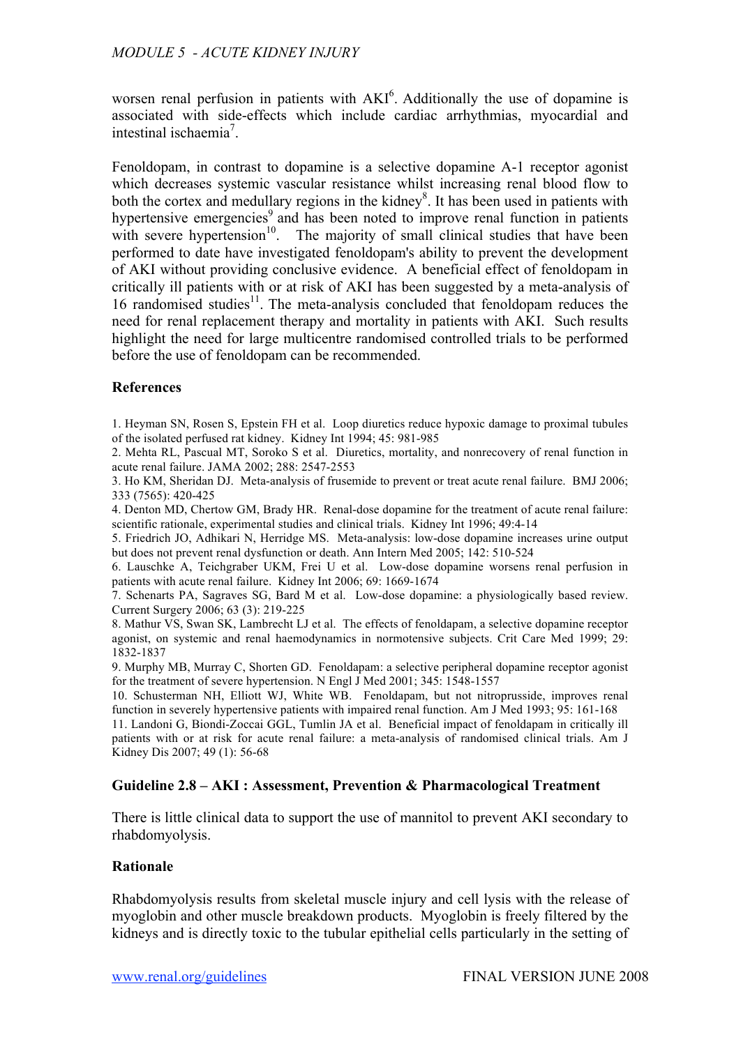worsen renal perfusion in patients with AKI[6]. Additionally the use of dopamine is associated with side-effects which include cardiac arrhythmias, myocardial and intestinal ischaemia[7].

Fenoldopam, in contrast to dopamine is a selective dopamine A-1 receptor agonist which decreases systemic vascular resistance whilst increasing renal blood flow to both the cortex and medullary regions in the kidney[8]. It has been used in patients with hypertensive emergencies[9] and has been noted to improve renal function in patients with severe hypertension[10]. The majority of small clinical studies that have been performed to date have investigated fenoldopam's ability to prevent the development of AKI without providing conclusive evidence. A beneficial effect of fenoldopam in critically ill patients with or at risk of AKI has been suggested by a meta-analysis of 16 randomised studies[11]. The meta-analysis concluded that fenoldopam reduces the need for renal replacement therapy and mortality in patients with AKI. Such results highlight the need for large multicentre randomised controlled trials to be performed before the use of fenoldopam can be recommended.

**References**

1. Heyman SN, Rosen S, Epstein FH et al. Loop diuretics reduce hypoxic damage to proximal tubules of the isolated perfused rat kidney. Kidney Int 1994; 45: 981-985
2. Mehta RL, Pascual MT, Soroko S et al. Diuretics, mortality, and nonrecovery of renal function in acute renal failure. JAMA 2002; 288: 2547-2553
3. Ho KM, Sheridan DJ. Meta-analysis of frusemide to prevent or treat acute renal failure. BMJ 2006; 333 (7565): 420-425
4. Denton MD, Chertow GM, Brady HR. Renal-dose dopamine for the treatment of acute renal failure: scientific rationale, experimental studies and clinical trials. Kidney Int 1996; 49:4-14
5. Friedrich JO, Adhikari N, Herridge MS. Meta-analysis: low-dose dopamine increases urine output but does not prevent renal dysfunction or death. Ann Intern Med 2005; 142: 510-524
6. Lauschke A, Teichgraber UKM, Frei U et al. Low-dose dopamine worsens renal perfusion in patients with acute renal failure. Kidney Int 2006; 69: 1669-1674
7. Schenarts PA, Sagraves SG, Bard M et al. Low-dose dopamine: a physiologically based review. Current Surgery 2006; 63 (3): 219-225
8. Mathur VS, Swan SK, Lambrecht LJ et al. The effects of fenoldapam, a selective dopamine receptor agonist, on systemic and renal haemodynamics in normotensive subjects. Crit Care Med 1999; 29: 1832-1837
9. Murphy MB, Murray C, Shorten GD. Fenoldapam: a selective peripheral dopamine receptor agonist for the treatment of severe hypertension. N Engl J Med 2001; 345: 1548-1557
10. Schusterman NH, Elliott WJ, White WB. Fenoldapam, but not nitroprusside, improves renal function in severely hypertensive patients with impaired renal function. Am J Med 1993; 95: 161-168
11. Landoni G, Biondi-Zoccai GGL, Tumlin JA et al. Beneficial impact of fenoldapam in critically ill patients with or at risk for acute renal failure: a meta-analysis of randomised clinical trials. Am J Kidney Dis 2007; 49 (1): 56-68

### Guideline 2.8 – AKI : Assessment, Prevention & Pharmacological Treatment

There is little clinical data to support the use of mannitol to prevent AKI secondary to rhabdomyolysis.

**Rationale**

Rhabdomyolysis results from skeletal muscle injury and cell lysis with the release of myoglobin and other muscle breakdown products. Myoglobin is freely filtered by the kidneys and is directly toxic to the tubular epithelial cells particularly in the setting of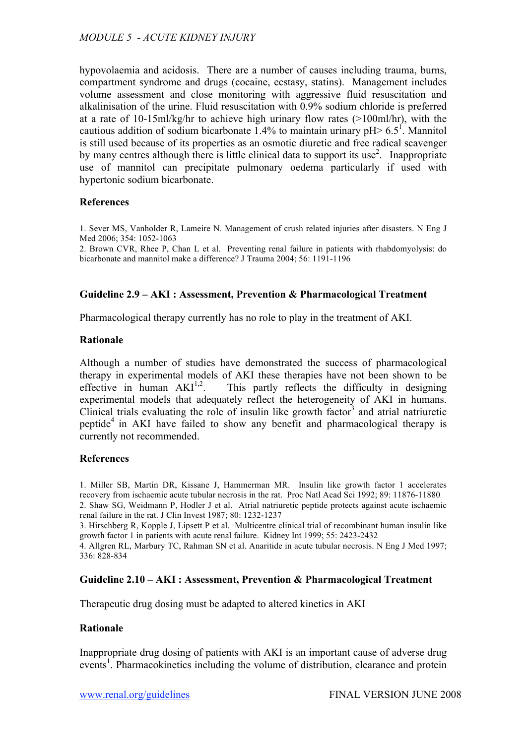hypovolaemia and acidosis. There are a number of causes including trauma, burns, compartment syndrome and drugs (cocaine, ecstasy, statins). Management includes volume assessment and close monitoring with aggressive fluid resuscitation and alkalinisation of the urine. Fluid resuscitation with 0.9% sodium chloride is preferred at a rate of 10-15ml/kg/hr to achieve high urinary flow rates (>100ml/hr), with the cautious addition of sodium bicarbonate 1.4% to maintain urinary pH> 6.5[1]. Mannitol is still used because of its properties as an osmotic diuretic and free radical scavenger by many centres although there is little clinical data to support its use[2]. Inappropriate use of mannitol can precipitate pulmonary oedema particularly if used with hypertonic sodium bicarbonate.

### References

1. Sever MS, Vanholder R, Lameire N. Management of crush related injuries after disasters. N Eng J Med 2006; 354: 1052-1063
2. Brown CVR, Rhee P, Chan L et al. Preventing renal failure in patients with rhabdomyolysis: do bicarbonate and mannitol make a difference? J Trauma 2004; 56: 1191-1196

### Guideline 2.9 – AKI : Assessment, Prevention & Pharmacological Treatment

Pharmacological therapy currently has no role to play in the treatment of AKI.

### Rationale

Although a number of studies have demonstrated the success of pharmacological therapy in experimental models of AKI these therapies have not been shown to be effective in human AKI[1,2]. This partly reflects the difficulty in designing experimental models that adequately reflect the heterogeneity of AKI in humans. Clinical trials evaluating the role of insulin like growth factor[3] and atrial natriuretic peptide[4] in AKI have failed to show any benefit and pharmacological therapy is currently not recommended.

### References

1. Miller SB, Martin DR, Kissane J, Hammerman MR. Insulin like growth factor 1 accelerates recovery from ischaemic acute tubular necrosis in the rat. Proc Natl Acad Sci 1992; 89: 11876-11880
2. Shaw SG, Weidmann P, Hodler J et al. Atrial natriuretic peptide protects against acute ischaemic renal failure in the rat. J Clin Invest 1987; 80: 1232-1237
3. Hirschberg R, Kopple J, Lipsett P et al. Multicentre clinical trial of recombinant human insulin like growth factor 1 in patients with acute renal failure. Kidney Int 1999; 55: 2423-2432
4. Allgren RL, Marbury TC, Rahman SN et al. Anaritide in acute tubular necrosis. N Eng J Med 1997; 336: 828-834

### Guideline 2.10 – AKI : Assessment, Prevention & Pharmacological Treatment

Therapeutic drug dosing must be adapted to altered kinetics in AKI

### Rationale

Inappropriate drug dosing of patients with AKI is an important cause of adverse drug events[1]. Pharmacokinetics including the volume of distribution, clearance and protein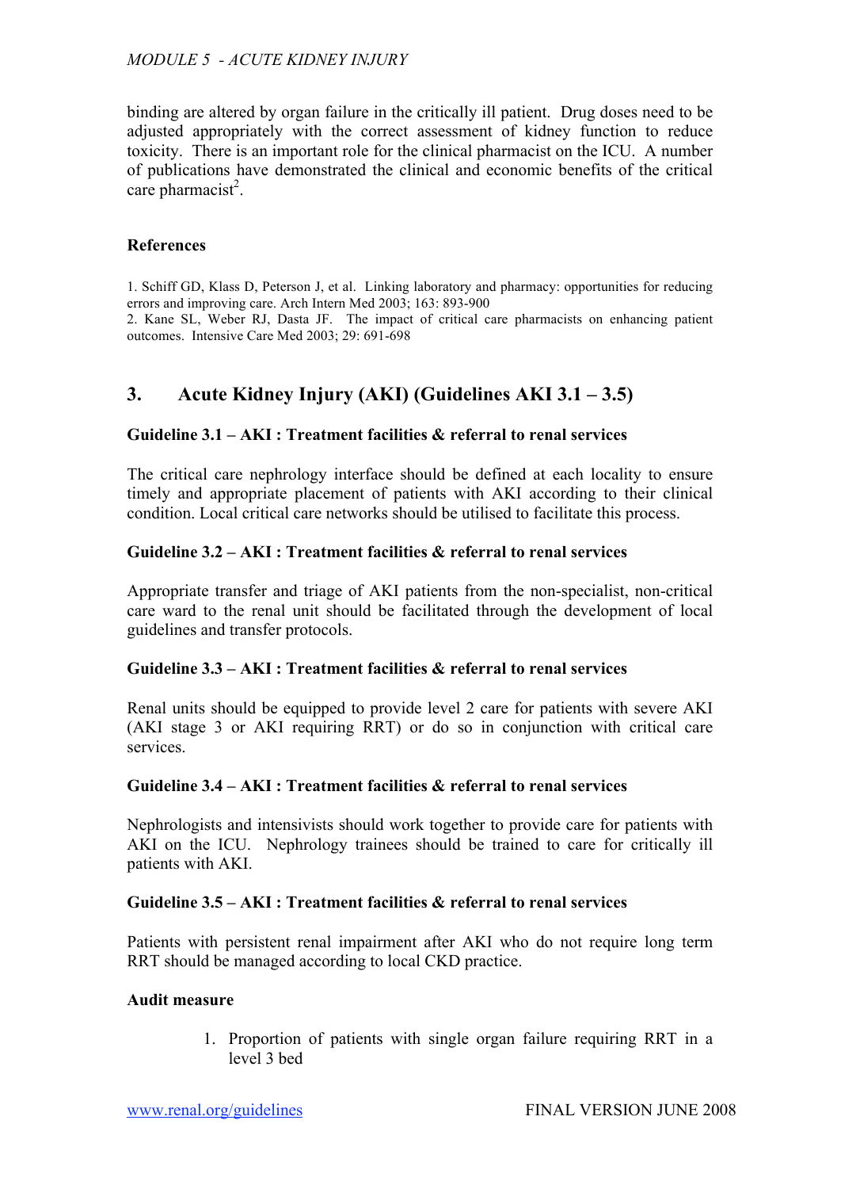binding are altered by organ failure in the critically ill patient. Drug doses need to be adjusted appropriately with the correct assessment of kidney function to reduce toxicity. There is an important role for the clinical pharmacist on the ICU. A number of publications have demonstrated the clinical and economic benefits of the critical care pharmacist[2].

**References**

1. Schiff GD, Klass D, Peterson J, et al. Linking laboratory and pharmacy: opportunities for reducing errors and improving care. Arch Intern Med 2003; 163: 893-900
2. Kane SL, Weber RJ, Dasta JF. The impact of critical care pharmacists on enhancing patient outcomes. Intensive Care Med 2003; 29: 691-698

## 3. Acute Kidney Injury (AKI) (Guidelines AKI 3.1 – 3.5)

**Guideline 3.1 – AKI : Treatment facilities & referral to renal services**

The critical care nephrology interface should be defined at each locality to ensure timely and appropriate placement of patients with AKI according to their clinical condition. Local critical care networks should be utilised to facilitate this process.

**Guideline 3.2 – AKI : Treatment facilities & referral to renal services**

Appropriate transfer and triage of AKI patients from the non-specialist, non-critical care ward to the renal unit should be facilitated through the development of local guidelines and transfer protocols.

**Guideline 3.3 – AKI : Treatment facilities & referral to renal services**

Renal units should be equipped to provide level 2 care for patients with severe AKI (AKI stage 3 or AKI requiring RRT) or do so in conjunction with critical care services.

**Guideline 3.4 – AKI : Treatment facilities & referral to renal services**

Nephrologists and intensivists should work together to provide care for patients with AKI on the ICU. Nephrology trainees should be trained to care for critically ill patients with AKI.

**Guideline 3.5 – AKI : Treatment facilities & referral to renal services**

Patients with persistent renal impairment after AKI who do not require long term RRT should be managed according to local CKD practice.

**Audit measure**

1. Proportion of patients with single organ failure requiring RRT in a level 3 bed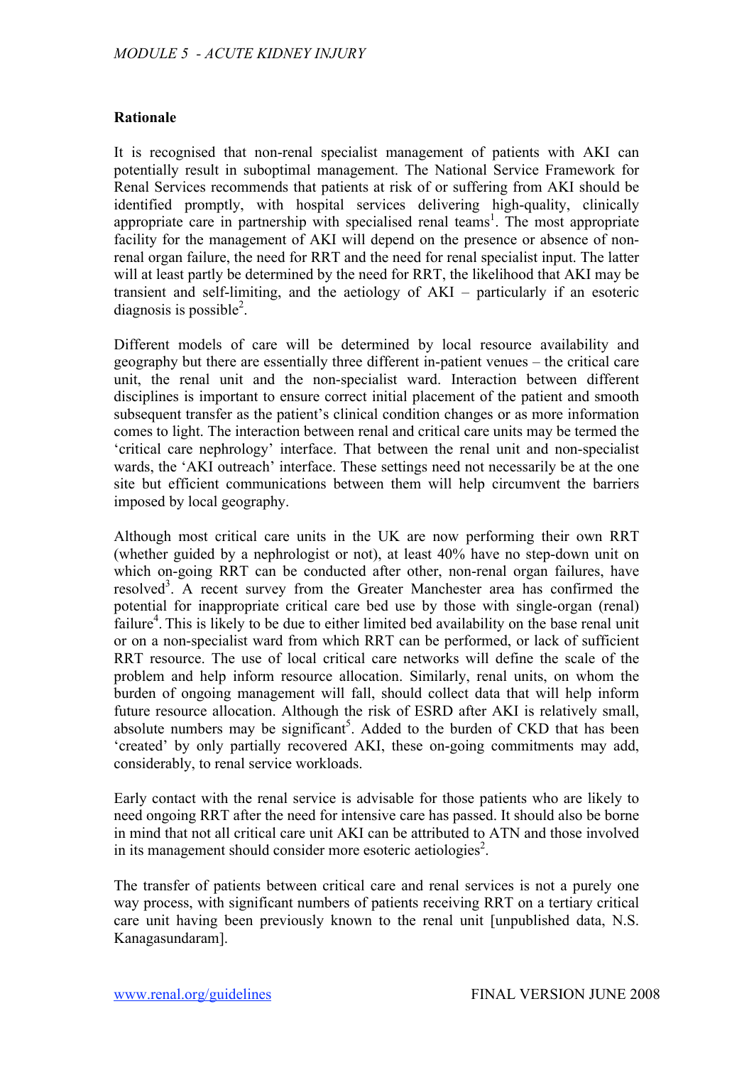## Rationale

It is recognised that non-renal specialist management of patients with AKI can potentially result in suboptimal management. The National Service Framework for Renal Services recommends that patients at risk of or suffering from AKI should be identified promptly, with hospital services delivering high-quality, clinically appropriate care in partnership with specialised renal teams[1]. The most appropriate facility for the management of AKI will depend on the presence or absence of non-renal organ failure, the need for RRT and the need for renal specialist input. The latter will at least partly be determined by the need for RRT, the likelihood that AKI may be transient and self-limiting, and the aetiology of AKI – particularly if an esoteric diagnosis is possible[2].

Different models of care will be determined by local resource availability and geography but there are essentially three different in-patient venues – the critical care unit, the renal unit and the non-specialist ward. Interaction between different disciplines is important to ensure correct initial placement of the patient and smooth subsequent transfer as the patient's clinical condition changes or as more information comes to light. The interaction between renal and critical care units may be termed the 'critical care nephrology' interface. That between the renal unit and non-specialist wards, the 'AKI outreach' interface. These settings need not necessarily be at the one site but efficient communications between them will help circumvent the barriers imposed by local geography.

Although most critical care units in the UK are now performing their own RRT (whether guided by a nephrologist or not), at least 40% have no step-down unit on which on-going RRT can be conducted after other, non-renal organ failures, have resolved[3]. A recent survey from the Greater Manchester area has confirmed the potential for inappropriate critical care bed use by those with single-organ (renal) failure[4]. This is likely to be due to either limited bed availability on the base renal unit or on a non-specialist ward from which RRT can be performed, or lack of sufficient RRT resource. The use of local critical care networks will define the scale of the problem and help inform resource allocation. Similarly, renal units, on whom the burden of ongoing management will fall, should collect data that will help inform future resource allocation. Although the risk of ESRD after AKI is relatively small, absolute numbers may be significant[5]. Added to the burden of CKD that has been 'created' by only partially recovered AKI, these on-going commitments may add, considerably, to renal service workloads.

Early contact with the renal service is advisable for those patients who are likely to need ongoing RRT after the need for intensive care has passed. It should also be borne in mind that not all critical care unit AKI can be attributed to ATN and those involved in its management should consider more esoteric aetiologies[2].

The transfer of patients between critical care and renal services is not a purely one way process, with significant numbers of patients receiving RRT on a tertiary critical care unit having been previously known to the renal unit [unpublished data, N.S. Kanagasundaram].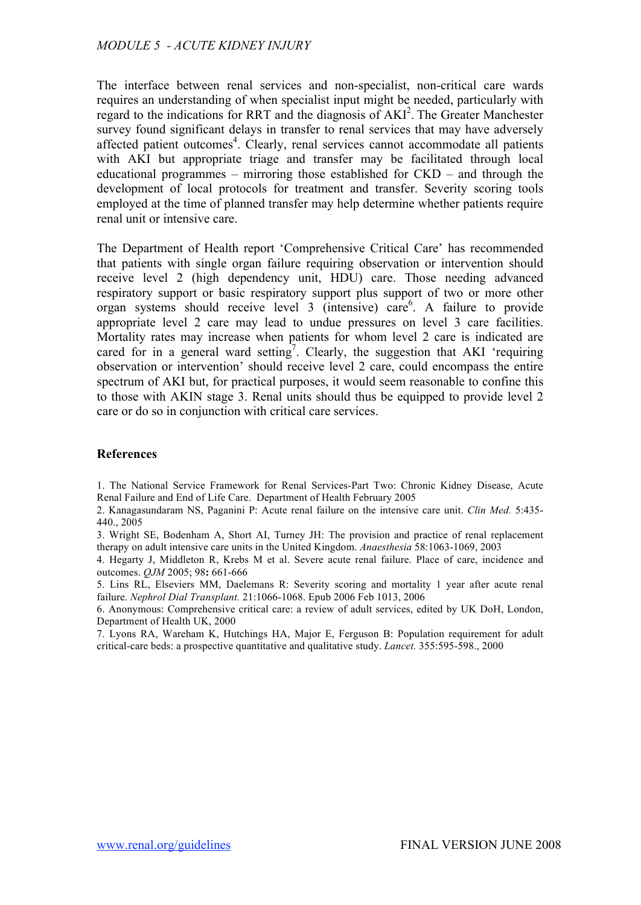The interface between renal services and non-specialist, non-critical care wards requires an understanding of when specialist input might be needed, particularly with regard to the indications for RRT and the diagnosis of AKI[2]. The Greater Manchester survey found significant delays in transfer to renal services that may have adversely affected patient outcomes[4]. Clearly, renal services cannot accommodate all patients with AKI but appropriate triage and transfer may be facilitated through local educational programmes – mirroring those established for CKD – and through the development of local protocols for treatment and transfer. Severity scoring tools employed at the time of planned transfer may help determine whether patients require renal unit or intensive care.

The Department of Health report 'Comprehensive Critical Care' has recommended that patients with single organ failure requiring observation or intervention should receive level 2 (high dependency unit, HDU) care. Those needing advanced respiratory support or basic respiratory support plus support of two or more other organ systems should receive level 3 (intensive) care[6]. A failure to provide appropriate level 2 care may lead to undue pressures on level 3 care facilities. Mortality rates may increase when patients for whom level 2 care is indicated are cared for in a general ward setting[7]. Clearly, the suggestion that AKI 'requiring observation or intervention' should receive level 2 care, could encompass the entire spectrum of AKI but, for practical purposes, it would seem reasonable to confine this to those with AKIN stage 3. Renal units should thus be equipped to provide level 2 care or do so in conjunction with critical care services.

## References

1. The National Service Framework for Renal Services-Part Two: Chronic Kidney Disease, Acute Renal Failure and End of Life Care. Department of Health February 2005
2. Kanagasundaram NS, Paganini P: Acute renal failure on the intensive care unit. *Clin Med.* 5:435-440., 2005
3. Wright SE, Bodenham A, Short AI, Turney JH: The provision and practice of renal replacement therapy on adult intensive care units in the United Kingdom. *Anaesthesia* 58:1063-1069, 2003
4. Hegarty J, Middleton R, Krebs M et al. Severe acute renal failure. Place of care, incidence and outcomes. *QJM* 2005; 98**:** 661-666
5. Lins RL, Elseviers MM, Daelemans R: Severity scoring and mortality 1 year after acute renal failure. *Nephrol Dial Transplant.* 21:1066-1068. Epub 2006 Feb 1013, 2006
6. Anonymous: Comprehensive critical care: a review of adult services, edited by UK DoH, London, Department of Health UK, 2000
7. Lyons RA, Wareham K, Hutchings HA, Major E, Ferguson B: Population requirement for adult critical-care beds: a prospective quantitative and qualitative study. *Lancet.* 355:595-598., 2000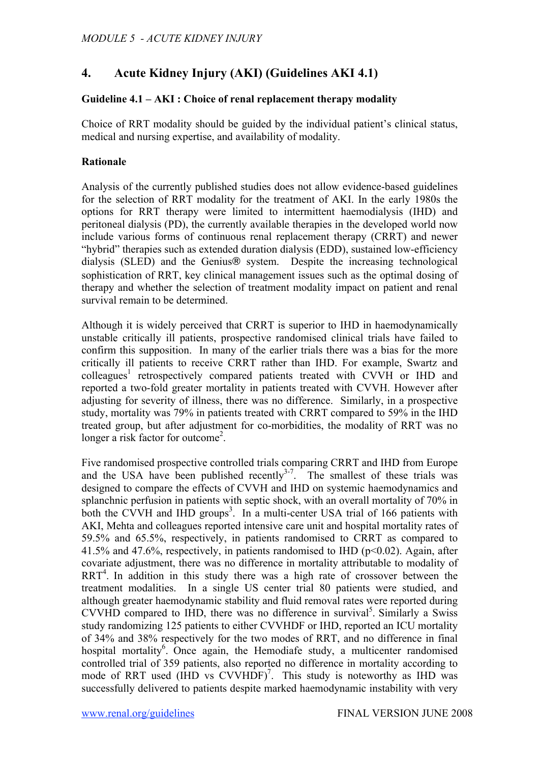## 4. Acute Kidney Injury (AKI) (Guidelines AKI 4.1)

**Guideline 4.1 – AKI : Choice of renal replacement therapy modality**

Choice of RRT modality should be guided by the individual patient's clinical status, medical and nursing expertise, and availability of modality.

**Rationale**

Analysis of the currently published studies does not allow evidence-based guidelines for the selection of RRT modality for the treatment of AKI. In the early 1980s the options for RRT therapy were limited to intermittent haemodialysis (IHD) and peritoneal dialysis (PD), the currently available therapies in the developed world now include various forms of continuous renal replacement therapy (CRRT) and newer "hybrid" therapies such as extended duration dialysis (EDD), sustained low-efficiency dialysis (SLED) and the Genius® system. Despite the increasing technological sophistication of RRT, key clinical management issues such as the optimal dosing of therapy and whether the selection of treatment modality impact on patient and renal survival remain to be determined.

Although it is widely perceived that CRRT is superior to IHD in haemodynamically unstable critically ill patients, prospective randomised clinical trials have failed to confirm this supposition. In many of the earlier trials there was a bias for the more critically ill patients to receive CRRT rather than IHD. For example, Swartz and colleagues[1] retrospectively compared patients treated with CVVH or IHD and reported a two-fold greater mortality in patients treated with CVVH. However after adjusting for severity of illness, there was no difference. Similarly, in a prospective study, mortality was 79% in patients treated with CRRT compared to 59% in the IHD treated group, but after adjustment for co-morbidities, the modality of RRT was no longer a risk factor for outcome[2].

Five randomised prospective controlled trials comparing CRRT and IHD from Europe and the USA have been published recently[3-7]. The smallest of these trials was designed to compare the effects of CVVH and IHD on systemic haemodynamics and splanchnic perfusion in patients with septic shock, with an overall mortality of 70% in both the CVVH and IHD groups[3]. In a multi-center USA trial of 166 patients with AKI, Mehta and colleagues reported intensive care unit and hospital mortality rates of 59.5% and 65.5%, respectively, in patients randomised to CRRT as compared to 41.5% and 47.6%, respectively, in patients randomised to IHD ($p<0.02$). Again, after covariate adjustment, there was no difference in mortality attributable to modality of RRT[4]. In addition in this study there was a high rate of crossover between the treatment modalities. In a single US center trial 80 patients were studied, and although greater haemodynamic stability and fluid removal rates were reported during CVVHD compared to IHD, there was no difference in survival[5]. Similarly a Swiss study randomizing 125 patients to either CVVHDF or IHD, reported an ICU mortality of 34% and 38% respectively for the two modes of RRT, and no difference in final hospital mortality[6]. Once again, the Hemodiafe study, a multicenter randomised controlled trial of 359 patients, also reported no difference in mortality according to mode of RRT used (IHD vs CVVHDF)[7]. This study is noteworthy as IHD was successfully delivered to patients despite marked haemodynamic instability with very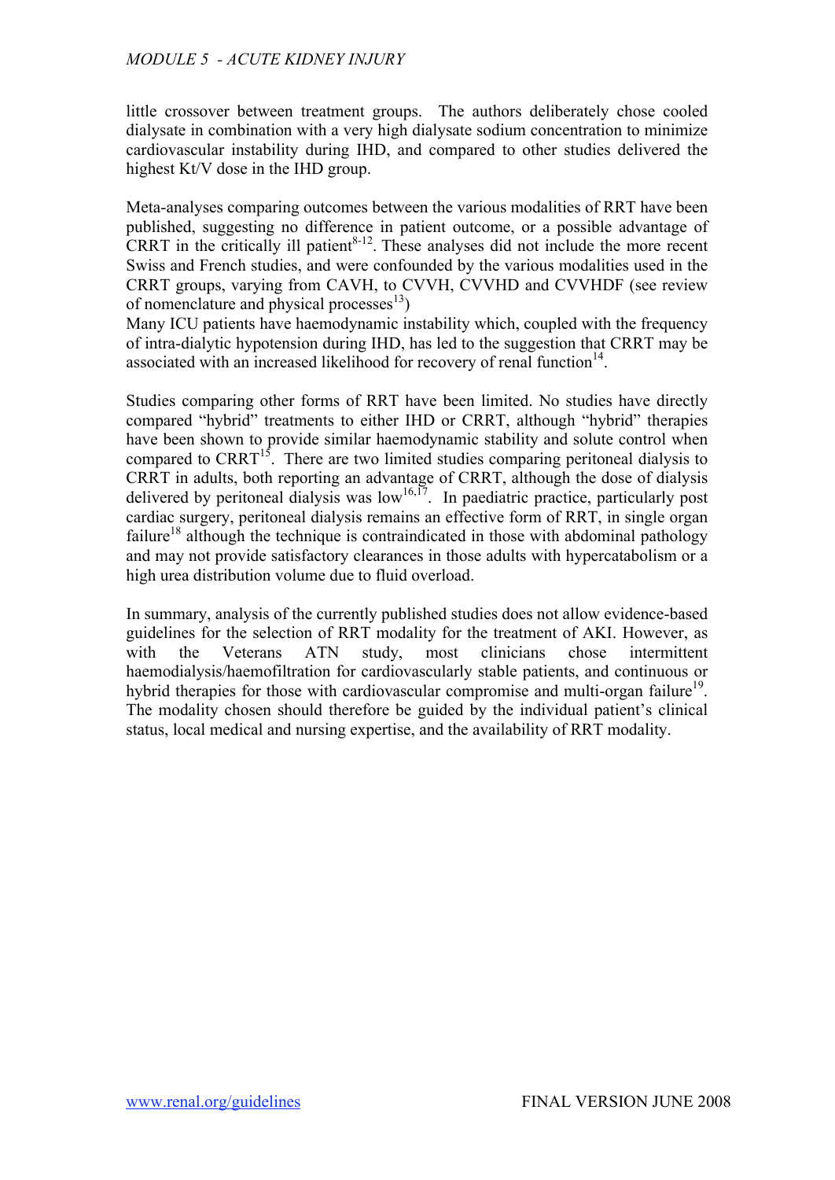little crossover between treatment groups. The authors deliberately chose cooled dialysate in combination with a very high dialysate sodium concentration to minimize cardiovascular instability during IHD, and compared to other studies delivered the highest Kt/V dose in the IHD group.

Meta-analyses comparing outcomes between the various modalities of RRT have been published, suggesting no difference in patient outcome, or a possible advantage of CRRT in the critically ill patient[8-12]. These analyses did not include the more recent Swiss and French studies, and were confounded by the various modalities used in the CRRT groups, varying from CAVH, to CVVH, CVVHD and CVVHDF (see review of nomenclature and physical processes[13])
Many ICU patients have haemodynamic instability which, coupled with the frequency of intra-dialytic hypotension during IHD, has led to the suggestion that CRRT may be associated with an increased likelihood for recovery of renal function[14].

Studies comparing other forms of RRT have been limited. No studies have directly compared "hybrid" treatments to either IHD or CRRT, although "hybrid" therapies have been shown to provide similar haemodynamic stability and solute control when compared to CRRT[15]. There are two limited studies comparing peritoneal dialysis to CRRT in adults, both reporting an advantage of CRRT, although the dose of dialysis delivered by peritoneal dialysis was low[16,17]. In paediatric practice, particularly post cardiac surgery, peritoneal dialysis remains an effective form of RRT, in single organ failure[18] although the technique is contraindicated in those with abdominal pathology and may not provide satisfactory clearances in those adults with hypercatabolism or a high urea distribution volume due to fluid overload.

In summary, analysis of the currently published studies does not allow evidence-based guidelines for the selection of RRT modality for the treatment of AKI. However, as with the Veterans ATN study, most clinicians chose intermittent haemodialysis/haemofiltration for cardiovascularly stable patients, and continuous or hybrid therapies for those with cardiovascular compromise and multi-organ failure[19]. The modality chosen should therefore be guided by the individual patient's clinical status, local medical and nursing expertise, and the availability of RRT modality.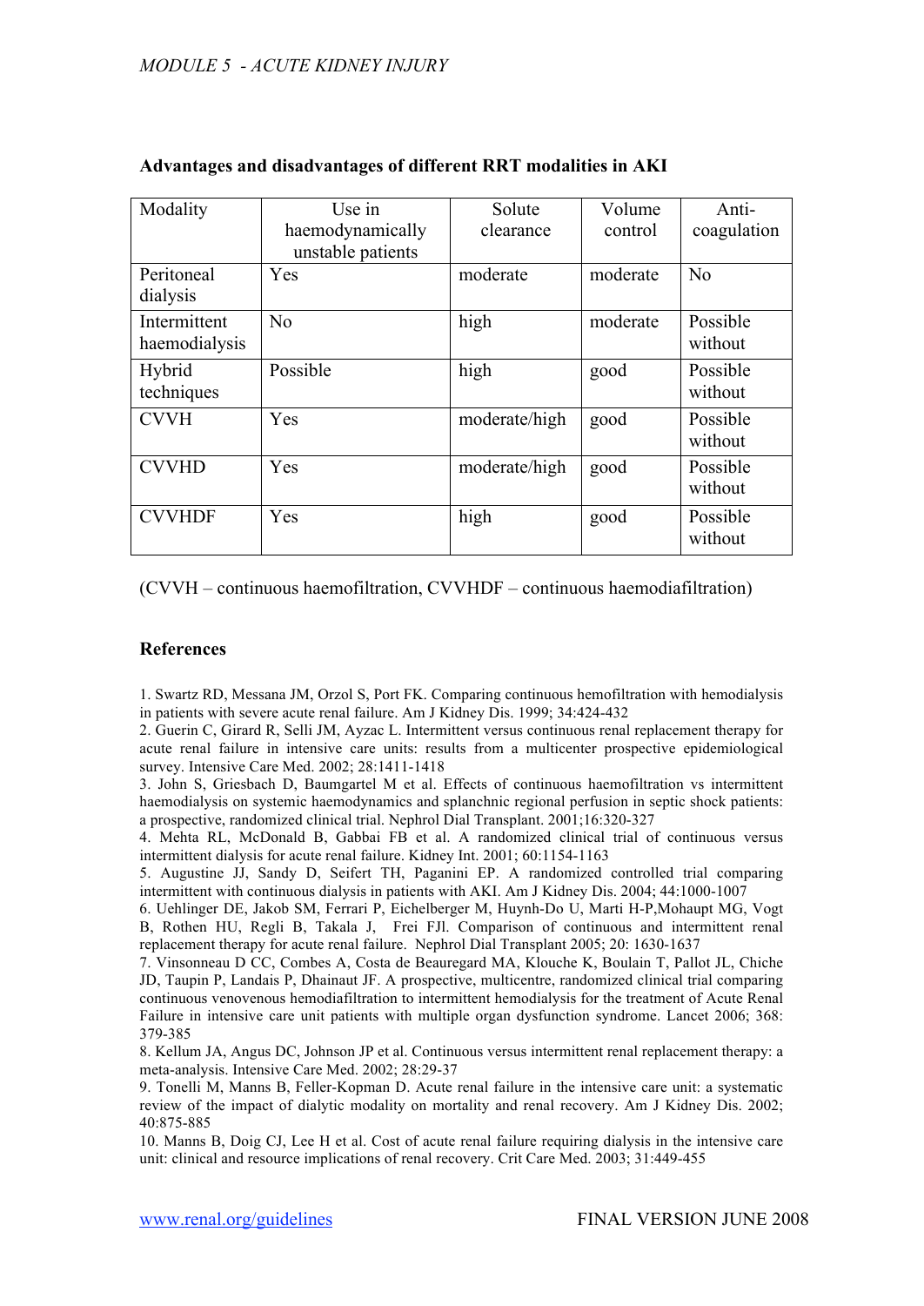## Advantages and disadvantages of different RRT modalities in AKI

| Modality | Use in haemodynamically unstable patients | Solute clearance | Volume control | Anti-coagulation |
|---|---|---|---|---|
| Peritoneal dialysis | Yes | moderate | moderate | No |
| Intermittent haemodialysis | No | high | moderate | Possible without |
| Hybrid techniques | Possible | high | good | Possible without |
| CVVH | Yes | moderate/high | good | Possible without |
| CVVHD | Yes | moderate/high | good | Possible without |
| CVVHDF | Yes | high | good | Possible without |

(CVVH – continuous haemofiltration, CVVHDF – continuous haemodiafiltration)

## References

1. Swartz RD, Messana JM, Orzol S, Port FK. Comparing continuous hemofiltration with hemodialysis in patients with severe acute renal failure. Am J Kidney Dis. 1999; 34:424-432
2. Guerin C, Girard R, Selli JM, Ayzac L. Intermittent versus continuous renal replacement therapy for acute renal failure in intensive care units: results from a multicenter prospective epidemiological survey. Intensive Care Med. 2002; 28:1411-1418
3. John S, Griesbach D, Baumgartel M et al. Effects of continuous haemofiltration vs intermittent haemodialysis on systemic haemodynamics and splanchnic regional perfusion in septic shock patients: a prospective, randomized clinical trial. Nephrol Dial Transplant. 2001;16:320-327
4. Mehta RL, McDonald B, Gabbai FB et al. A randomized clinical trial of continuous versus intermittent dialysis for acute renal failure. Kidney Int. 2001; 60:1154-1163
5. Augustine JJ, Sandy D, Seifert TH, Paganini EP. A randomized controlled trial comparing intermittent with continuous dialysis in patients with AKI. Am J Kidney Dis. 2004; 44:1000-1007
6. Uehlinger DE, Jakob SM, Ferrari P, Eichelberger M, Huynh-Do U, Marti H-P,Mohaupt MG, Vogt B, Rothen HU, Regli B, Takala J, Frei FJl. Comparison of continuous and intermittent renal replacement therapy for acute renal failure. Nephrol Dial Transplant 2005; 20: 1630-1637
7. Vinsonneau D CC, Combes A, Costa de Beauregard MA, Klouche K, Boulain T, Pallot JL, Chiche JD, Taupin P, Landais P, Dhainaut JF. A prospective, multicentre, randomized clinical trial comparing continuous venovenous hemodiafiltration to intermittent hemodialysis for the treatment of Acute Renal Failure in intensive care unit patients with multiple organ dysfunction syndrome. Lancet 2006; 368: 379-385
8. Kellum JA, Angus DC, Johnson JP et al. Continuous versus intermittent renal replacement therapy: a meta-analysis. Intensive Care Med. 2002; 28:29-37
9. Tonelli M, Manns B, Feller-Kopman D. Acute renal failure in the intensive care unit: a systematic review of the impact of dialytic modality on mortality and renal recovery. Am J Kidney Dis. 2002; 40:875-885
10. Manns B, Doig CJ, Lee H et al. Cost of acute renal failure requiring dialysis in the intensive care unit: clinical and resource implications of renal recovery. Crit Care Med. 2003; 31:449-455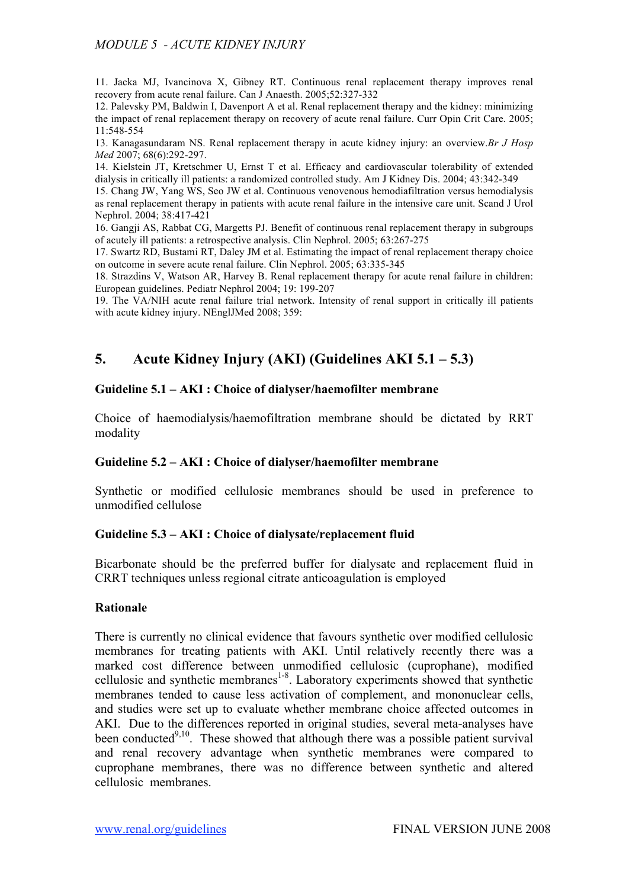11. Jacka MJ, Ivancinova X, Gibney RT. Continuous renal replacement therapy improves renal recovery from acute renal failure. Can J Anaesth. 2005;52:327-332

12. Palevsky PM, Baldwin I, Davenport A et al. Renal replacement therapy and the kidney: minimizing the impact of renal replacement therapy on recovery of acute renal failure. Curr Opin Crit Care. 2005; 11:548-554

13. Kanagasundaram NS. Renal replacement therapy in acute kidney injury: an overview.*Br J Hosp Med* 2007; 68(6):292-297.

14. Kielstein JT, Kretschmer U, Ernst T et al. Efficacy and cardiovascular tolerability of extended dialysis in critically ill patients: a randomized controlled study. Am J Kidney Dis. 2004; 43:342-349

15. Chang JW, Yang WS, Seo JW et al. Continuous venovenous hemodiafiltration versus hemodialysis as renal replacement therapy in patients with acute renal failure in the intensive care unit. Scand J Urol Nephrol. 2004; 38:417-421

16. Gangji AS, Rabbat CG, Margetts PJ. Benefit of continuous renal replacement therapy in subgroups of acutely ill patients: a retrospective analysis. Clin Nephrol. 2005; 63:267-275

17. Swartz RD, Bustami RT, Daley JM et al. Estimating the impact of renal replacement therapy choice on outcome in severe acute renal failure. Clin Nephrol. 2005; 63:335-345

18. Strazdins V, Watson AR, Harvey B. Renal replacement therapy for acute renal failure in children: European guidelines. Pediatr Nephrol 2004; 19: 199-207

19. The VA/NIH acute renal failure trial network. Intensity of renal support in critically ill patients with acute kidney injury. NEnglJMed 2008; 359:

## 5. Acute Kidney Injury (AKI) (Guidelines AKI 5.1 – 5.3)

### Guideline 5.1 – AKI : Choice of dialyser/haemofilter membrane

Choice of haemodialysis/haemofiltration membrane should be dictated by RRT modality

### Guideline 5.2 – AKI : Choice of dialyser/haemofilter membrane

Synthetic or modified cellulosic membranes should be used in preference to unmodified cellulose

### Guideline 5.3 – AKI : Choice of dialysate/replacement fluid

Bicarbonate should be the preferred buffer for dialysate and replacement fluid in CRRT techniques unless regional citrate anticoagulation is employed

### Rationale

There is currently no clinical evidence that favours synthetic over modified cellulosic membranes for treating patients with AKI. Until relatively recently there was a marked cost difference between unmodified cellulosic (cuprophane), modified cellulosic and synthetic membranes[1-8]. Laboratory experiments showed that synthetic membranes tended to cause less activation of complement, and mononuclear cells, and studies were set up to evaluate whether membrane choice affected outcomes in AKI. Due to the differences reported in original studies, several meta-analyses have been conducted[9,10]. These showed that although there was a possible patient survival and renal recovery advantage when synthetic membranes were compared to cuprophane membranes, there was no difference between synthetic and altered cellulosic membranes.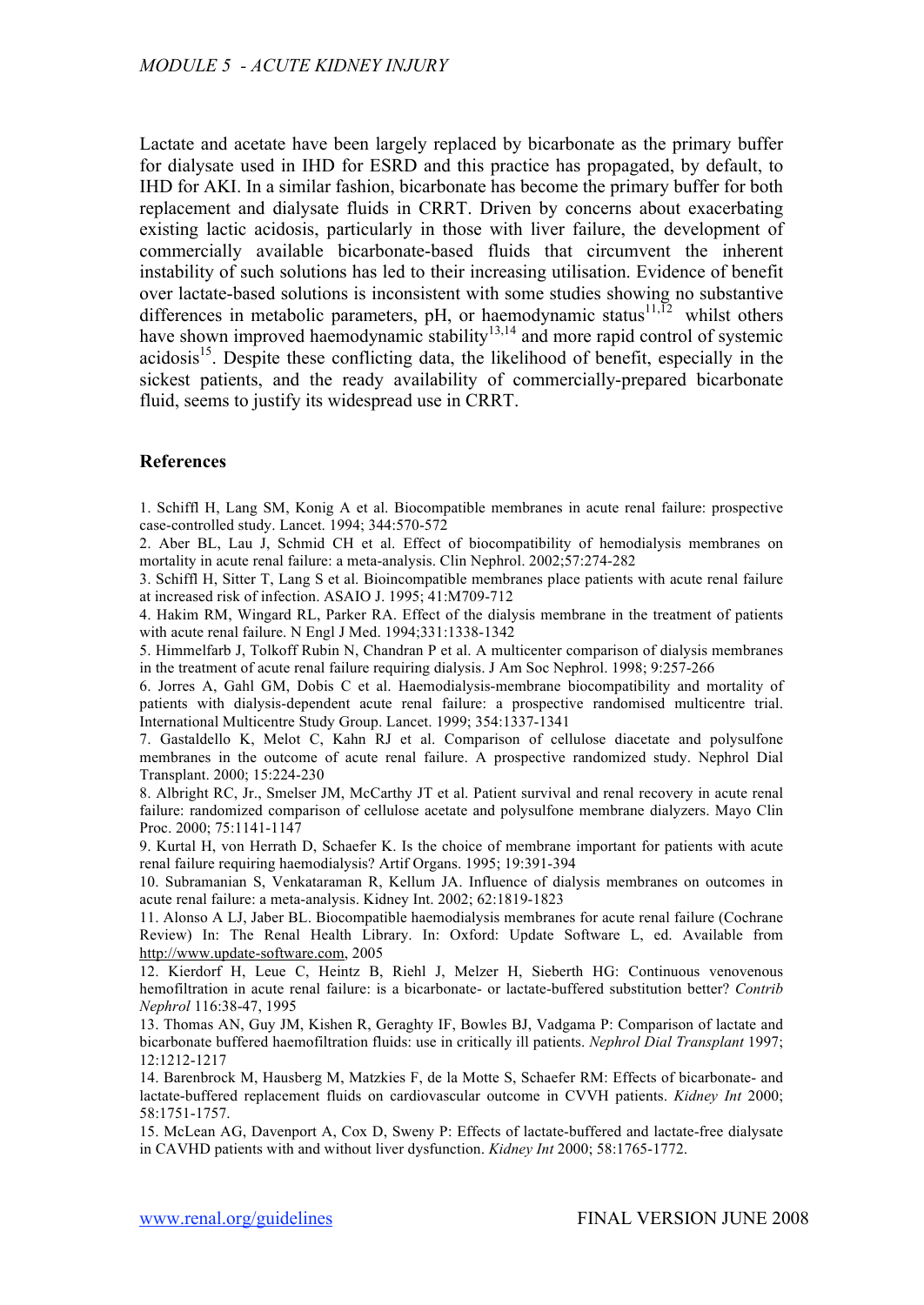Lactate and acetate have been largely replaced by bicarbonate as the primary buffer for dialysate used in IHD for ESRD and this practice has propagated, by default, to IHD for AKI. In a similar fashion, bicarbonate has become the primary buffer for both replacement and dialysate fluids in CRRT. Driven by concerns about exacerbating existing lactic acidosis, particularly in those with liver failure, the development of commercially available bicarbonate-based fluids that circumvent the inherent instability of such solutions has led to their increasing utilisation. Evidence of benefit over lactate-based solutions is inconsistent with some studies showing no substantive differences in metabolic parameters, pH, or haemodynamic status[11,12] whilst others have shown improved haemodynamic stability[13,14] and more rapid control of systemic acidosis[15]. Despite these conflicting data, the likelihood of benefit, especially in the sickest patients, and the ready availability of commercially-prepared bicarbonate fluid, seems to justify its widespread use in CRRT.

### References

1. Schiffl H, Lang SM, Konig A et al. Biocompatible membranes in acute renal failure: prospective case-controlled study. Lancet. 1994; 344:570-572
2. Aber BL, Lau J, Schmid CH et al. Effect of biocompatibility of hemodialysis membranes on mortality in acute renal failure: a meta-analysis. Clin Nephrol. 2002;57:274-282
3. Schiffl H, Sitter T, Lang S et al. Bioincompatible membranes place patients with acute renal failure at increased risk of infection. ASAIO J. 1995; 41:M709-712
4. Hakim RM, Wingard RL, Parker RA. Effect of the dialysis membrane in the treatment of patients with acute renal failure. N Engl J Med. 1994;331:1338-1342
5. Himmelfarb J, Tolkoff Rubin N, Chandran P et al. A multicenter comparison of dialysis membranes in the treatment of acute renal failure requiring dialysis. J Am Soc Nephrol. 1998; 9:257-266
6. Jorres A, Gahl GM, Dobis C et al. Haemodialysis-membrane biocompatibility and mortality of patients with dialysis-dependent acute renal failure: a prospective randomised multicentre trial. International Multicentre Study Group. Lancet. 1999; 354:1337-1341
7. Gastaldello K, Melot C, Kahn RJ et al. Comparison of cellulose diacetate and polysulfone membranes in the outcome of acute renal failure. A prospective randomized study. Nephrol Dial Transplant. 2000; 15:224-230
8. Albright RC, Jr., Smelser JM, McCarthy JT et al. Patient survival and renal recovery in acute renal failure: randomized comparison of cellulose acetate and polysulfone membrane dialyzers. Mayo Clin Proc. 2000; 75:1141-1147
9. Kurtal H, von Herrath D, Schaefer K. Is the choice of membrane important for patients with acute renal failure requiring haemodialysis? Artif Organs. 1995; 19:391-394
10. Subramanian S, Venkataraman R, Kellum JA. Influence of dialysis membranes on outcomes in acute renal failure: a meta-analysis. Kidney Int. 2002; 62:1819-1823
11. Alonso A LJ, Jaber BL. Biocompatible haemodialysis membranes for acute renal failure (Cochrane Review) In: The Renal Health Library. In: Oxford: Update Software L, ed. Available from http://www.update-software.com, 2005
12. Kierdorf H, Leue C, Heintz B, Riehl J, Melzer H, Sieberth HG: Continuous venovenous hemofiltration in acute renal failure: is a bicarbonate- or lactate-buffered substitution better? *Contrib Nephrol* 116:38-47, 1995
13. Thomas AN, Guy JM, Kishen R, Geraghty IF, Bowles BJ, Vadgama P: Comparison of lactate and bicarbonate buffered haemofiltration fluids: use in critically ill patients. *Nephrol Dial Transplant* 1997; 12:1212-1217
14. Barenbrock M, Hausberg M, Matzkies F, de la Motte S, Schaefer RM: Effects of bicarbonate- and lactate-buffered replacement fluids on cardiovascular outcome in CVVH patients. *Kidney Int* 2000; 58:1751-1757.
15. McLean AG, Davenport A, Cox D, Sweny P: Effects of lactate-buffered and lactate-free dialysate in CAVHD patients with and without liver dysfunction. *Kidney Int* 2000; 58:1765-1772.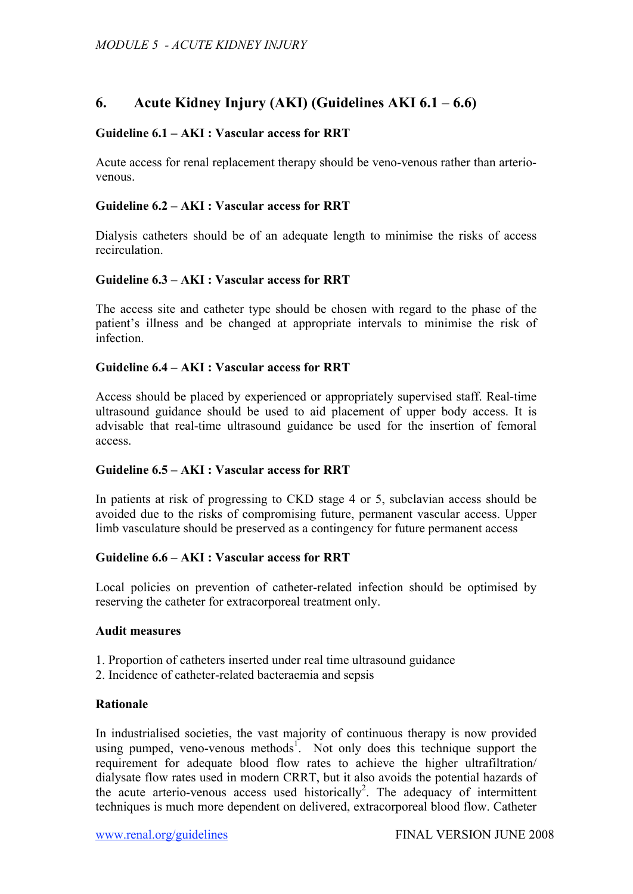## 6. Acute Kidney Injury (AKI) (Guidelines AKI 6.1 – 6.6)

**Guideline 6.1 – AKI : Vascular access for RRT**

Acute access for renal replacement therapy should be veno-venous rather than arterio-venous.

**Guideline 6.2 – AKI : Vascular access for RRT**

Dialysis catheters should be of an adequate length to minimise the risks of access recirculation.

**Guideline 6.3 – AKI : Vascular access for RRT**

The access site and catheter type should be chosen with regard to the phase of the patient's illness and be changed at appropriate intervals to minimise the risk of infection.

**Guideline 6.4 – AKI : Vascular access for RRT**

Access should be placed by experienced or appropriately supervised staff. Real-time ultrasound guidance should be used to aid placement of upper body access. It is advisable that real-time ultrasound guidance be used for the insertion of femoral access.

**Guideline 6.5 – AKI : Vascular access for RRT**

In patients at risk of progressing to CKD stage 4 or 5, subclavian access should be avoided due to the risks of compromising future, permanent vascular access. Upper limb vasculature should be preserved as a contingency for future permanent access

**Guideline 6.6 – AKI : Vascular access for RRT**

Local policies on prevention of catheter-related infection should be optimised by reserving the catheter for extracorporeal treatment only.

**Audit measures**

1. Proportion of catheters inserted under real time ultrasound guidance
2. Incidence of catheter-related bacteraemia and sepsis

**Rationale**

In industrialised societies, the vast majority of continuous therapy is now provided using pumped, veno-venous methods[1]. Not only does this technique support the requirement for adequate blood flow rates to achieve the higher ultrafiltration/ dialysate flow rates used in modern CRRT, but it also avoids the potential hazards of the acute arterio-venous access used historically[2]. The adequacy of intermittent techniques is much more dependent on delivered, extracorporeal blood flow. Catheter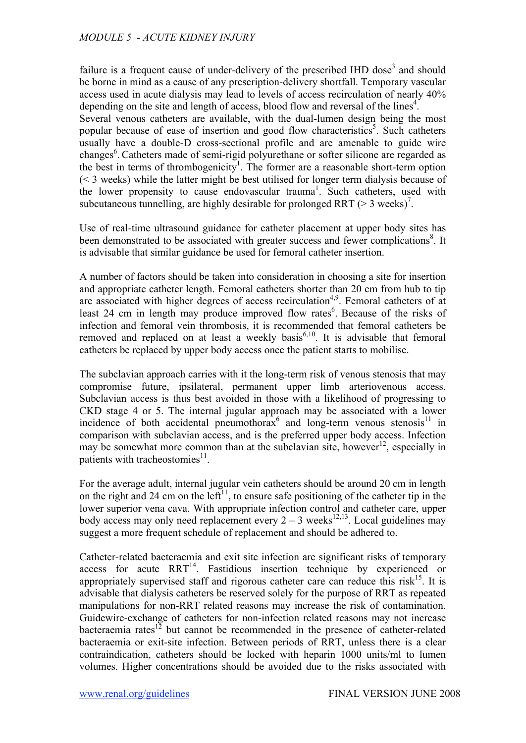failure is a frequent cause of under-delivery of the prescribed IHD dose[3] and should be borne in mind as a cause of any prescription-delivery shortfall. Temporary vascular access used in acute dialysis may lead to levels of access recirculation of nearly 40% depending on the site and length of access, blood flow and reversal of the lines[4].

Several venous catheters are available, with the dual-lumen design being the most popular because of ease of insertion and good flow characteristics[5]. Such catheters usually have a double-D cross-sectional profile and are amenable to guide wire changes[6]. Catheters made of semi-rigid polyurethane or softer silicone are regarded as the best in terms of thrombogenicity[1]. The former are a reasonable short-term option (< 3 weeks) while the latter might be best utilised for longer term dialysis because of the lower propensity to cause endovascular trauma[1]. Such catheters, used with subcutaneous tunnelling, are highly desirable for prolonged RRT (> 3 weeks)[7].

Use of real-time ultrasound guidance for catheter placement at upper body sites has been demonstrated to be associated with greater success and fewer complications[8]. It is advisable that similar guidance be used for femoral catheter insertion.

A number of factors should be taken into consideration in choosing a site for insertion and appropriate catheter length. Femoral catheters shorter than 20 cm from hub to tip are associated with higher degrees of access recirculation[4,9]. Femoral catheters of at least 24 cm in length may produce improved flow rates[6]. Because of the risks of infection and femoral vein thrombosis, it is recommended that femoral catheters be removed and replaced on at least a weekly basis[6,10]. It is advisable that femoral catheters be replaced by upper body access once the patient starts to mobilise.

The subclavian approach carries with it the long-term risk of venous stenosis that may compromise future, ipsilateral, permanent upper limb arteriovenous access. Subclavian access is thus best avoided in those with a likelihood of progressing to CKD stage 4 or 5. The internal jugular approach may be associated with a lower incidence of both accidental pneumothorax[6] and long-term venous stenosis[11] in comparison with subclavian access, and is the preferred upper body access. Infection may be somewhat more common than at the subclavian site, however[12], especially in patients with tracheostomies[11].

For the average adult, internal jugular vein catheters should be around 20 cm in length on the right and 24 cm on the left[11], to ensure safe positioning of the catheter tip in the lower superior vena cava. With appropriate infection control and catheter care, upper body access may only need replacement every 2 – 3 weeks[12,13]. Local guidelines may suggest a more frequent schedule of replacement and should be adhered to.

Catheter-related bacteraemia and exit site infection are significant risks of temporary access for acute RRT[14]. Fastidious insertion technique by experienced or appropriately supervised staff and rigorous catheter care can reduce this risk[15]. It is advisable that dialysis catheters be reserved solely for the purpose of RRT as repeated manipulations for non-RRT related reasons may increase the risk of contamination. Guidewire-exchange of catheters for non-infection related reasons may not increase bacteraemia rates[12] but cannot be recommended in the presence of catheter-related bacteraemia or exit-site infection. Between periods of RRT, unless there is a clear contraindication, catheters should be locked with heparin 1000 units/ml to lumen volumes. Higher concentrations should be avoided due to the risks associated with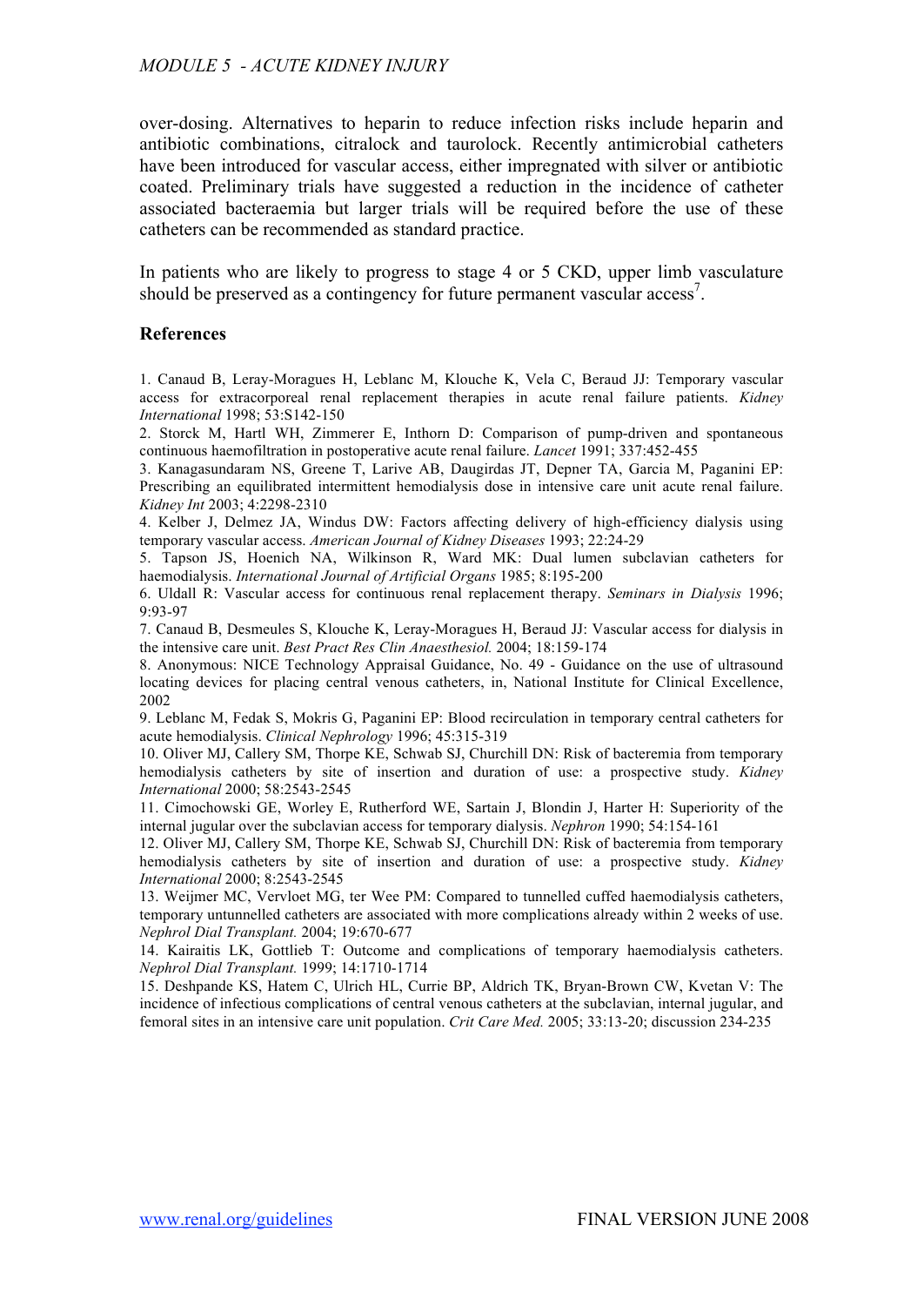over-dosing. Alternatives to heparin to reduce infection risks include heparin and antibiotic combinations, citralock and taurolock. Recently antimicrobial catheters have been introduced for vascular access, either impregnated with silver or antibiotic coated. Preliminary trials have suggested a reduction in the incidence of catheter associated bacteraemia but larger trials will be required before the use of these catheters can be recommended as standard practice.

In patients who are likely to progress to stage 4 or 5 CKD, upper limb vasculature should be preserved as a contingency for future permanent vascular access[7].

**References**

1. Canaud B, Leray-Moragues H, Leblanc M, Klouche K, Vela C, Beraud JJ: Temporary vascular access for extracorporeal renal replacement therapies in acute renal failure patients. *Kidney International* 1998; 53:S142-150
2. Storck M, Hartl WH, Zimmerer E, Inthorn D: Comparison of pump-driven and spontaneous continuous haemofiltration in postoperative acute renal failure. *Lancet* 1991; 337:452-455
3. Kanagasundaram NS, Greene T, Larive AB, Daugirdas JT, Depner TA, Garcia M, Paganini EP: Prescribing an equilibrated intermittent hemodialysis dose in intensive care unit acute renal failure. *Kidney Int* 2003; 4:2298-2310
4. Kelber J, Delmez JA, Windus DW: Factors affecting delivery of high-efficiency dialysis using temporary vascular access. *American Journal of Kidney Diseases* 1993; 22:24-29
5. Tapson JS, Hoenich NA, Wilkinson R, Ward MK: Dual lumen subclavian catheters for haemodialysis. *International Journal of Artificial Organs* 1985; 8:195-200
6. Uldall R: Vascular access for continuous renal replacement therapy. *Seminars in Dialysis* 1996; 9:93-97
7. Canaud B, Desmeules S, Klouche K, Leray-Moragues H, Beraud JJ: Vascular access for dialysis in the intensive care unit. *Best Pract Res Clin Anaesthesiol.* 2004; 18:159-174
8. Anonymous: NICE Technology Appraisal Guidance, No. 49 - Guidance on the use of ultrasound locating devices for placing central venous catheters, in, National Institute for Clinical Excellence, 2002
9. Leblanc M, Fedak S, Mokris G, Paganini EP: Blood recirculation in temporary central catheters for acute hemodialysis. *Clinical Nephrology* 1996; 45:315-319
10. Oliver MJ, Callery SM, Thorpe KE, Schwab SJ, Churchill DN: Risk of bacteremia from temporary hemodialysis catheters by site of insertion and duration of use: a prospective study. *Kidney International* 2000; 58:2543-2545
11. Cimochowski GE, Worley E, Rutherford WE, Sartain J, Blondin J, Harter H: Superiority of the internal jugular over the subclavian access for temporary dialysis. *Nephron* 1990; 54:154-161
12. Oliver MJ, Callery SM, Thorpe KE, Schwab SJ, Churchill DN: Risk of bacteremia from temporary hemodialysis catheters by site of insertion and duration of use: a prospective study. *Kidney International* 2000; 8:2543-2545
13. Weijmer MC, Vervloet MG, ter Wee PM: Compared to tunnelled cuffed haemodialysis catheters, temporary untunnelled catheters are associated with more complications already within 2 weeks of use. *Nephrol Dial Transplant.* 2004; 19:670-677
14. Kairaitis LK, Gottlieb T: Outcome and complications of temporary haemodialysis catheters. *Nephrol Dial Transplant.* 1999; 14:1710-1714
15. Deshpande KS, Hatem C, Ulrich HL, Currie BP, Aldrich TK, Bryan-Brown CW, Kvetan V: The incidence of infectious complications of central venous catheters at the subclavian, internal jugular, and femoral sites in an intensive care unit population. *Crit Care Med.* 2005; 33:13-20; discussion 234-235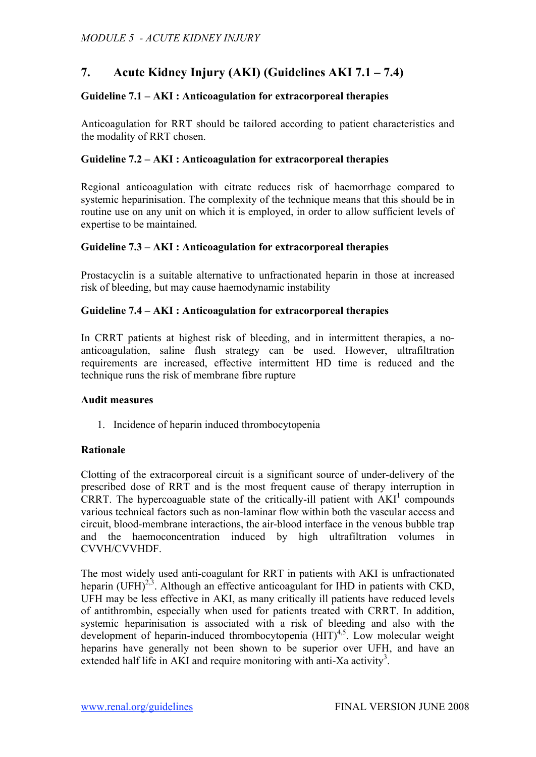## 7. Acute Kidney Injury (AKI) (Guidelines AKI 7.1 – 7.4)

### Guideline 7.1 – AKI : Anticoagulation for extracorporeal therapies

Anticoagulation for RRT should be tailored according to patient characteristics and the modality of RRT chosen.

### Guideline 7.2 – AKI : Anticoagulation for extracorporeal therapies

Regional anticoagulation with citrate reduces risk of haemorrhage compared to systemic heparinisation. The complexity of the technique means that this should be in routine use on any unit on which it is employed, in order to allow sufficient levels of expertise to be maintained.

### Guideline 7.3 – AKI : Anticoagulation for extracorporeal therapies

Prostacyclin is a suitable alternative to unfractionated heparin in those at increased risk of bleeding, but may cause haemodynamic instability

### Guideline 7.4 – AKI : Anticoagulation for extracorporeal therapies

In CRRT patients at highest risk of bleeding, and in intermittent therapies, a no-anticoagulation, saline flush strategy can be used. However, ultrafiltration requirements are increased, effective intermittent HD time is reduced and the technique runs the risk of membrane fibre rupture

### Audit measures

1. Incidence of heparin induced thrombocytopenia

### Rationale

Clotting of the extracorporeal circuit is a significant source of under-delivery of the prescribed dose of RRT and is the most frequent cause of therapy interruption in CRRT. The hypercoaguable state of the critically-ill patient with AKI[1] compounds various technical factors such as non-laminar flow within both the vascular access and circuit, blood-membrane interactions, the air-blood interface in the venous bubble trap and the haemoconcentration induced by high ultrafiltration volumes in CVVH/CVVHDF.

The most widely used anti-coagulant for RRT in patients with AKI is unfractionated heparin (UFH)[2,3]. Although an effective anticoagulant for IHD in patients with CKD, UFH may be less effective in AKI, as many critically ill patients have reduced levels of antithrombin, especially when used for patients treated with CRRT. In addition, systemic heparinisation is associated with a risk of bleeding and also with the development of heparin-induced thrombocytopenia (HIT)[4,5]. Low molecular weight heparins have generally not been shown to be superior over UFH, and have an extended half life in AKI and require monitoring with anti-Xa activity[3].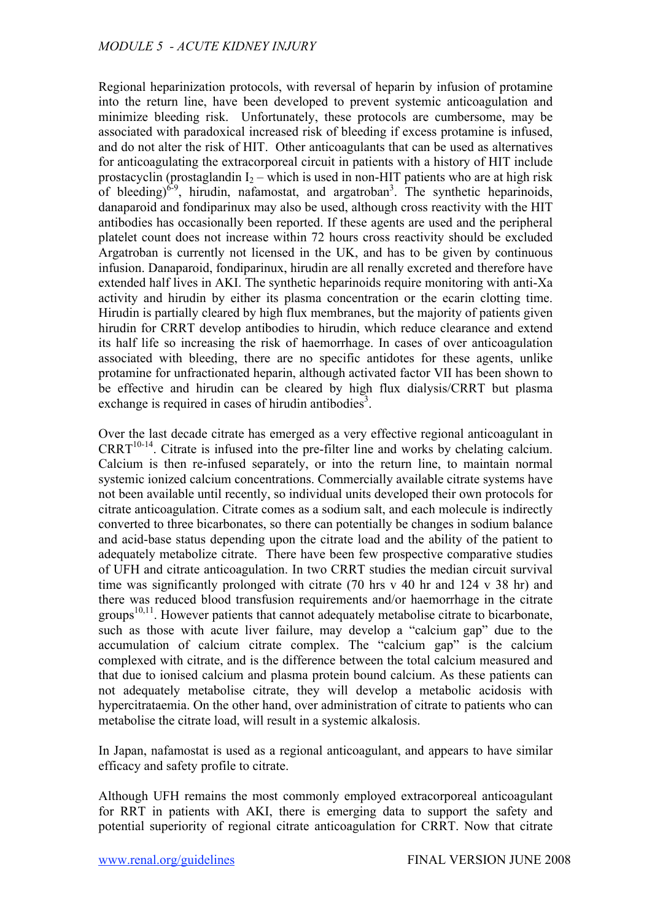Regional heparinization protocols, with reversal of heparin by infusion of protamine into the return line, have been developed to prevent systemic anticoagulation and minimize bleeding risk. Unfortunately, these protocols are cumbersome, may be associated with paradoxical increased risk of bleeding if excess protamine is infused, and do not alter the risk of HIT. Other anticoagulants that can be used as alternatives for anticoagulating the extracorporeal circuit in patients with a history of HIT include prostacyclin (prostaglandin $I_2$ – which is used in non-HIT patients who are at high risk of bleeding)[6-9], hirudin, nafamostat, and argatroban[3]. The synthetic heparinoids, danaparoid and fondiparinux may also be used, although cross reactivity with the HIT antibodies has occasionally been reported. If these agents are used and the peripheral platelet count does not increase within 72 hours cross reactivity should be excluded Argatroban is currently not licensed in the UK, and has to be given by continuous infusion. Danaparoid, fondiparinux, hirudin are all renally excreted and therefore have extended half lives in AKI. The synthetic heparinoids require monitoring with anti-Xa activity and hirudin by either its plasma concentration or the ecarin clotting time. Hirudin is partially cleared by high flux membranes, but the majority of patients given hirudin for CRRT develop antibodies to hirudin, which reduce clearance and extend its half life so increasing the risk of haemorrhage. In cases of over anticoagulation associated with bleeding, there are no specific antidotes for these agents, unlike protamine for unfractionated heparin, although activated factor VII has been shown to be effective and hirudin can be cleared by high flux dialysis/CRRT but plasma exchange is required in cases of hirudin antibodies[3].

Over the last decade citrate has emerged as a very effective regional anticoagulant in CRRT[10-14]. Citrate is infused into the pre-filter line and works by chelating calcium. Calcium is then re-infused separately, or into the return line, to maintain normal systemic ionized calcium concentrations. Commercially available citrate systems have not been available until recently, so individual units developed their own protocols for citrate anticoagulation. Citrate comes as a sodium salt, and each molecule is indirectly converted to three bicarbonates, so there can potentially be changes in sodium balance and acid-base status depending upon the citrate load and the ability of the patient to adequately metabolize citrate. There have been few prospective comparative studies of UFH and citrate anticoagulation. In two CRRT studies the median circuit survival time was significantly prolonged with citrate (70 hrs v 40 hr and 124 v 38 hr) and there was reduced blood transfusion requirements and/or haemorrhage in the citrate groups[10,11]. However patients that cannot adequately metabolise citrate to bicarbonate, such as those with acute liver failure, may develop a "calcium gap" due to the accumulation of calcium citrate complex. The "calcium gap" is the calcium complexed with citrate, and is the difference between the total calcium measured and that due to ionised calcium and plasma protein bound calcium. As these patients can not adequately metabolise citrate, they will develop a metabolic acidosis with hypercitrataemia. On the other hand, over administration of citrate to patients who can metabolise the citrate load, will result in a systemic alkalosis.

In Japan, nafamostat is used as a regional anticoagulant, and appears to have similar efficacy and safety profile to citrate.

Although UFH remains the most commonly employed extracorporeal anticoagulant for RRT in patients with AKI, there is emerging data to support the safety and potential superiority of regional citrate anticoagulation for CRRT. Now that citrate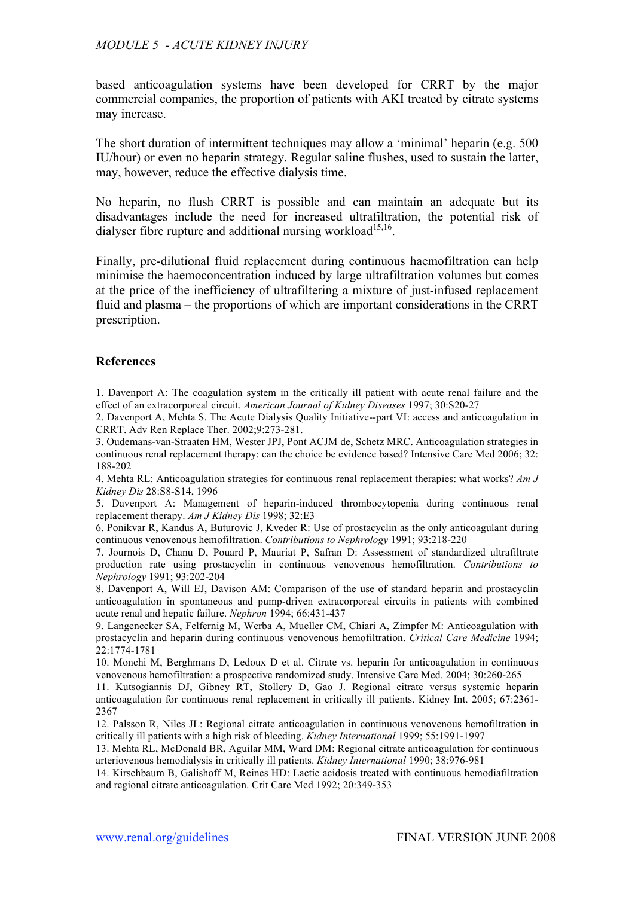based anticoagulation systems have been developed for CRRT by the major commercial companies, the proportion of patients with AKI treated by citrate systems may increase.

The short duration of intermittent techniques may allow a 'minimal' heparin (e.g. 500 IU/hour) or even no heparin strategy. Regular saline flushes, used to sustain the latter, may, however, reduce the effective dialysis time.

No heparin, no flush CRRT is possible and can maintain an adequate but its disadvantages include the need for increased ultrafiltration, the potential risk of dialyser fibre rupture and additional nursing workload[15,16].

Finally, pre-dilutional fluid replacement during continuous haemofiltration can help minimise the haemoconcentration induced by large ultrafiltration volumes but comes at the price of the inefficiency of ultrafiltering a mixture of just-infused replacement fluid and plasma – the proportions of which are important considerations in the CRRT prescription.

## References

1. Davenport A: The coagulation system in the critically ill patient with acute renal failure and the effect of an extracorporeal circuit. *American Journal of Kidney Diseases* 1997; 30:S20-27
2. Davenport A, Mehta S. The Acute Dialysis Quality Initiative--part VI: access and anticoagulation in CRRT. Adv Ren Replace Ther. 2002;9:273-281.
3. Oudemans-van-Straaten HM, Wester JPJ, Pont ACJM de, Schetz MRC. Anticoagulation strategies in continuous renal replacement therapy: can the choice be evidence based? Intensive Care Med 2006; 32: 188-202
4. Mehta RL: Anticoagulation strategies for continuous renal replacement therapies: what works? *Am J Kidney Dis* 28:S8-S14, 1996
5. Davenport A: Management of heparin-induced thrombocytopenia during continuous renal replacement therapy. *Am J Kidney Dis* 1998; 32:E3
6. Ponikvar R, Kandus A, Buturovic J, Kveder R: Use of prostacyclin as the only anticoagulant during continuous venovenous hemofiltration. *Contributions to Nephrology* 1991; 93:218-220
7. Journois D, Chanu D, Pouard P, Mauriat P, Safran D: Assessment of standardized ultrafiltrate production rate using prostacyclin in continuous venovenous hemofiltration. *Contributions to Nephrology* 1991; 93:202-204
8. Davenport A, Will EJ, Davison AM: Comparison of the use of standard heparin and prostacyclin anticoagulation in spontaneous and pump-driven extracorporeal circuits in patients with combined acute renal and hepatic failure. *Nephron* 1994; 66:431-437
9. Langenecker SA, Felfernig M, Werba A, Mueller CM, Chiari A, Zimpfer M: Anticoagulation with prostacyclin and heparin during continuous venovenous hemofiltration. *Critical Care Medicine* 1994; 22:1774-1781
10. Monchi M, Berghmans D, Ledoux D et al. Citrate vs. heparin for anticoagulation in continuous venovenous hemofiltration: a prospective randomized study. Intensive Care Med. 2004; 30:260-265
11. Kutsogiannis DJ, Gibney RT, Stollery D, Gao J. Regional citrate versus systemic heparin anticoagulation for continuous renal replacement in critically ill patients. Kidney Int. 2005; 67:2361-2367
12. Palsson R, Niles JL: Regional citrate anticoagulation in continuous venovenous hemofiltration in critically ill patients with a high risk of bleeding. *Kidney International* 1999; 55:1991-1997
13. Mehta RL, McDonald BR, Aguilar MM, Ward DM: Regional citrate anticoagulation for continuous arteriovenous hemodialysis in critically ill patients. *Kidney International* 1990; 38:976-981
14. Kirschbaum B, Galishoff M, Reines HD: Lactic acidosis treated with continuous hemodiafiltration and regional citrate anticoagulation. Crit Care Med 1992; 20:349-353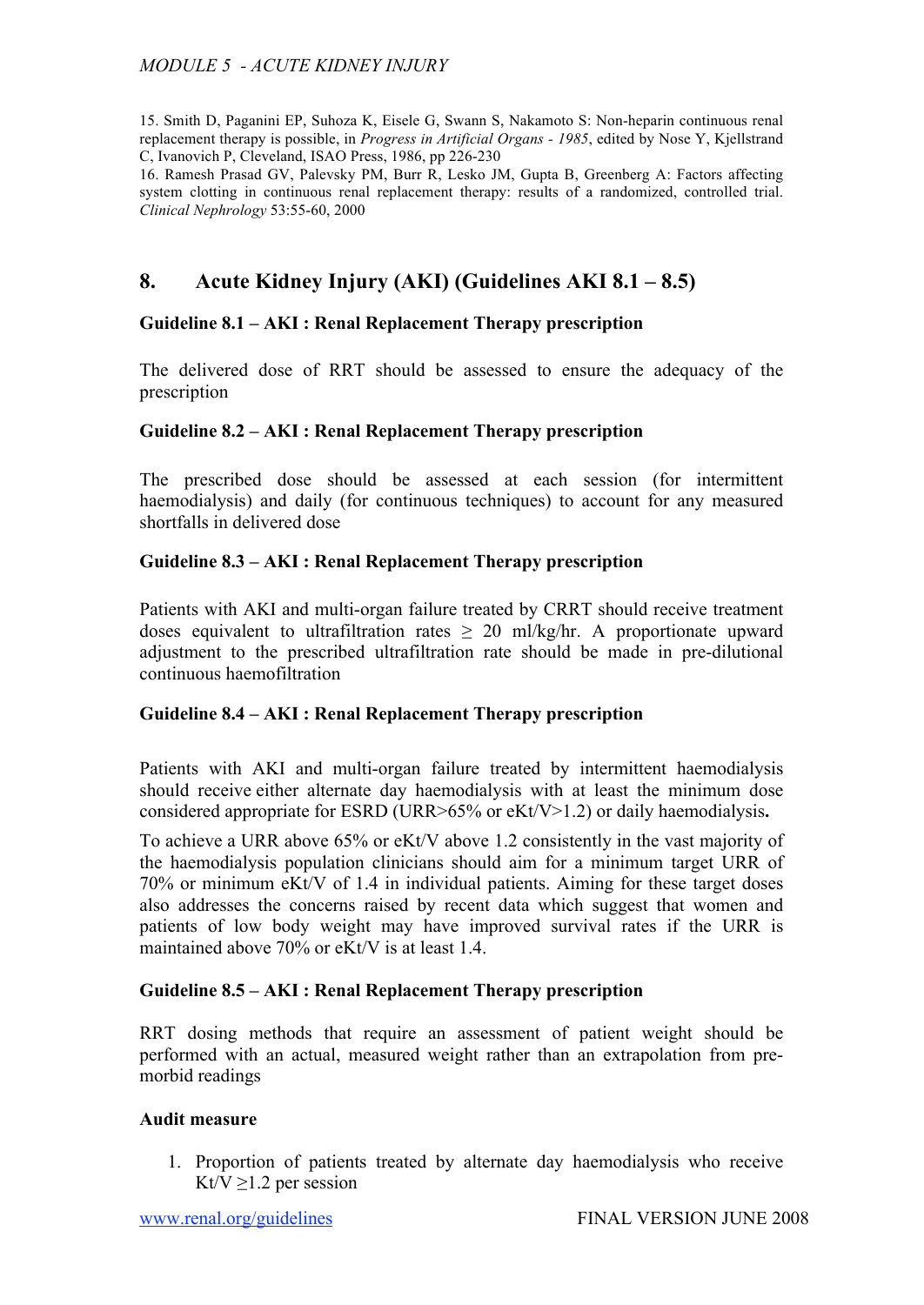15. Smith D, Paganini EP, Suhoza K, Eisele G, Swann S, Nakamoto S: Non-heparin continuous renal replacement therapy is possible, in *Progress in Artificial Organs - 1985*, edited by Nose Y, Kjellstrand C, Ivanovich P, Cleveland, ISAO Press, 1986, pp 226-230

16. Ramesh Prasad GV, Palevsky PM, Burr R, Lesko JM, Gupta B, Greenberg A: Factors affecting system clotting in continuous renal replacement therapy: results of a randomized, controlled trial. *Clinical Nephrology* 53:55-60, 2000

## 8. Acute Kidney Injury (AKI) (Guidelines AKI 8.1 – 8.5)

### Guideline 8.1 – AKI : Renal Replacement Therapy prescription

The delivered dose of RRT should be assessed to ensure the adequacy of the prescription

### Guideline 8.2 – AKI : Renal Replacement Therapy prescription

The prescribed dose should be assessed at each session (for intermittent haemodialysis) and daily (for continuous techniques) to account for any measured shortfalls in delivered dose

### Guideline 8.3 – AKI : Renal Replacement Therapy prescription

Patients with AKI and multi-organ failure treated by CRRT should receive treatment doses equivalent to ultrafiltration rates ≥ 20 ml/kg/hr. A proportionate upward adjustment to the prescribed ultrafiltration rate should be made in pre-dilutional continuous haemofiltration

### Guideline 8.4 – AKI : Renal Replacement Therapy prescription

Patients with AKI and multi-organ failure treated by intermittent haemodialysis should receive either alternate day haemodialysis with at least the minimum dose considered appropriate for ESRD (URR>65% or eKt/V>1.2) or daily haemodialysis**.**

To achieve a URR above 65% or eKt/V above 1.2 consistently in the vast majority of the haemodialysis population clinicians should aim for a minimum target URR of 70% or minimum eKt/V of 1.4 in individual patients. Aiming for these target doses also addresses the concerns raised by recent data which suggest that women and patients of low body weight may have improved survival rates if the URR is maintained above 70% or eKt/V is at least 1.4.

### Guideline 8.5 – AKI : Renal Replacement Therapy prescription

RRT dosing methods that require an assessment of patient weight should be performed with an actual, measured weight rather than an extrapolation from pre-morbid readings

**Audit measure**

1. Proportion of patients treated by alternate day haemodialysis who receive Kt/V ≥1.2 per session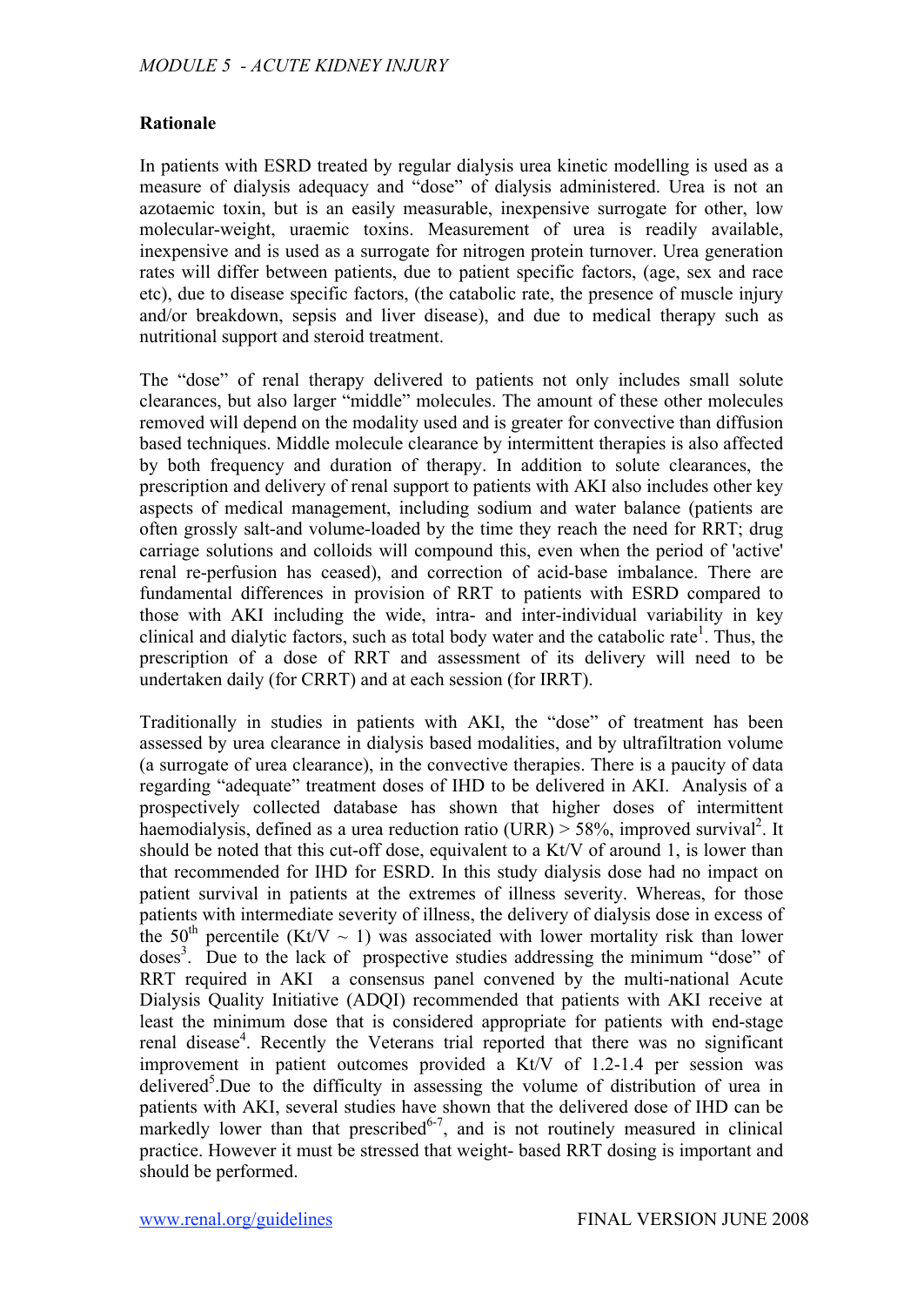**Rationale**

In patients with ESRD treated by regular dialysis urea kinetic modelling is used as a measure of dialysis adequacy and "dose" of dialysis administered. Urea is not an azotaemic toxin, but is an easily measurable, inexpensive surrogate for other, low molecular-weight, uraemic toxins. Measurement of urea is readily available, inexpensive and is used as a surrogate for nitrogen protein turnover. Urea generation rates will differ between patients, due to patient specific factors, (age, sex and race etc), due to disease specific factors, (the catabolic rate, the presence of muscle injury and/or breakdown, sepsis and liver disease), and due to medical therapy such as nutritional support and steroid treatment.

The "dose" of renal therapy delivered to patients not only includes small solute clearances, but also larger "middle" molecules. The amount of these other molecules removed will depend on the modality used and is greater for convective than diffusion based techniques. Middle molecule clearance by intermittent therapies is also affected by both frequency and duration of therapy. In addition to solute clearances, the prescription and delivery of renal support to patients with AKI also includes other key aspects of medical management, including sodium and water balance (patients are often grossly salt-and volume-loaded by the time they reach the need for RRT; drug carriage solutions and colloids will compound this, even when the period of 'active' renal re-perfusion has ceased), and correction of acid-base imbalance. There are fundamental differences in provision of RRT to patients with ESRD compared to those with AKI including the wide, intra- and inter-individual variability in key clinical and dialytic factors, such as total body water and the catabolic rate[1]. Thus, the prescription of a dose of RRT and assessment of its delivery will need to be undertaken daily (for CRRT) and at each session (for IRRT).

Traditionally in studies in patients with AKI, the "dose" of treatment has been assessed by urea clearance in dialysis based modalities, and by ultrafiltration volume (a surrogate of urea clearance), in the convective therapies. There is a paucity of data regarding "adequate" treatment doses of IHD to be delivered in AKI. Analysis of a prospectively collected database has shown that higher doses of intermittent haemodialysis, defined as a urea reduction ratio (URR) > 58%, improved survival[2]. It should be noted that this cut-off dose, equivalent to a Kt/V of around 1, is lower than that recommended for IHD for ESRD. In this study dialysis dose had no impact on patient survival in patients at the extremes of illness severity. Whereas, for those patients with intermediate severity of illness, the delivery of dialysis dose in excess of the 50th percentile (Kt/V ~ 1) was associated with lower mortality risk than lower doses[3]. Due to the lack of prospective studies addressing the minimum "dose" of RRT required in AKI a consensus panel convened by the multi-national Acute Dialysis Quality Initiative (ADQI) recommended that patients with AKI receive at least the minimum dose that is considered appropriate for patients with end-stage renal disease[4]. Recently the Veterans trial reported that there was no significant improvement in patient outcomes provided a Kt/V of 1.2-1.4 per session was delivered[5]. Due to the difficulty in assessing the volume of distribution of urea in patients with AKI, several studies have shown that the delivered dose of IHD can be markedly lower than that prescribed[6-7], and is not routinely measured in clinical practice. However it must be stressed that weight- based RRT dosing is important and should be performed.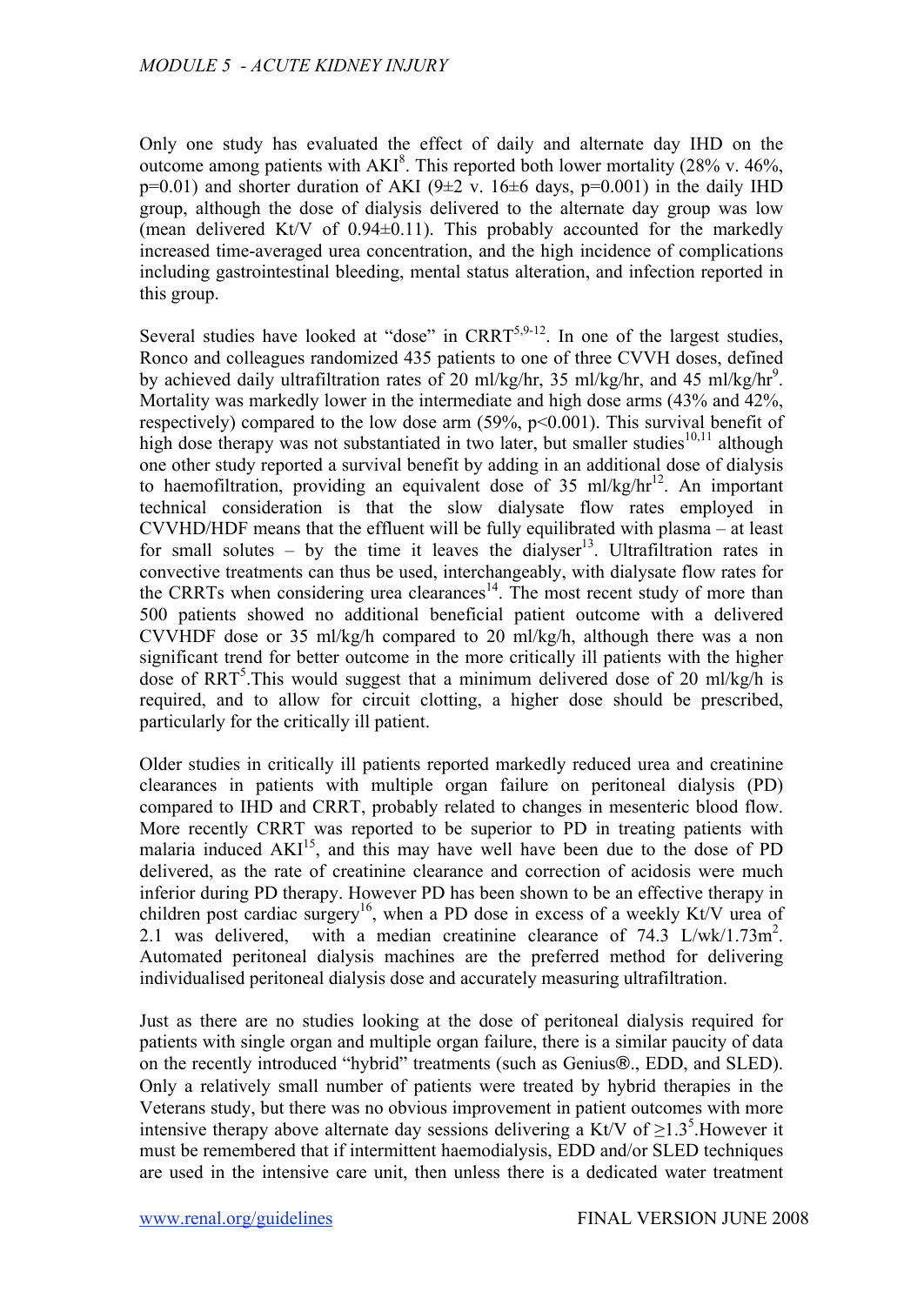Only one study has evaluated the effect of daily and alternate day IHD on the outcome among patients with AKI[8]. This reported both lower mortality (28% v. 46%, p=0.01) and shorter duration of AKI (9±2 v. 16±6 days, p=0.001) in the daily IHD group, although the dose of dialysis delivered to the alternate day group was low (mean delivered Kt/V of 0.94±0.11). This probably accounted for the markedly increased time-averaged urea concentration, and the high incidence of complications including gastrointestinal bleeding, mental status alteration, and infection reported in this group.

Several studies have looked at "dose" in CRRT[5,9-12]. In one of the largest studies, Ronco and colleagues randomized 435 patients to one of three CVVH doses, defined by achieved daily ultrafiltration rates of 20 ml/kg/hr, 35 ml/kg/hr, and 45 ml/kg/hr[9]. Mortality was markedly lower in the intermediate and high dose arms (43% and 42%, respectively) compared to the low dose arm (59%, p<0.001). This survival benefit of high dose therapy was not substantiated in two later, but smaller studies[10,11] although one other study reported a survival benefit by adding in an additional dose of dialysis to haemofiltration, providing an equivalent dose of 35 ml/kg/hr[12]. An important technical consideration is that the slow dialysate flow rates employed in CVVHD/HDF means that the effluent will be fully equilibrated with plasma – at least for small solutes – by the time it leaves the dialyser[13]. Ultrafiltration rates in convective treatments can thus be used, interchangeably, with dialysate flow rates for the CRRTs when considering urea clearances[14]. The most recent study of more than 500 patients showed no additional beneficial patient outcome with a delivered CVVHDF dose or 35 ml/kg/h compared to 20 ml/kg/h, although there was a non significant trend for better outcome in the more critically ill patients with the higher dose of RRT[5].This would suggest that a minimum delivered dose of 20 ml/kg/h is required, and to allow for circuit clotting, a higher dose should be prescribed, particularly for the critically ill patient.

Older studies in critically ill patients reported markedly reduced urea and creatinine clearances in patients with multiple organ failure on peritoneal dialysis (PD) compared to IHD and CRRT, probably related to changes in mesenteric blood flow. More recently CRRT was reported to be superior to PD in treating patients with malaria induced AKI[15], and this may have well have been due to the dose of PD delivered, as the rate of creatinine clearance and correction of acidosis were much inferior during PD therapy. However PD has been shown to be an effective therapy in children post cardiac surgery[16], when a PD dose in excess of a weekly Kt/V urea of 2.1 was delivered, with a median creatinine clearance of 74.3 L/wk/1.73m$^2$. Automated peritoneal dialysis machines are the preferred method for delivering individualised peritoneal dialysis dose and accurately measuring ultrafiltration.

Just as there are no studies looking at the dose of peritoneal dialysis required for patients with single organ and multiple organ failure, there is a similar paucity of data on the recently introduced "hybrid" treatments (such as Genius®., EDD, and SLED). Only a relatively small number of patients were treated by hybrid therapies in the Veterans study, but there was no obvious improvement in patient outcomes with more intensive therapy above alternate day sessions delivering a Kt/V of ≥1.3[5].However it must be remembered that if intermittent haemodialysis, EDD and/or SLED techniques are used in the intensive care unit, then unless there is a dedicated water treatment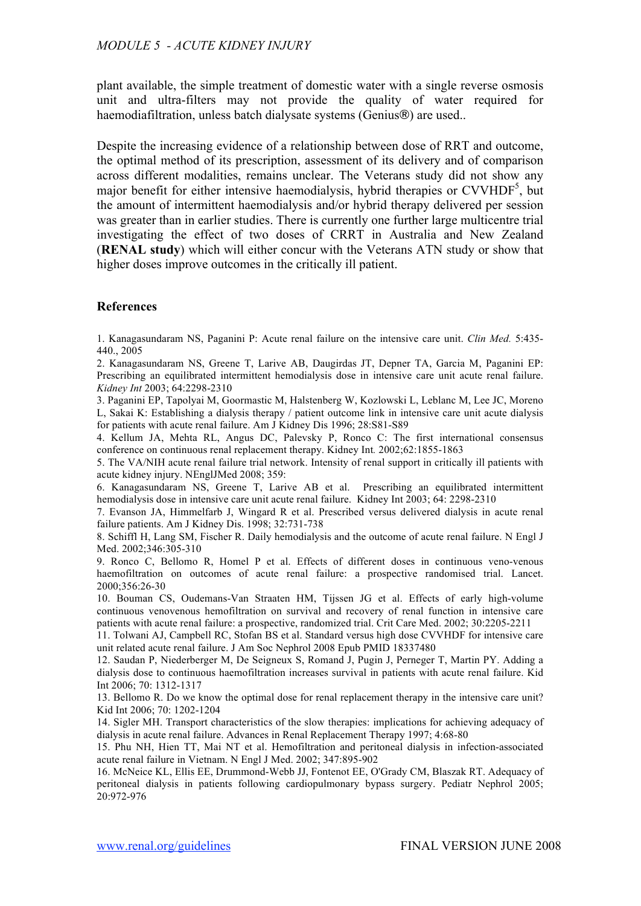plant available, the simple treatment of domestic water with a single reverse osmosis unit and ultra-filters may not provide the quality of water required for haemodiafiltration, unless batch dialysate systems (Genius®) are used..

Despite the increasing evidence of a relationship between dose of RRT and outcome, the optimal method of its prescription, assessment of its delivery and of comparison across different modalities, remains unclear. The Veterans study did not show any major benefit for either intensive haemodialysis, hybrid therapies or CVVHDF[5], but the amount of intermittent haemodialysis and/or hybrid therapy delivered per session was greater than in earlier studies. There is currently one further large multicentre trial investigating the effect of two doses of CRRT in Australia and New Zealand (**RENAL study**) which will either concur with the Veterans ATN study or show that higher doses improve outcomes in the critically ill patient.

### References

1. Kanagasundaram NS, Paganini P: Acute renal failure on the intensive care unit. *Clin Med.* 5:435-440., 2005
2. Kanagasundaram NS, Greene T, Larive AB, Daugirdas JT, Depner TA, Garcia M, Paganini EP: Prescribing an equilibrated intermittent hemodialysis dose in intensive care unit acute renal failure. *Kidney Int* 2003; 64:2298-2310
3. Paganini EP, Tapolyai M, Goormastic M, Halstenberg W, Kozlowski L, Leblanc M, Lee JC, Moreno L, Sakai K: Establishing a dialysis therapy / patient outcome link in intensive care unit acute dialysis for patients with acute renal failure. Am J Kidney Dis 1996; 28:S81-S89
4. Kellum JA, Mehta RL, Angus DC, Palevsky P, Ronco C: The first international consensus conference on continuous renal replacement therapy. Kidney Int. 2002;62:1855-1863
5. The VA/NIH acute renal failure trial network. Intensity of renal support in critically ill patients with acute kidney injury. NEnglJMed 2008; 359:
6. Kanagasundaram NS, Greene T, Larive AB et al. Prescribing an equilibrated intermittent hemodialysis dose in intensive care unit acute renal failure. Kidney Int 2003; 64: 2298-2310
7. Evanson JA, Himmelfarb J, Wingard R et al. Prescribed versus delivered dialysis in acute renal failure patients. Am J Kidney Dis. 1998; 32:731-738
8. Schiffl H, Lang SM, Fischer R. Daily hemodialysis and the outcome of acute renal failure. N Engl J Med. 2002;346:305-310
9. Ronco C, Bellomo R, Homel P et al. Effects of different doses in continuous veno-venous haemofiltration on outcomes of acute renal failure: a prospective randomised trial. Lancet. 2000;356:26-30
10. Bouman CS, Oudemans-Van Straaten HM, Tijssen JG et al. Effects of early high-volume continuous venovenous hemofiltration on survival and recovery of renal function in intensive care patients with acute renal failure: a prospective, randomized trial. Crit Care Med. 2002; 30:2205-2211
11. Tolwani AJ, Campbell RC, Stofan BS et al. Standard versus high dose CVVHDF for intensive care unit related acute renal failure. J Am Soc Nephrol 2008 Epub PMID 18337480
12. Saudan P, Niederberger M, De Seigneux S, Romand J, Pugin J, Perneger T, Martin PY. Adding a dialysis dose to continuous haemofiltration increases survival in patients with acute renal failure. Kid Int 2006; 70: 1312-1317
13. Bellomo R. Do we know the optimal dose for renal replacement therapy in the intensive care unit? Kid Int 2006; 70: 1202-1204
14. Sigler MH. Transport characteristics of the slow therapies: implications for achieving adequacy of dialysis in acute renal failure. Advances in Renal Replacement Therapy 1997; 4:68-80
15. Phu NH, Hien TT, Mai NT et al. Hemofiltration and peritoneal dialysis in infection-associated acute renal failure in Vietnam. N Engl J Med. 2002; 347:895-902
16. McNeice KL, Ellis EE, Drummond-Webb JJ, Fontenot EE, O'Grady CM, Blaszak RT. Adequacy of peritoneal dialysis in patients following cardiopulmonary bypass surgery. Pediatr Nephrol 2005; 20:972-976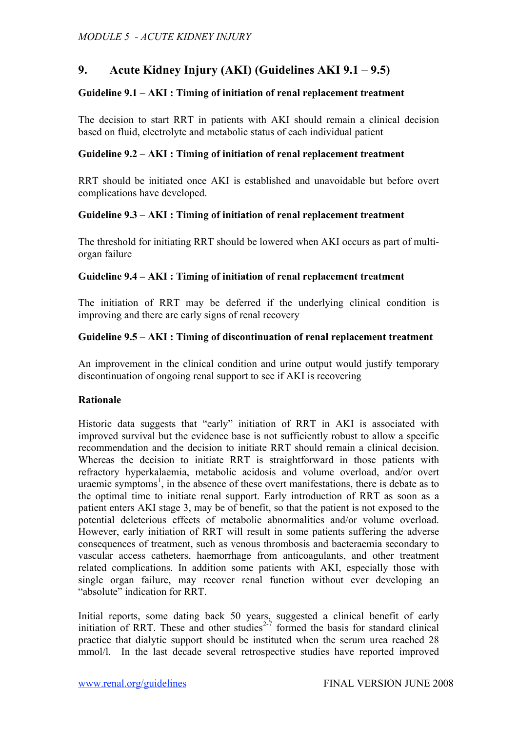## 9. Acute Kidney Injury (AKI) (Guidelines AKI 9.1 – 9.5)

### Guideline 9.1 – AKI : Timing of initiation of renal replacement treatment

The decision to start RRT in patients with AKI should remain a clinical decision based on fluid, electrolyte and metabolic status of each individual patient

### Guideline 9.2 – AKI : Timing of initiation of renal replacement treatment

RRT should be initiated once AKI is established and unavoidable but before overt complications have developed.

### Guideline 9.3 – AKI : Timing of initiation of renal replacement treatment

The threshold for initiating RRT should be lowered when AKI occurs as part of multi-organ failure

### Guideline 9.4 – AKI : Timing of initiation of renal replacement treatment

The initiation of RRT may be deferred if the underlying clinical condition is improving and there are early signs of renal recovery

### Guideline 9.5 – AKI : Timing of discontinuation of renal replacement treatment

An improvement in the clinical condition and urine output would justify temporary discontinuation of ongoing renal support to see if AKI is recovering

### Rationale

Historic data suggests that "early" initiation of RRT in AKI is associated with improved survival but the evidence base is not sufficiently robust to allow a specific recommendation and the decision to initiate RRT should remain a clinical decision. Whereas the decision to initiate RRT is straightforward in those patients with refractory hyperkalaemia, metabolic acidosis and volume overload, and/or overt uraemic symptoms[1], in the absence of these overt manifestations, there is debate as to the optimal time to initiate renal support. Early introduction of RRT as soon as a patient enters AKI stage 3, may be of benefit, so that the patient is not exposed to the potential deleterious effects of metabolic abnormalities and/or volume overload. However, early initiation of RRT will result in some patients suffering the adverse consequences of treatment, such as venous thrombosis and bacteraemia secondary to vascular access catheters, haemorrhage from anticoagulants, and other treatment related complications. In addition some patients with AKI, especially those with single organ failure, may recover renal function without ever developing an "absolute" indication for RRT.

Initial reports, some dating back 50 years, suggested a clinical benefit of early initiation of RRT. These and other studies[2-7] formed the basis for standard clinical practice that dialytic support should be instituted when the serum urea reached 28 mmol/l. In the last decade several retrospective studies have reported improved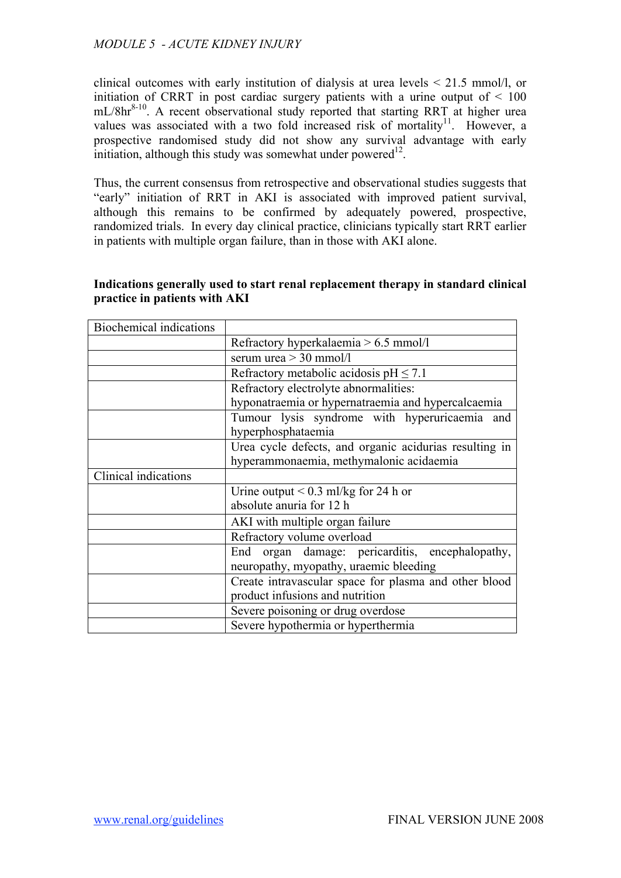clinical outcomes with early institution of dialysis at urea levels < 21.5 mmol/l, or initiation of CRRT in post cardiac surgery patients with a urine output of < 100 mL/8hr[8-10]. A recent observational study reported that starting RRT at higher urea values was associated with a two fold increased risk of mortality[11]. However, a prospective randomised study did not show any survival advantage with early initiation, although this study was somewhat under powered[12].

Thus, the current consensus from retrospective and observational studies suggests that "early" initiation of RRT in AKI is associated with improved patient survival, although this remains to be confirmed by adequately powered, prospective, randomized trials. In every day clinical practice, clinicians typically start RRT earlier in patients with multiple organ failure, than in those with AKI alone.

**Indications generally used to start renal replacement therapy in standard clinical practice in patients with AKI**

| Biochemical indications | |
|---|---|
| | Refractory hyperkalaemia > 6.5 mmol/l |
| | serum urea > 30 mmol/l |
| | Refractory metabolic acidosis pH ≤ 7.1 |
| | Refractory electrolyte abnormalities: hyponatraemia or hypernatraemia and hypercalcaemia |
| | Tumour lysis syndrome with hyperuricaemia and hyperphosphataemia |
| | Urea cycle defects, and organic acidurias resulting in hyperammonaemia, methymalonic acidaemia |
| Clinical indications | |
| | Urine output < 0.3 ml/kg for 24 h or absolute anuria for 12 h |
| | AKI with multiple organ failure |
| | Refractory volume overload |
| | End organ damage: pericarditis, encephalopathy, neuropathy, myopathy, uraemic bleeding |
| | Create intravascular space for plasma and other blood product infusions and nutrition |
| | Severe poisoning or drug overdose |
| | Severe hypothermia or hyperthermia |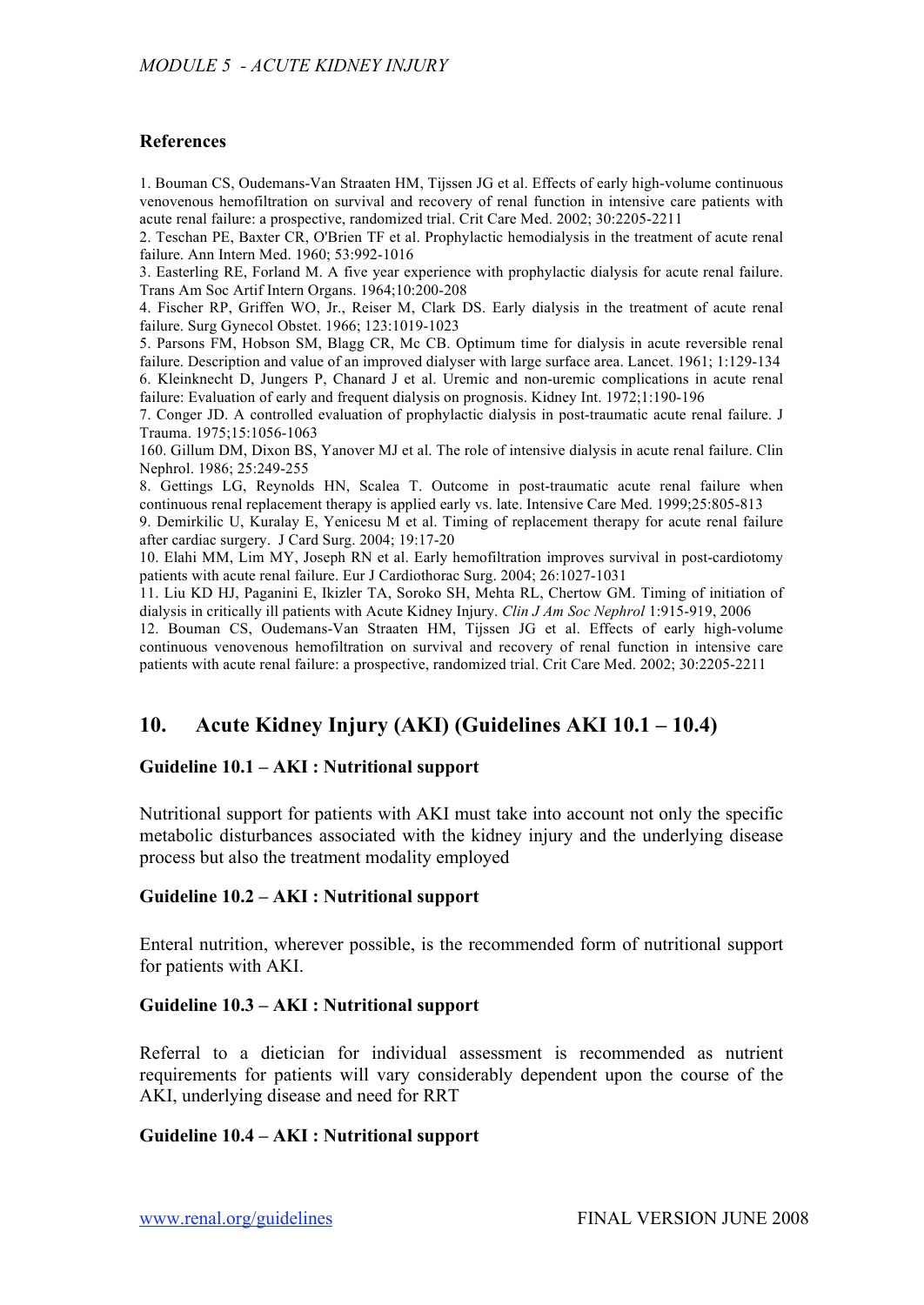### References

1. Bouman CS, Oudemans-Van Straaten HM, Tijssen JG et al. Effects of early high-volume continuous venovenous hemofiltration on survival and recovery of renal function in intensive care patients with acute renal failure: a prospective, randomized trial. Crit Care Med. 2002; 30:2205-2211
2. Teschan PE, Baxter CR, O'Brien TF et al. Prophylactic hemodialysis in the treatment of acute renal failure. Ann Intern Med. 1960; 53:992-1016
3. Easterling RE, Forland M. A five year experience with prophylactic dialysis for acute renal failure. Trans Am Soc Artif Intern Organs. 1964;10:200-208
4. Fischer RP, Griffen WO, Jr., Reiser M, Clark DS. Early dialysis in the treatment of acute renal failure. Surg Gynecol Obstet. 1966; 123:1019-1023
5. Parsons FM, Hobson SM, Blagg CR, Mc CB. Optimum time for dialysis in acute reversible renal failure. Description and value of an improved dialyser with large surface area. Lancet. 1961; 1:129-134
6. Kleinknecht D, Jungers P, Chanard J et al. Uremic and non-uremic complications in acute renal failure: Evaluation of early and frequent dialysis on prognosis. Kidney Int. 1972;1:190-196
7. Conger JD. A controlled evaluation of prophylactic dialysis in post-traumatic acute renal failure. J Trauma. 1975;15:1056-1063

160. Gillum DM, Dixon BS, Yanover MJ et al. The role of intensive dialysis in acute renal failure. Clin Nephrol. 1986; 25:249-255

8. Gettings LG, Reynolds HN, Scalea T. Outcome in post-traumatic acute renal failure when continuous renal replacement therapy is applied early vs. late. Intensive Care Med. 1999;25:805-813
9. Demirkilic U, Kuralay E, Yenicesu M et al. Timing of replacement therapy for acute renal failure after cardiac surgery. J Card Surg. 2004; 19:17-20
10. Elahi MM, Lim MY, Joseph RN et al. Early hemofiltration improves survival in post-cardiotomy patients with acute renal failure. Eur J Cardiothorac Surg. 2004; 26:1027-1031
11. Liu KD HJ, Paganini E, Ikizler TA, Soroko SH, Mehta RL, Chertow GM. Timing of initiation of dialysis in critically ill patients with Acute Kidney Injury. *Clin J Am Soc Nephrol* 1:915-919, 2006
12. Bouman CS, Oudemans-Van Straaten HM, Tijssen JG et al. Effects of early high-volume continuous venovenous hemofiltration on survival and recovery of renal function in intensive care patients with acute renal failure: a prospective, randomized trial. Crit Care Med. 2002; 30:2205-2211

## 10. Acute Kidney Injury (AKI) (Guidelines AKI 10.1 – 10.4)

### Guideline 10.1 – AKI : Nutritional support

Nutritional support for patients with AKI must take into account not only the specific metabolic disturbances associated with the kidney injury and the underlying disease process but also the treatment modality employed

### Guideline 10.2 – AKI : Nutritional support

Enteral nutrition, wherever possible, is the recommended form of nutritional support for patients with AKI.

### Guideline 10.3 – AKI : Nutritional support

Referral to a dietician for individual assessment is recommended as nutrient requirements for patients will vary considerably dependent upon the course of the AKI, underlying disease and need for RRT

### Guideline 10.4 – AKI : Nutritional support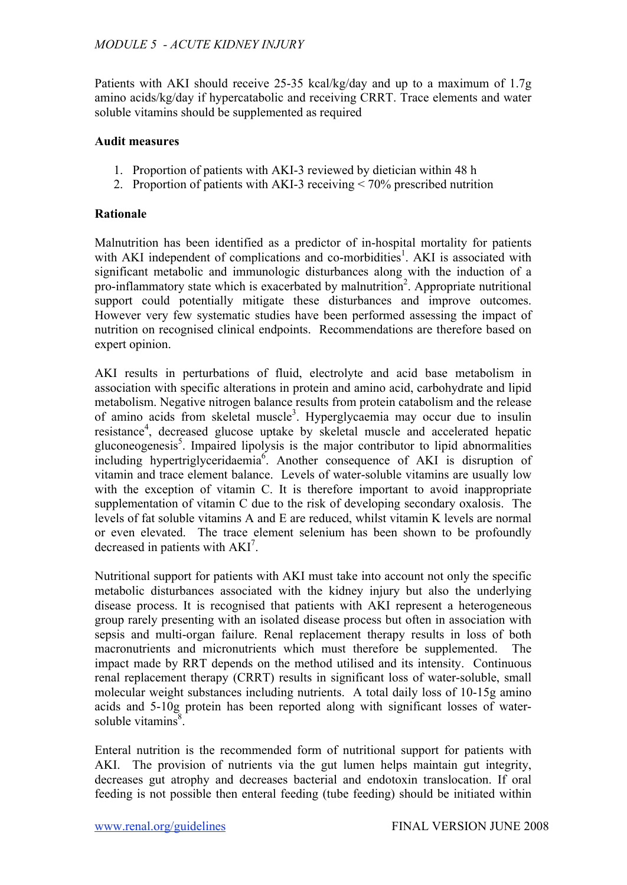Patients with AKI should receive 25-35 kcal/kg/day and up to a maximum of 1.7g amino acids/kg/day if hypercatabolic and receiving CRRT. Trace elements and water soluble vitamins should be supplemented as required

**Audit measures**

1. Proportion of patients with AKI-3 reviewed by dietician within 48 h
2. Proportion of patients with AKI-3 receiving < 70% prescribed nutrition

**Rationale**

Malnutrition has been identified as a predictor of in-hospital mortality for patients with AKI independent of complications and co-morbidities[1]. AKI is associated with significant metabolic and immunologic disturbances along with the induction of a pro-inflammatory state which is exacerbated by malnutrition[2]. Appropriate nutritional support could potentially mitigate these disturbances and improve outcomes. However very few systematic studies have been performed assessing the impact of nutrition on recognised clinical endpoints. Recommendations are therefore based on expert opinion.

AKI results in perturbations of fluid, electrolyte and acid base metabolism in association with specific alterations in protein and amino acid, carbohydrate and lipid metabolism. Negative nitrogen balance results from protein catabolism and the release of amino acids from skeletal muscle[3]. Hyperglycaemia may occur due to insulin resistance[4], decreased glucose uptake by skeletal muscle and accelerated hepatic gluconeogenesis[5]. Impaired lipolysis is the major contributor to lipid abnormalities including hypertriglyceridaemia[6]. Another consequence of AKI is disruption of vitamin and trace element balance. Levels of water-soluble vitamins are usually low with the exception of vitamin C. It is therefore important to avoid inappropriate supplementation of vitamin C due to the risk of developing secondary oxalosis. The levels of fat soluble vitamins A and E are reduced, whilst vitamin K levels are normal or even elevated. The trace element selenium has been shown to be profoundly decreased in patients with AKI[7].

Nutritional support for patients with AKI must take into account not only the specific metabolic disturbances associated with the kidney injury but also the underlying disease process. It is recognised that patients with AKI represent a heterogeneous group rarely presenting with an isolated disease process but often in association with sepsis and multi-organ failure. Renal replacement therapy results in loss of both macronutrients and micronutrients which must therefore be supplemented. The impact made by RRT depends on the method utilised and its intensity. Continuous renal replacement therapy (CRRT) results in significant loss of water-soluble, small molecular weight substances including nutrients. A total daily loss of 10-15g amino acids and 5-10g protein has been reported along with significant losses of water-soluble vitamins[8].

Enteral nutrition is the recommended form of nutritional support for patients with AKI. The provision of nutrients via the gut lumen helps maintain gut integrity, decreases gut atrophy and decreases bacterial and endotoxin translocation. If oral feeding is not possible then enteral feeding (tube feeding) should be initiated within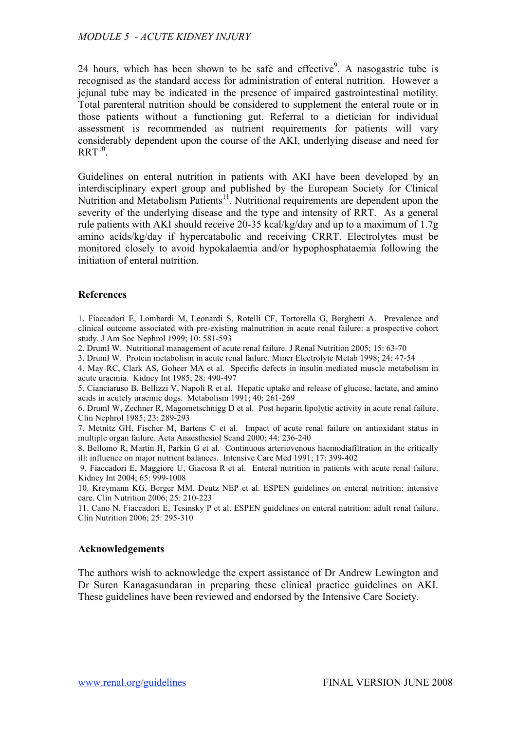24 hours, which has been shown to be safe and effective[9]. A nasogastric tube is recognised as the standard access for administration of enteral nutrition. However a jejunal tube may be indicated in the presence of impaired gastrointestinal motility. Total parenteral nutrition should be considered to supplement the enteral route or in those patients without a functioning gut. Referral to a dietician for individual assessment is recommended as nutrient requirements for patients will vary considerably dependent upon the course of the AKI, underlying disease and need for RRT[10].

Guidelines on enteral nutrition in patients with AKI have been developed by an interdisciplinary expert group and published by the European Society for Clinical Nutrition and Metabolism Patients[11]. Nutritional requirements are dependent upon the severity of the underlying disease and the type and intensity of RRT. As a general rule patients with AKI should receive 20-35 kcal/kg/day and up to a maximum of 1.7g amino acids/kg/day if hypercatabolic and receiving CRRT. Electrolytes must be monitored closely to avoid hypokalaemia and/or hypophosphataemia following the initiation of enteral nutrition.

## References

1. Fiaccadori E, Lombardi M, Leonardi S, Rotelli CF, Tortorella G, Borghetti A. Prevalence and clinical outcome associated with pre-existing malnutrition in acute renal failure: a prospective cohort study. J Am Soc Nephrol 1999; 10: 581-593
2. Druml W. Nutritional management of acute renal failure. J Renal Nutrition 2005; 15: 63-70
3. Druml W. Protein metabolism in acute renal failure. Miner Electrolyte Metab 1998; 24: 47-54
4. May RC, Clark AS, Goheer MA et al. Specific defects in insulin mediated muscle metabolism in acute uraemia. Kidney Int 1985; 28: 490-497
5. Cianciaruso B, Bellizzi V, Napoli R et al. Hepatic uptake and release of glucose, lactate, and amino acids in acutely uraemic dogs. Metabolism 1991; 40: 261-269
6. Druml W, Zechner R, Magometschnigg D et al. Post heparin lipolytic activity in acute renal failure. Clin Nephrol 1985; 23: 289-293
7. Metnitz GH, Fischer M, Bartens C et al. Impact of acute renal failure on antioxidant status in multiple organ failure. Acta Anaesthesiol Scand 2000; 44: 236-240
8. Bellomo R, Martin H, Parkin G et al. Continuous arteriovenous haemodiafiltration in the critically ill: influence on major nutrient balances. Intensive Care Med 1991; 17: 399-402
9. Fiaccadori E, Maggiore U, Giacosa R et al. Enteral nutrition in patients with acute renal failure. Kidney Int 2004; 65: 999-1008
10. Kreymann KG, Berger MM, Deutz NEP et al. ESPEN guidelines on enteral nutrition: intensive care. Clin Nutrition 2006; 25: 210-223
11. Cano N, Fiaccadori E, Tesinsky P et al. ESPEN guidelines on enteral nutrition: adult renal failure. Clin Nutrition 2006; 25: 295-310

## Acknowledgements

The authors wish to acknowledge the expert assistance of Dr Andrew Lewington and Dr Suren Kanagasundaran in preparing these clinical practice guidelines on AKI. These guidelines have been reviewed and endorsed by the Intensive Care Society.